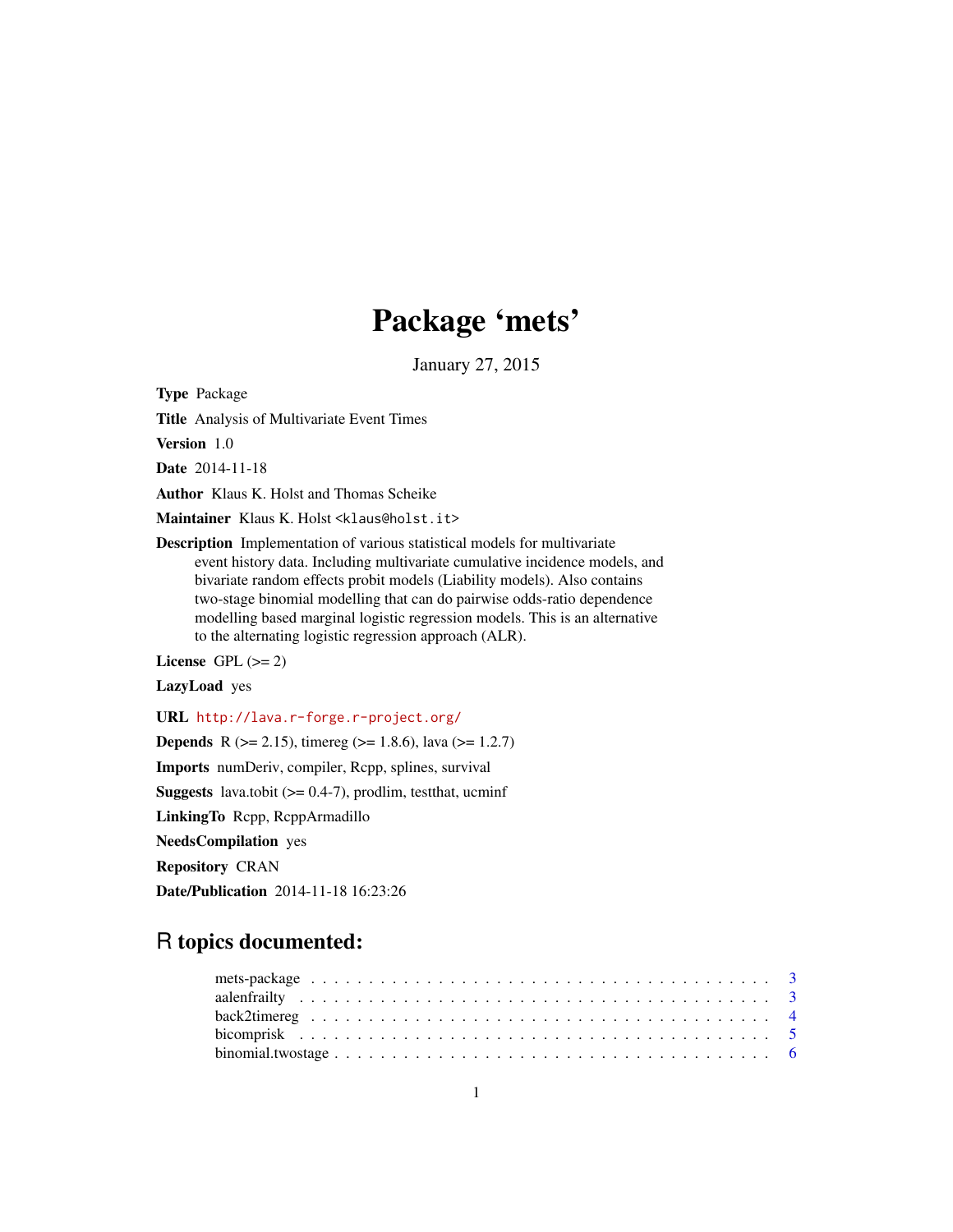# Package 'mets'

January 27, 2015

**Type** Package

**Title** Analysis of Multivariate Event Times

**Version** 1.0

**Date** 2014-11-18

**Author** Klaus K. Holst and Thomas Scheike

**Maintainer** Klaus K. Holst <klaus@holst.it>

**Description** Implementation of various statistical models for multivariate event history data. Including multivariate cumulative incidence models, and bivariate random effects probit models (Liability models). Also contains two-stage binomial modelling that can do pairwise odds-ratio dependence modelling based marginal logistic regression models. This is an alternative to the alternating logistic regression approach (ALR).

**License** GPL (>= 2)

**LazyLoad** yes

**URL** http://lava.r-forge.r-project.org/

**Depends** R (>= 2.15), timereg (>= 1.8.6), lava (>= 1.2.7)

**Imports** numDeriv, compiler, Rcpp, splines, survival

**Suggests** lava.tobit (>= 0.4-7), prodlim, testthat, ucminf

**LinkingTo** Rcpp, RcppArmadillo

**NeedsCompilation** yes

**Repository** CRAN

**Date/Publication** 2014-11-18 16:23:26

## R topics documented:

mets-package . . . . . . . . . . . . . . . . . . . . . . . . . . . . . . . . . . . . . . . . 3
aalenfrailty . . . . . . . . . . . . . . . . . . . . . . . . . . . . . . . . . . . . . . . . 3
back2timereg . . . . . . . . . . . . . . . . . . . . . . . . . . . . . . . . . . . . . . . . 4
bicomprisk . . . . . . . . . . . . . . . . . . . . . . . . . . . . . . . . . . . . . . . . 5
binomial.twostage . . . . . . . . . . . . . . . . . . . . . . . . . . . . . . . . . . . . . . . . 6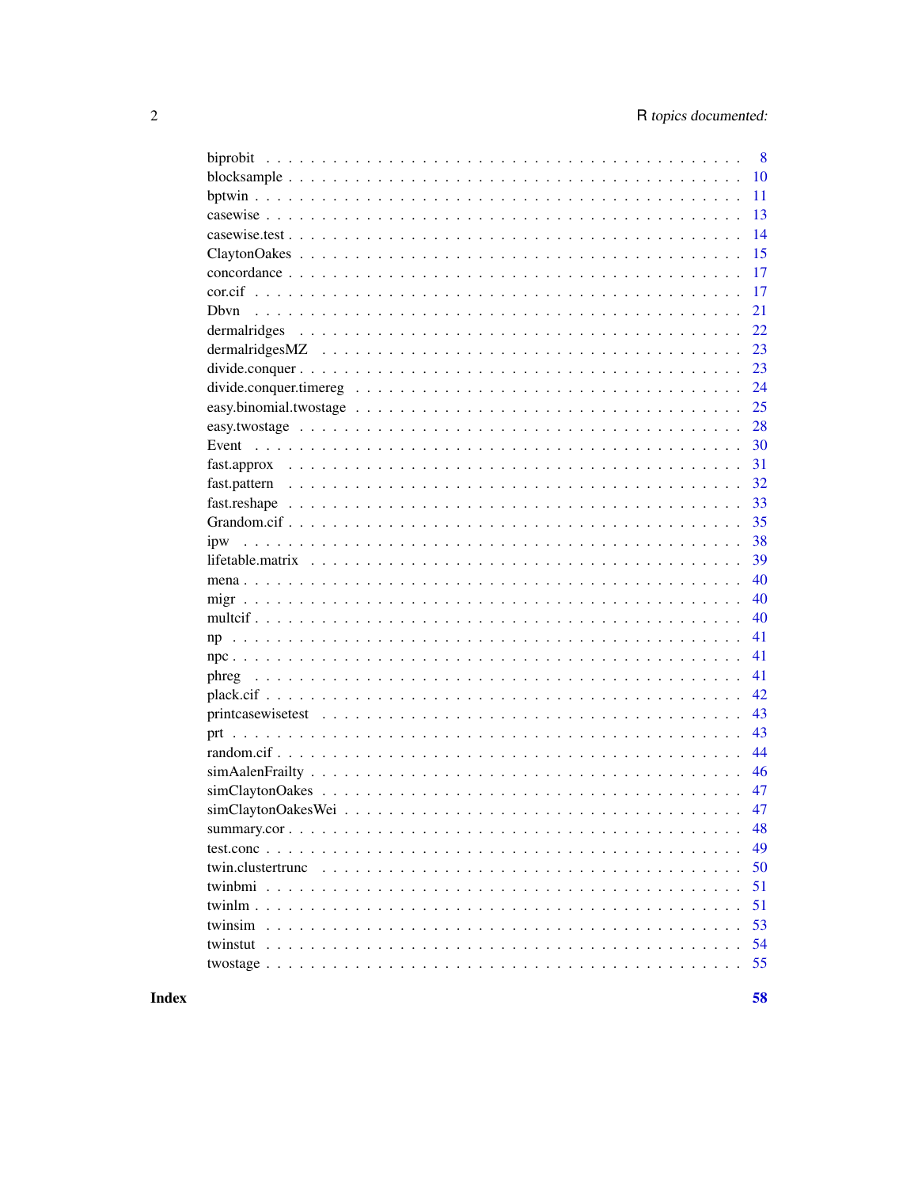| | |
|---|---|
| biprobit | 8 |
| blocksample | 10 |
| bptwin | 11 |
| casewise | 13 |
| casewise.test | 14 |
| ClaytonOakes | 15 |
| concordance | 17 |
| cor.cif | 17 |
| Dbvn | 21 |
| dermalridges | 22 |
| dermalridgesMZ | 23 |
| divide.conquer | 23 |
| divide.conquer.timereg | 24 |
| easy.binomial.twostage | 25 |
| easy.twostage | 28 |
| Event | 30 |
| fast.approx | 31 |
| fast.pattern | 32 |
| fast.reshape | 33 |
| Grandom.cif | 35 |
| ipw | 38 |
| lifetable.matrix | 39 |
| mena | 40 |
| migr | 40 |
| multcif | 40 |
| np | 41 |
| npc | 41 |
| phreg | 41 |
| plack.cif | 42 |
| printcasewisetest | 43 |
| prt | 43 |
| random.cif | 44 |
| simAalenFrailty | 46 |
| simClaytonOakes | 47 |
| simClaytonOakesWei | 47 |
| summary.cor | 48 |
| test.conc | 49 |
| twin.clustertrunc | 50 |
| twinbmi | 51 |
| twinlm | 51 |
| twinsim | 53 |
| twinstut | 54 |
| twostage | 55 |
| **Index** | **58** |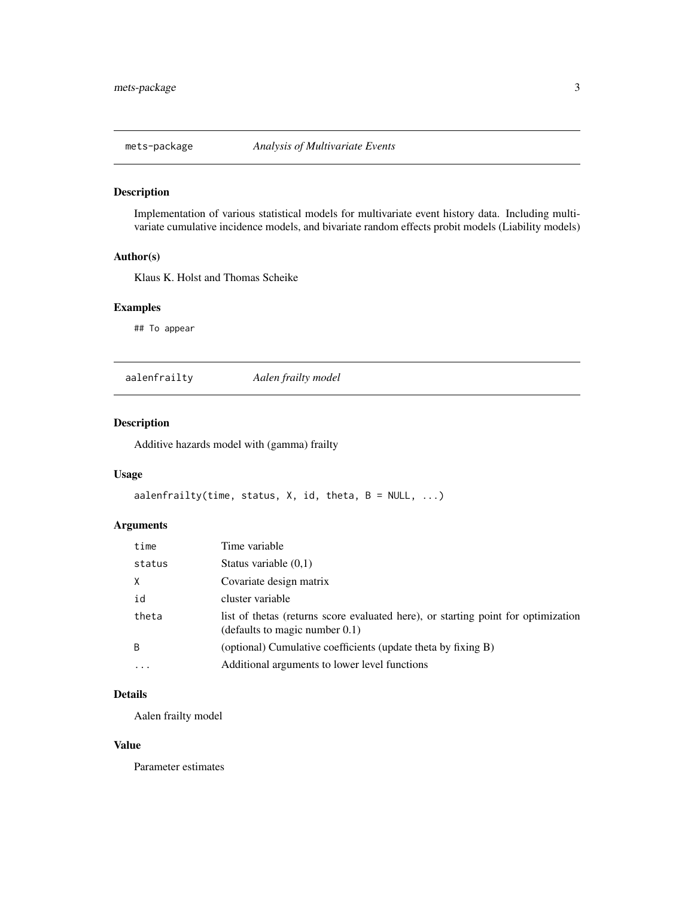## mets-package *Analysis of Multivariate Events*

### Description

Implementation of various statistical models for multivariate event history data. Including multivariate cumulative incidence models, and bivariate random effects probit models (Liability models)

### Author(s)

Klaus K. Holst and Thomas Scheike

### Examples

```
## To appear
```

## aalenfrailty *Aalen frailty model*

### Description

Additive hazards model with (gamma) frailty

### Usage

```
aalenfrailty(time, status, X, id, theta, B = NULL, ...)
```

### Arguments

| | |
|---|---|
| time | Time variable |
| status | Status variable (0,1) |
| X | Covariate design matrix |
| id | cluster variable |
| theta | list of thetas (returns score evaluated here), or starting point for optimization (defaults to magic number 0.1) |
| B | (optional) Cumulative coefficients (update theta by fixing B) |
| ... | Additional arguments to lower level functions |

### Details

Aalen frailty model

### Value

Parameter estimates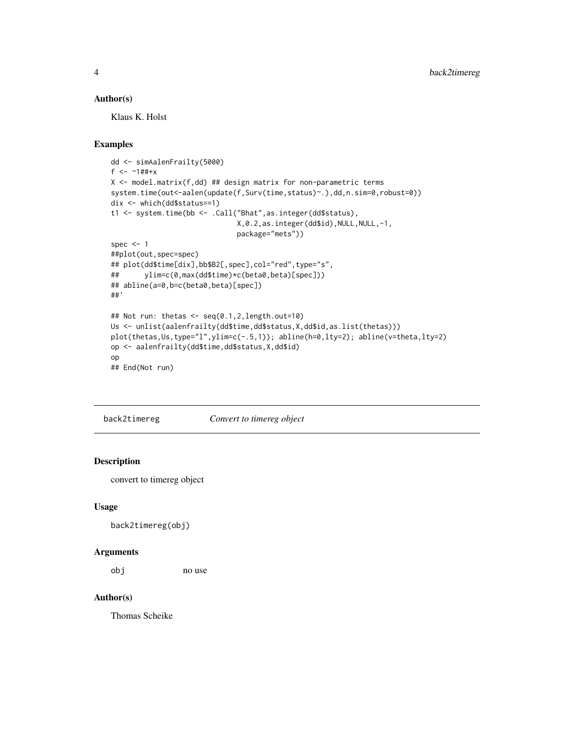### Author(s)

Klaus K. Holst

### Examples

```
dd <- simAalenFrailty(5000)
f <- ~1##+x
X <- model.matrix(f,dd) ## design matrix for non-parametric terms
system.time(out<-aalen(update(f,Surv(time,status)~.),dd,n.sim=0,robust=0))
dix <- which(dd$status==1)
t1 <- system.time(bb <- .Call("Bhat",as.integer(dd$status),
                              X,0.2,as.integer(dd$id),NULL,NULL,-1,
                              package="mets"))
spec <- 1
##plot(out,spec=spec)
## plot(dd$time[dix],bb$B2[,spec],col="red",type="s",
##      ylim=c(0,max(dd$time)*c(beta0,beta)[spec]))
## abline(a=0,b=c(beta0,beta)[spec])
##'

## Not run: thetas <- seq(0.1,2,length.out=10)
Us <- unlist(aalenfrailty(dd$time,dd$status,X,dd$id,as.list(thetas)))
plot(thetas,Us,type="l",ylim=c(-.5,1)); abline(h=0,lty=2); abline(v=theta,lty=2)
op <- aalenfrailty(dd$time,dd$status,X,dd$id)
op
## End(Not run)
```

---

## back2timereg *Convert to timereg object*

### Description

convert to timereg object

### Usage

```
back2timereg(obj)
```

### Arguments

| | |
|---|---|
| obj | no use |

### Author(s)

Thomas Scheike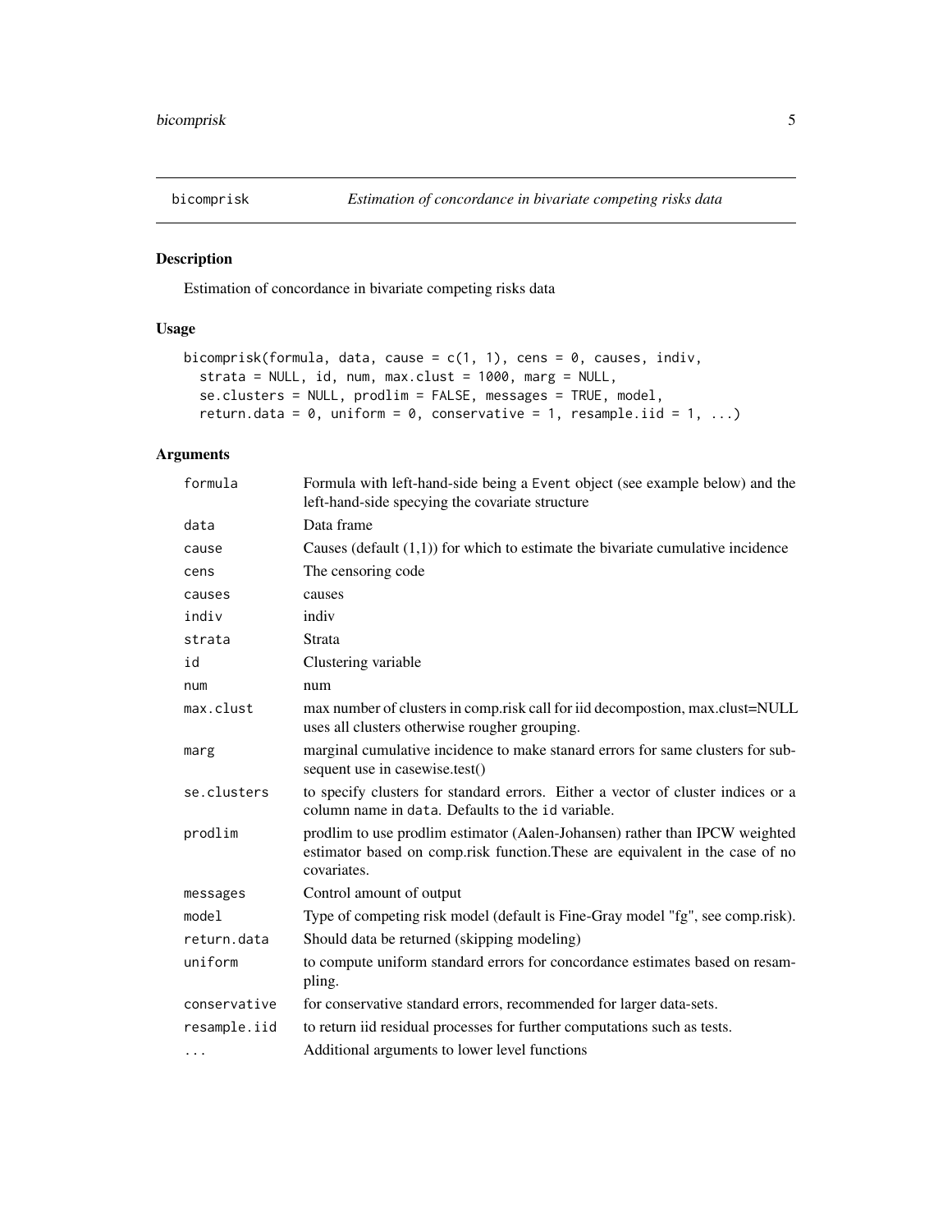# bicomprisk

*Estimation of concordance in bivariate competing risks data*

## Description

Estimation of concordance in bivariate competing risks data

## Usage

```
bicomprisk(formula, data, cause = c(1, 1), cens = 0, causes, indiv,
  strata = NULL, id, num, max.clust = 1000, marg = NULL,
  se.clusters = NULL, prodlim = FALSE, messages = TRUE, model,
  return.data = 0, uniform = 0, conservative = 1, resample.iid = 1, ...)
```

## Arguments

| | |
|---|---|
| `formula` | Formula with left-hand-side being a `Event` object (see example below) and the left-hand-side specying the covariate structure |
| `data` | Data frame |
| `cause` | Causes (default (1,1)) for which to estimate the bivariate cumulative incidence |
| `cens` | The censoring code |
| `causes` | causes |
| `indiv` | indiv |
| `strata` | Strata |
| `id` | Clustering variable |
| `num` | num |
| `max.clust` | max number of clusters in comp.risk call for iid decompostion, max.clust=NULL uses all clusters otherwise rougher grouping. |
| `marg` | marginal cumulative incidence to make stanard errors for same clusters for subsequent use in casewise.test() |
| `se.clusters` | to specify clusters for standard errors. Either a vector of cluster indices or a column name in `data`. Defaults to the `id` variable. |
| `prodlim` | prodlim to use prodlim estimator (Aalen-Johansen) rather than IPCW weighted estimator based on comp.risk function.These are equivalent in the case of no covariates. |
| `messages` | Control amount of output |
| `model` | Type of competing risk model (default is Fine-Gray model "fg", see comp.risk). |
| `return.data` | Should data be returned (skipping modeling) |
| `uniform` | to compute uniform standard errors for concordance estimates based on resampling. |
| `conservative` | for conservative standard errors, recommended for larger data-sets. |
| `resample.iid` | to return iid residual processes for further computations such as tests. |
| `...` | Additional arguments to lower level functions |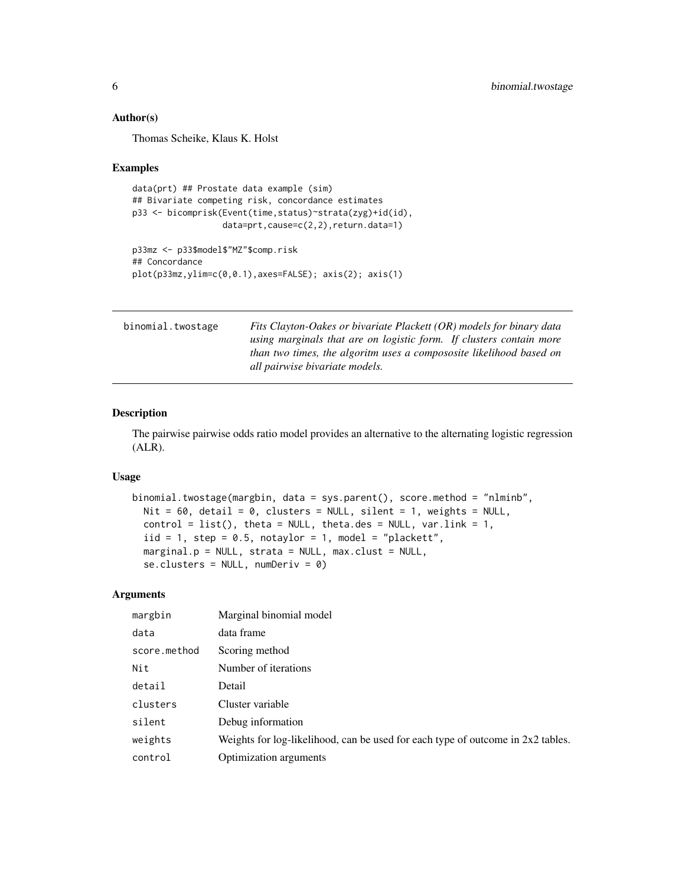### Author(s)

Thomas Scheike, Klaus K. Holst

### Examples

```
data(prt) ## Prostate data example (sim)
## Bivariate competing risk, concordance estimates
p33 <- bicomprisk(Event(time,status)~strata(zyg)+id(id),
                  data=prt,cause=c(2,2),return.data=1)

p33mz <- p33$model$"MZ"$comp.risk
## Concordance
plot(p33mz,ylim=c(0,0.1),axes=FALSE); axis(2); axis(1)
```

---

## binomial.twostage

*Fits Clayton-Oakes or bivariate Plackett (OR) models for binary data using marginals that are on logistic form. If clusters contain more than two times, the algoritm uses a compososite likelihood based on all pairwise bivariate models.*

---

### Description

The pairwise pairwise odds ratio model provides an alternative to the alternating logistic regression (ALR).

### Usage

```
binomial.twostage(margbin, data = sys.parent(), score.method = "nlminb",
  Nit = 60, detail = 0, clusters = NULL, silent = 1, weights = NULL,
  control = list(), theta = NULL, theta.des = NULL, var.link = 1,
  iid = 1, step = 0.5, notaylor = 1, model = "plackett",
  marginal.p = NULL, strata = NULL, max.clust = NULL,
  se.clusters = NULL, numDeriv = 0)
```

### Arguments

| | |
|---|---|
| margbin | Marginal binomial model |
| data | data frame |
| score.method | Scoring method |
| Nit | Number of iterations |
| detail | Detail |
| clusters | Cluster variable |
| silent | Debug information |
| weights | Weights for log-likelihood, can be used for each type of outcome in 2x2 tables. |
| control | Optimization arguments |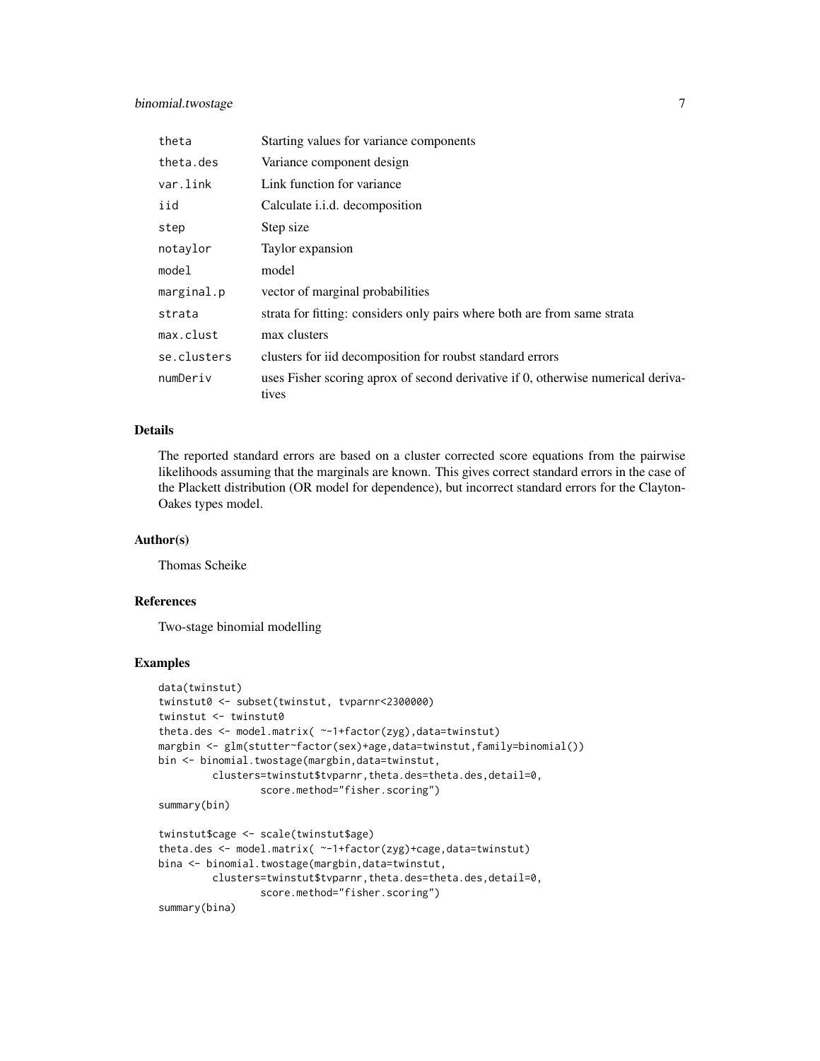| | |
|---|---|
| theta | Starting values for variance components |
| theta.des | Variance component design |
| var.link | Link function for variance |
| iid | Calculate i.i.d. decomposition |
| step | Step size |
| notaylor | Taylor expansion |
| model | model |
| marginal.p | vector of marginal probabilities |
| strata | strata for fitting: considers only pairs where both are from same strata |
| max.clust | max clusters |
| se.clusters | clusters for iid decomposition for roubst standard errors |
| numDeriv | uses Fisher scoring aprox of second derivative if 0, otherwise numerical derivatives |

## Details

The reported standard errors are based on a cluster corrected score equations from the pairwise likelihoods assuming that the marginals are known. This gives correct standard errors in the case of the Plackett distribution (OR model for dependence), but incorrect standard errors for the Clayton-Oakes types model.

## Author(s)

Thomas Scheike

## References

Two-stage binomial modelling

## Examples

```
data(twinstut)
twinstut0 <- subset(twinstut, tvparnr<2300000)
twinstut <- twinstut0
theta.des <- model.matrix( ~-1+factor(zyg),data=twinstut)
margbin <- glm(stutter~factor(sex)+age,data=twinstut,family=binomial())
bin <- binomial.twostage(margbin,data=twinstut,
         clusters=twinstut$tvparnr,theta.des=theta.des,detail=0,
                 score.method="fisher.scoring")
summary(bin)

twinstut$cage <- scale(twinstut$age)
theta.des <- model.matrix( ~-1+factor(zyg)+cage,data=twinstut)
bina <- binomial.twostage(margbin,data=twinstut,
         clusters=twinstut$tvparnr,theta.des=theta.des,detail=0,
                 score.method="fisher.scoring")
summary(bina)
```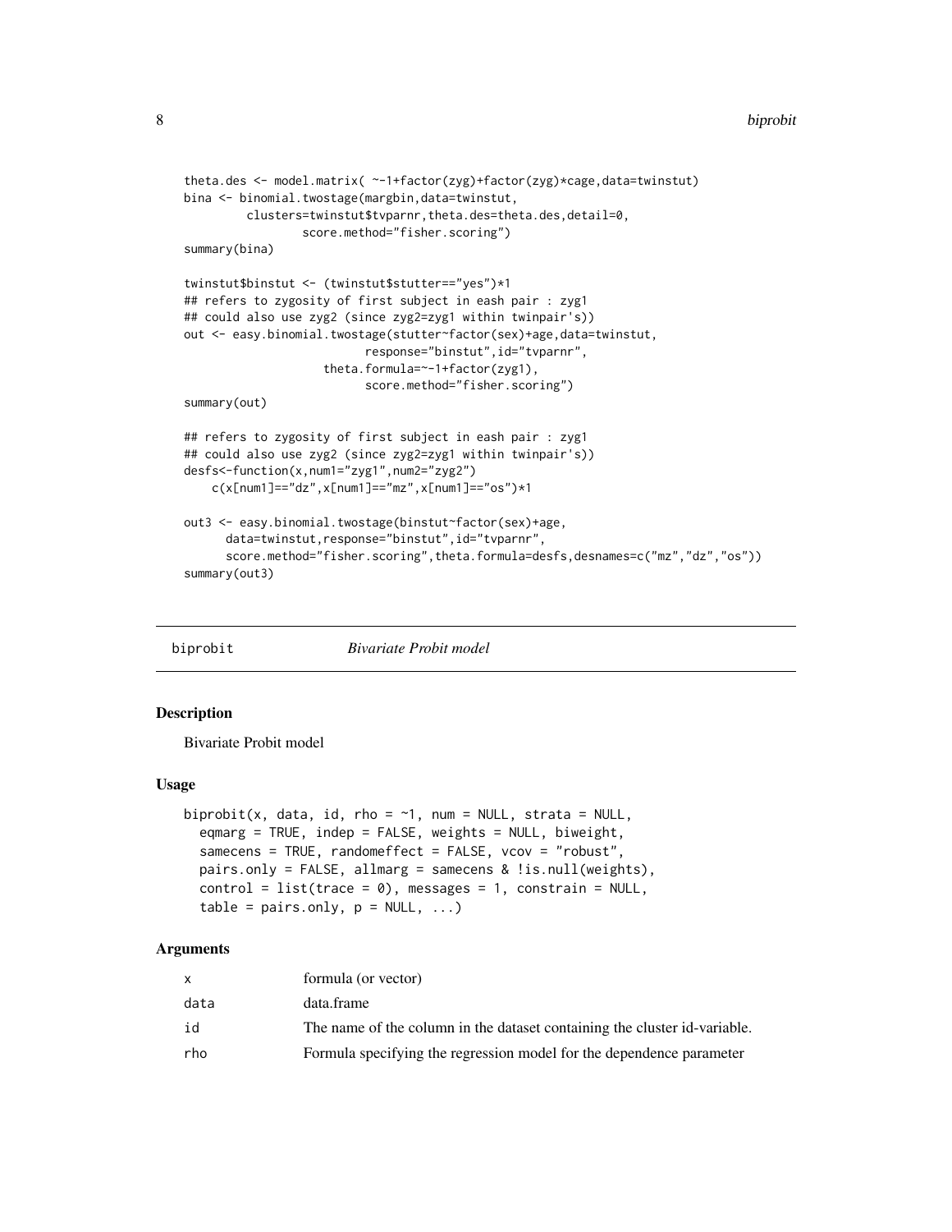```
theta.des <- model.matrix( ~-1+factor(zyg)+factor(zyg)*cage,data=twinstut)
bina <- binomial.twostage(margbin,data=twinstut,
         clusters=twinstut$tvparnr,theta.des=theta.des,detail=0,
                  score.method="fisher.scoring")
summary(bina)

twinstut$binstut <- (twinstut$stutter=="yes")*1
## refers to zygosity of first subject in eash pair : zyg1
## could also use zyg2 (since zyg2=zyg1 within twinpair's))
out <- easy.binomial.twostage(stutter~factor(sex)+age,data=twinstut,
                          response="binstut",id="tvparnr",
                    theta.formula=~-1+factor(zyg1),
                          score.method="fisher.scoring")
summary(out)

## refers to zygosity of first subject in eash pair : zyg1
## could also use zyg2 (since zyg2=zyg1 within twinpair's))
desfs<-function(x,num1="zyg1",num2="zyg2")
    c(x[num1]=="dz",x[num1]=="mz",x[num1]=="os")*1

out3 <- easy.binomial.twostage(binstut~factor(sex)+age,
      data=twinstut,response="binstut",id="tvparnr",
      score.method="fisher.scoring",theta.formula=desfs,desnames=c("mz","dz","os"))
summary(out3)
```

---

## biprobit *Bivariate Probit model*

### Description

Bivariate Probit model

### Usage

```
biprobit(x, data, id, rho = ~1, num = NULL, strata = NULL,
  eqmarg = TRUE, indep = FALSE, weights = NULL, biweight,
  samecens = TRUE, randomeffect = FALSE, vcov = "robust",
  pairs.only = FALSE, allmarg = samecens & !is.null(weights),
  control = list(trace = 0), messages = 1, constrain = NULL,
  table = pairs.only, p = NULL, ...)
```

### Arguments

| | |
|---|---|
| x | formula (or vector) |
| data | data.frame |
| id | The name of the column in the dataset containing the cluster id-variable. |
| rho | Formula specifying the regression model for the dependence parameter |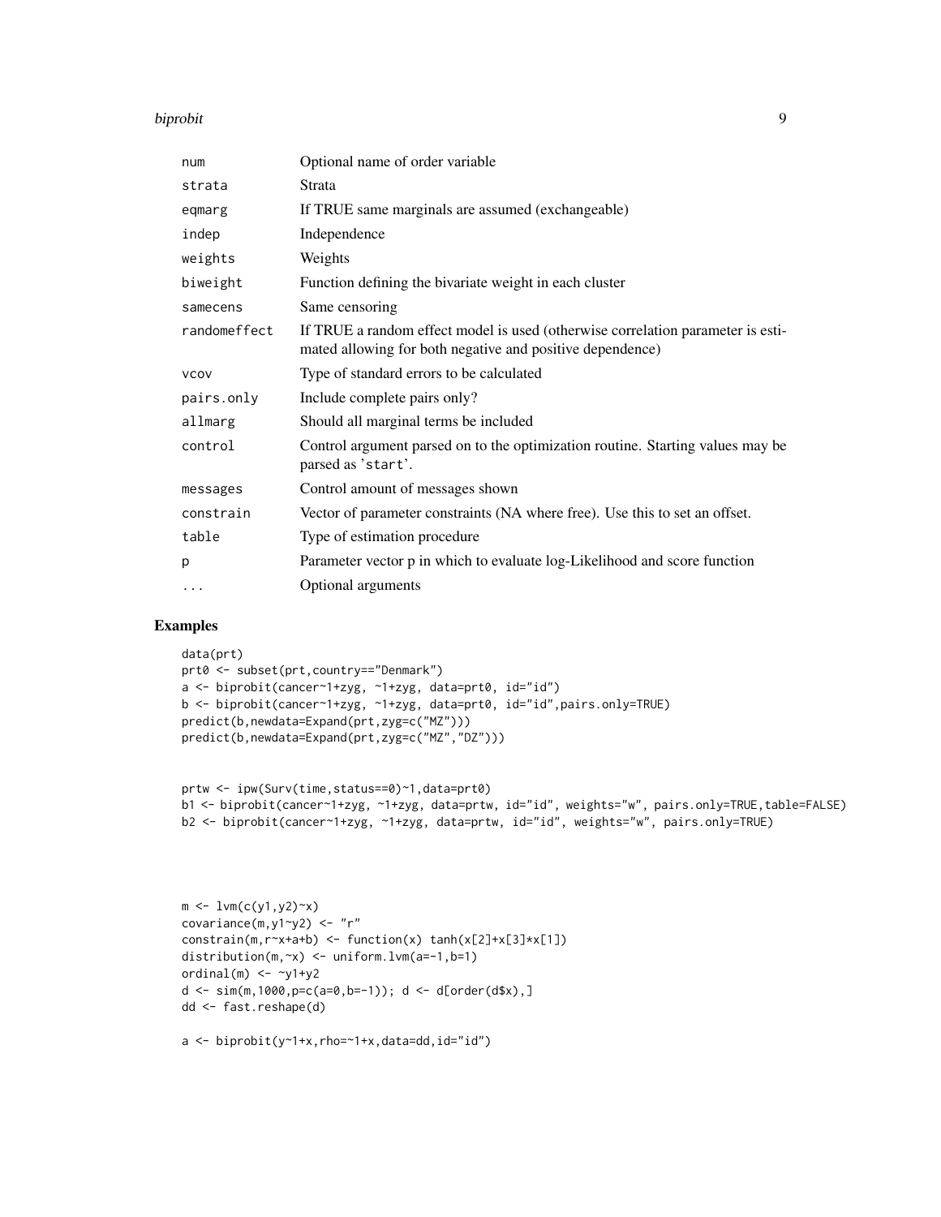| | |
|---|---|
| num | Optional name of order variable |
| strata | Strata |
| eqmarg | If TRUE same marginals are assumed (exchangeable) |
| indep | Independence |
| weights | Weights |
| biweight | Function defining the bivariate weight in each cluster |
| samecens | Same censoring |
| randomeffect | If TRUE a random effect model is used (otherwise correlation parameter is estimated allowing for both negative and positive dependence) |
| vcov | Type of standard errors to be calculated |
| pairs.only | Include complete pairs only? |
| allmarg | Should all marginal terms be included |
| control | Control argument parsed on to the optimization routine. Starting values may be parsed as 'start'. |
| messages | Control amount of messages shown |
| constrain | Vector of parameter constraints (NA where free). Use this to set an offset. |
| table | Type of estimation procedure |
| p | Parameter vector p in which to evaluate log-Likelihood and score function |
| ... | Optional arguments |

## Examples

```
data(prt)
prt0 <- subset(prt,country=="Denmark")
a <- biprobit(cancer~1+zyg, ~1+zyg, data=prt0, id="id")
b <- biprobit(cancer~1+zyg, ~1+zyg, data=prt0, id="id",pairs.only=TRUE)
predict(b,newdata=Expand(prt,zyg=c("MZ")))
predict(b,newdata=Expand(prt,zyg=c("MZ","DZ")))


prtw <- ipw(Surv(time,status==0)~1,data=prt0)
b1 <- biprobit(cancer~1+zyg, ~1+zyg, data=prtw, id="id", weights="w", pairs.only=TRUE,table=FALSE)
b2 <- biprobit(cancer~1+zyg, ~1+zyg, data=prtw, id="id", weights="w", pairs.only=TRUE)




m <- lvm(c(y1,y2)~x)
covariance(m,y1~y2) <- "r"
constrain(m,r~x+a+b) <- function(x) tanh(x[2]+x[3]*x[1])
distribution(m,~x) <- uniform.lvm(a=-1,b=1)
ordinal(m) <- ~y1+y2
d <- sim(m,1000,p=c(a=0,b=-1)); d <- d[order(d$x),]
dd <- fast.reshape(d)

a <- biprobit(y~1+x,rho=~1+x,data=dd,id="id")
```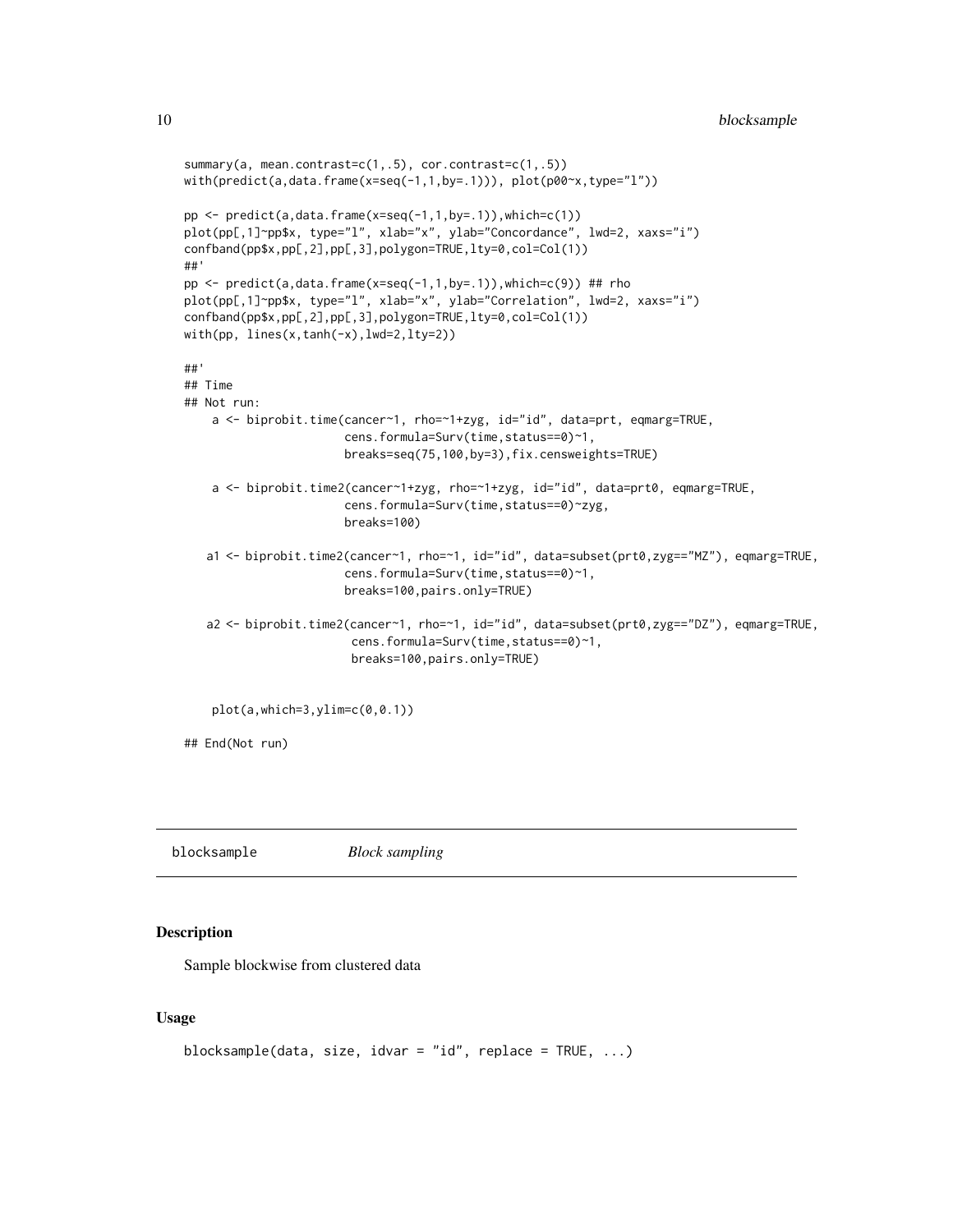```
summary(a, mean.contrast=c(1,.5), cor.contrast=c(1,.5))
with(predict(a,data.frame(x=seq(-1,1,by=.1))), plot(p00~x,type="l"))

pp <- predict(a,data.frame(x=seq(-1,1,by=.1)),which=c(1))
plot(pp[,1]~pp$x, type="l", xlab="x", ylab="Concordance", lwd=2, xaxs="i")
confband(pp$x,pp[,2],pp[,3],polygon=TRUE,lty=0,col=Col(1))
##'
pp <- predict(a,data.frame(x=seq(-1,1,by=.1)),which=c(9)) ## rho
plot(pp[,1]~pp$x, type="l", xlab="x", ylab="Correlation", lwd=2, xaxs="i")
confband(pp$x,pp[,2],pp[,3],polygon=TRUE,lty=0,col=Col(1))
with(pp, lines(x,tanh(-x),lwd=2,lty=2))

##'
## Time
## Not run:
    a <- biprobit.time(cancer~1, rho=~1+zyg, id="id", data=prt, eqmarg=TRUE,
                       cens.formula=Surv(time,status==0)~1,
                       breaks=seq(75,100,by=3),fix.censweights=TRUE)

    a <- biprobit.time2(cancer~1+zyg, rho=~1+zyg, id="id", data=prt0, eqmarg=TRUE,
                       cens.formula=Surv(time,status==0)~zyg,
                       breaks=100)

   a1 <- biprobit.time2(cancer~1, rho=~1, id="id", data=subset(prt0,zyg=="MZ"), eqmarg=TRUE,
                       cens.formula=Surv(time,status==0)~1,
                       breaks=100,pairs.only=TRUE)

   a2 <- biprobit.time2(cancer~1, rho=~1, id="id", data=subset(prt0,zyg=="DZ"), eqmarg=TRUE,
                        cens.formula=Surv(time,status==0)~1,
                        breaks=100,pairs.only=TRUE)


    plot(a,which=3,ylim=c(0,0.1))

## End(Not run)
```

---

blocksample &nbsp;&nbsp;&nbsp;&nbsp; *Block sampling*

---

### Description

Sample blockwise from clustered data

### Usage

```
blocksample(data, size, idvar = "id", replace = TRUE, ...)
```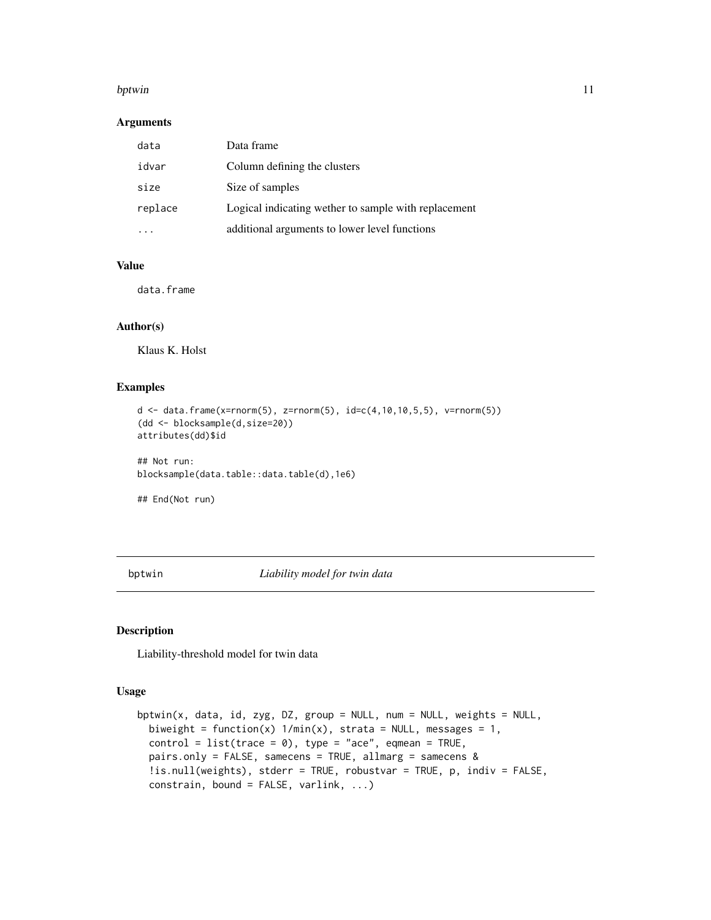### Arguments

| | |
|---|---|
| data | Data frame |
| idvar | Column defining the clusters |
| size | Size of samples |
| replace | Logical indicating wether to sample with replacement |
| ... | additional arguments to lower level functions |

### Value

data.frame

### Author(s)

Klaus K. Holst

### Examples

```
d <- data.frame(x=rnorm(5), z=rnorm(5), id=c(4,10,10,5,5), v=rnorm(5))
(dd <- blocksample(d,size=20))
attributes(dd)$id

## Not run:
blocksample(data.table::data.table(d),1e6)

## End(Not run)
```

---

## bptwin *Liability model for twin data*

### Description

Liability-threshold model for twin data

### Usage

```
bptwin(x, data, id, zyg, DZ, group = NULL, num = NULL, weights = NULL,
  biweight = function(x) 1/min(x), strata = NULL, messages = 1,
  control = list(trace = 0), type = "ace", eqmean = TRUE,
  pairs.only = FALSE, samecens = TRUE, allmarg = samecens &
  !is.null(weights), stderr = TRUE, robustvar = TRUE, p, indiv = FALSE,
  constrain, bound = FALSE, varlink, ...)
```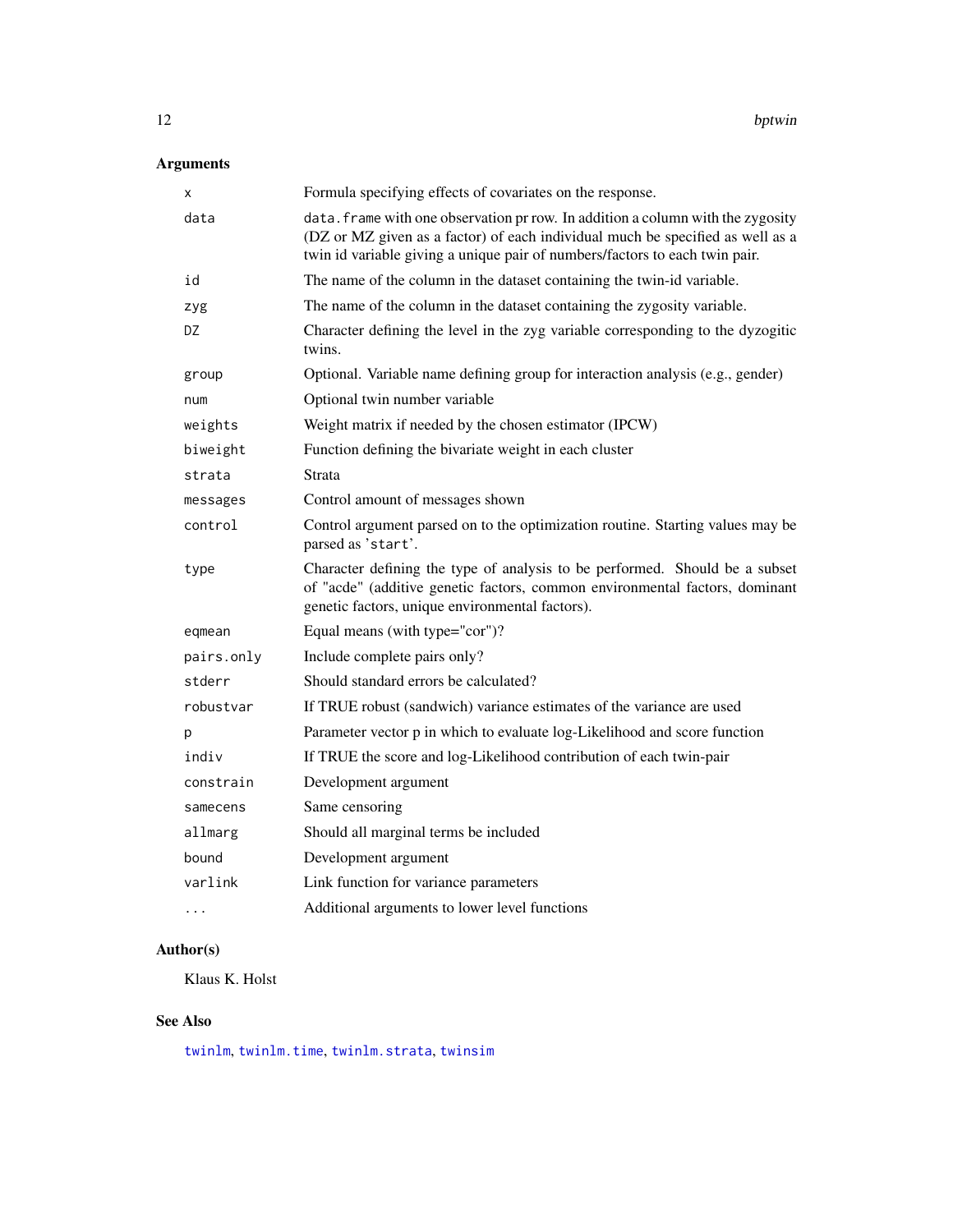## Arguments

| | |
|---|---|
| `x` | Formula specifying effects of covariates on the response. |
| `data` | `data.frame` with one observation pr row. In addition a column with the zygosity (DZ or MZ given as a factor) of each individual much be specified as well as a twin id variable giving a unique pair of numbers/factors to each twin pair. |
| `id` | The name of the column in the dataset containing the twin-id variable. |
| `zyg` | The name of the column in the dataset containing the zygosity variable. |
| `DZ` | Character defining the level in the zyg variable corresponding to the dyzogitic twins. |
| `group` | Optional. Variable name defining group for interaction analysis (e.g., gender) |
| `num` | Optional twin number variable |
| `weights` | Weight matrix if needed by the chosen estimator (IPCW) |
| `biweight` | Function defining the bivariate weight in each cluster |
| `strata` | Strata |
| `messages` | Control amount of messages shown |
| `control` | Control argument parsed on to the optimization routine. Starting values may be parsed as '`start`'. |
| `type` | Character defining the type of analysis to be performed. Should be a subset of "acde" (additive genetic factors, common environmental factors, dominant genetic factors, unique environmental factors). |
| `eqmean` | Equal means (with type="cor")? |
| `pairs.only` | Include complete pairs only? |
| `stderr` | Should standard errors be calculated? |
| `robustvar` | If TRUE robust (sandwich) variance estimates of the variance are used |
| `p` | Parameter vector p in which to evaluate log-Likelihood and score function |
| `indiv` | If TRUE the score and log-Likelihood contribution of each twin-pair |
| `constrain` | Development argument |
| `samecens` | Same censoring |
| `allmarg` | Should all marginal terms be included |
| `bound` | Development argument |
| `varlink` | Link function for variance parameters |
| `...` | Additional arguments to lower level functions |

## Author(s)

Klaus K. Holst

## See Also

`twinlm`, `twinlm.time`, `twinlm.strata`, `twinsim`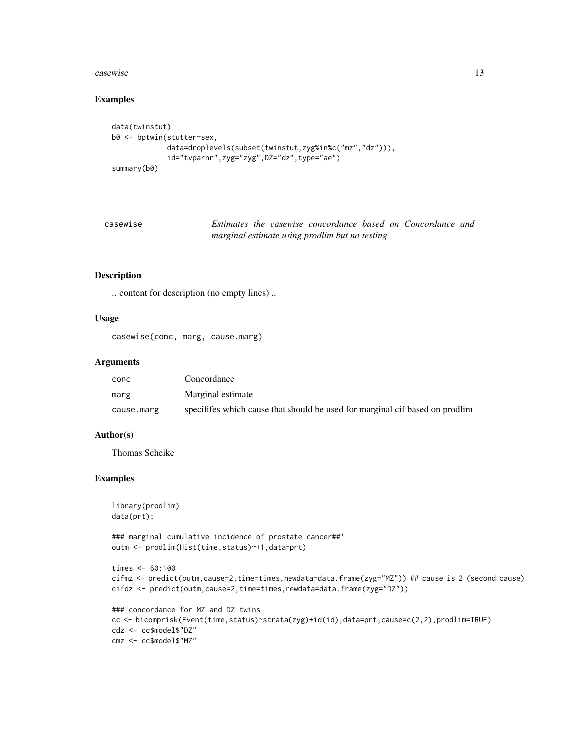## Examples

```
data(twinstut)
b0 <- bptwin(stutter~sex,
             data=droplevels(subset(twinstut,zyg%in%c("mz","dz"))),
             id="tvparnr",zyg="zyg",DZ="dz",type="ae")
summary(b0)
```

---

casewise — *Estimates the casewise concordance based on Concordance and marginal estimate using prodlim but no testing*

---

### Description

.. content for description (no empty lines) ..

### Usage

```
casewise(conc, marg, cause.marg)
```

### Arguments

| | |
|---|---|
| conc | Concordance |
| marg | Marginal estimate |
| cause.marg | specififes which cause that should be used for marginal cif based on prodlim |

### Author(s)

Thomas Scheike

### Examples

```
library(prodlim)
data(prt);

### marginal cumulative incidence of prostate cancer##'
outm <- prodlim(Hist(time,status)~+1,data=prt)

times <- 60:100
cifmz <- predict(outm,cause=2,time=times,newdata=data.frame(zyg="MZ")) ## cause is 2 (second cause)
cifdz <- predict(outm,cause=2,time=times,newdata=data.frame(zyg="DZ"))

### concordance for MZ and DZ twins
cc <- bicomprisk(Event(time,status)~strata(zyg)+id(id),data=prt,cause=c(2,2),prodlim=TRUE)
cdz <- cc$model$"DZ"
cmz <- cc$model$"MZ"
```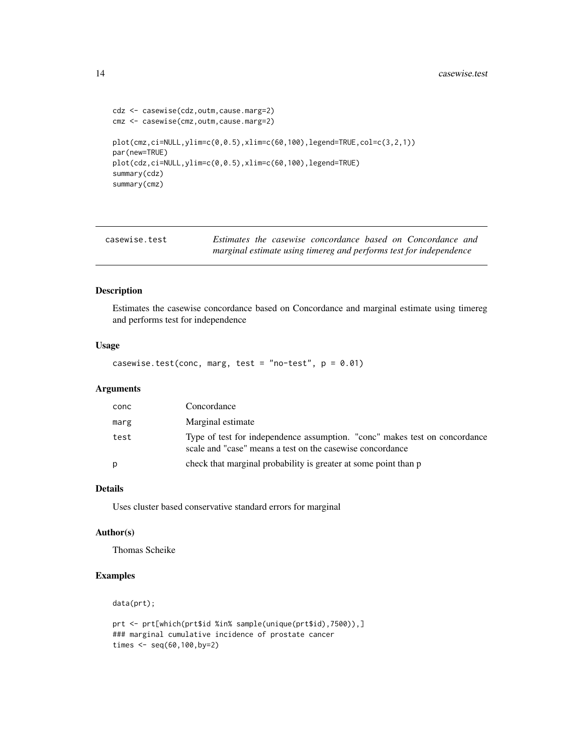```
cdz <- casewise(cdz,outm,cause.marg=2)
cmz <- casewise(cmz,outm,cause.marg=2)

plot(cmz,ci=NULL,ylim=c(0,0.5),xlim=c(60,100),legend=TRUE,col=c(3,2,1))
par(new=TRUE)
plot(cdz,ci=NULL,ylim=c(0,0.5),xlim=c(60,100),legend=TRUE)
summary(cdz)
summary(cmz)
```

## casewise.test — *Estimates the casewise concordance based on Concordance and marginal estimate using timereg and performs test for independence*

### Description

Estimates the casewise concordance based on Concordance and marginal estimate using timereg and performs test for independence

### Usage

```
casewise.test(conc, marg, test = "no-test", p = 0.01)
```

### Arguments

| | |
|---|---|
| conc | Concordance |
| marg | Marginal estimate |
| test | Type of test for independence assumption. "conc" makes test on concordance scale and "case" means a test on the casewise concordance |
| p | check that marginal probability is greater at some point than p |

### Details

Uses cluster based conservative standard errors for marginal

### Author(s)

Thomas Scheike

### Examples

```
data(prt);

prt <- prt[which(prt$id %in% sample(unique(prt$id),7500)),]
### marginal cumulative incidence of prostate cancer
times <- seq(60,100,by=2)
```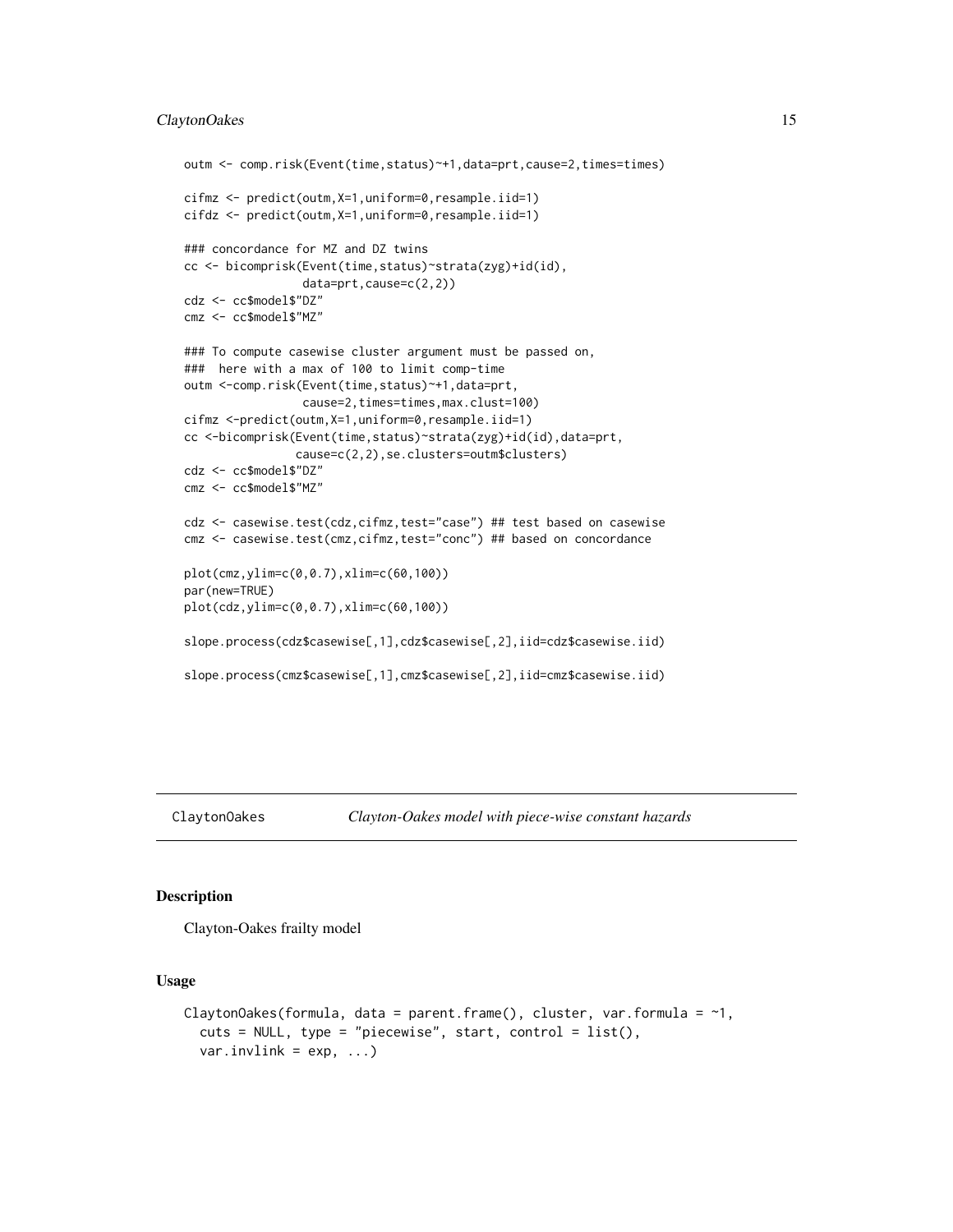```
outm <- comp.risk(Event(time,status)~+1,data=prt,cause=2,times=times)

cifmz <- predict(outm,X=1,uniform=0,resample.iid=1)
cifdz <- predict(outm,X=1,uniform=0,resample.iid=1)

### concordance for MZ and DZ twins
cc <- bicomprisk(Event(time,status)~strata(zyg)+id(id),
                 data=prt,cause=c(2,2))
cdz <- cc$model$"DZ"
cmz <- cc$model$"MZ"

### To compute casewise cluster argument must be passed on,
###  here with a max of 100 to limit comp-time
outm <-comp.risk(Event(time,status)~+1,data=prt,
                 cause=2,times=times,max.clust=100)
cifmz <-predict(outm,X=1,uniform=0,resample.iid=1)
cc <-bicomprisk(Event(time,status)~strata(zyg)+id(id),data=prt,
                cause=c(2,2),se.clusters=outm$clusters)
cdz <- cc$model$"DZ"
cmz <- cc$model$"MZ"

cdz <- casewise.test(cdz,cifmz,test="case") ## test based on casewise
cmz <- casewise.test(cmz,cifmz,test="conc") ## based on concordance

plot(cmz,ylim=c(0,0.7),xlim=c(60,100))
par(new=TRUE)
plot(cdz,ylim=c(0,0.7),xlim=c(60,100))

slope.process(cdz$casewise[,1],cdz$casewise[,2],iid=cdz$casewise.iid)

slope.process(cmz$casewise[,1],cmz$casewise[,2],iid=cmz$casewise.iid)
```

---

## ClaytonOakes — *Clayton-Oakes model with piece-wise constant hazards*

### Description

Clayton-Oakes frailty model

### Usage

```
ClaytonOakes(formula, data = parent.frame(), cluster, var.formula = ~1,
  cuts = NULL, type = "piecewise", start, control = list(),
  var.invlink = exp, ...)
```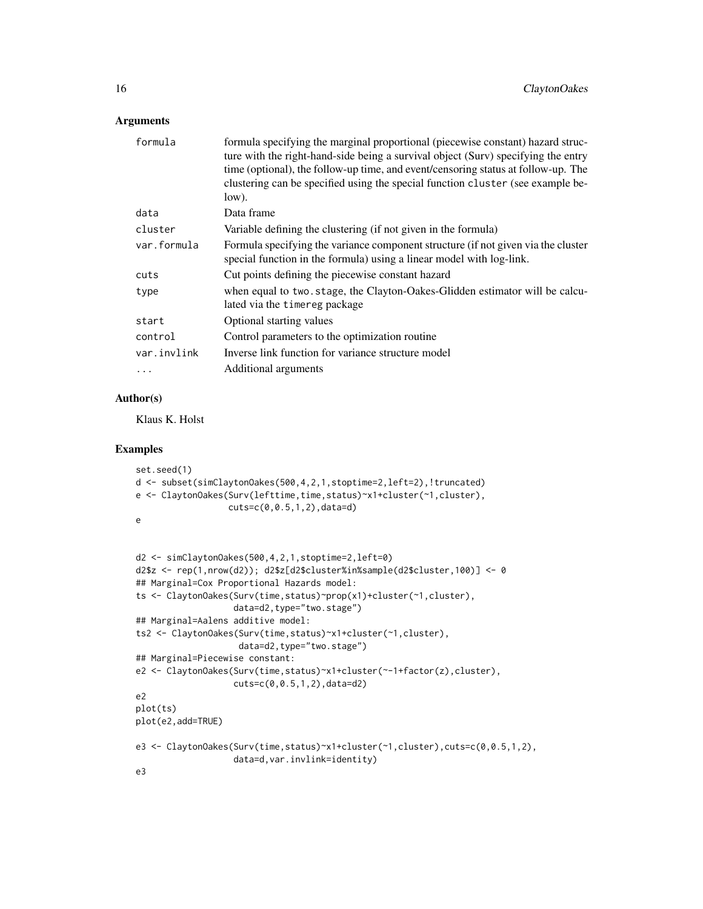## Arguments

| | |
|---|---|
| formula | formula specifying the marginal proportional (piecewise constant) hazard structure with the right-hand-side being a survival object (Surv) specifying the entry time (optional), the follow-up time, and event/censoring status at follow-up. The clustering can be specified using the special function cluster (see example below). |
| data | Data frame |
| cluster | Variable defining the clustering (if not given in the formula) |
| var.formula | Formula specifying the variance component structure (if not given via the cluster special function in the formula) using a linear model with log-link. |
| cuts | Cut points defining the piecewise constant hazard |
| type | when equal to two.stage, the Clayton-Oakes-Glidden estimator will be calculated via the timereg package |
| start | Optional starting values |
| control | Control parameters to the optimization routine |
| var.invlink | Inverse link function for variance structure model |
| ... | Additional arguments |

## Author(s)

Klaus K. Holst

## Examples

```
set.seed(1)
d <- subset(simClaytonOakes(500,4,2,1,stoptime=2,left=2),!truncated)
e <- ClaytonOakes(Surv(lefttime,time,status)~x1+cluster(~1,cluster),
                  cuts=c(0,0.5,1,2),data=d)
e


d2 <- simClaytonOakes(500,4,2,1,stoptime=2,left=0)
d2$z <- rep(1,nrow(d2)); d2$z[d2$cluster%in%sample(d2$cluster,100)] <- 0
## Marginal=Cox Proportional Hazards model:
ts <- ClaytonOakes(Surv(time,status)~prop(x1)+cluster(~1,cluster),
                  data=d2,type="two.stage")
## Marginal=Aalens additive model:
ts2 <- ClaytonOakes(Surv(time,status)~x1+cluster(~1,cluster),
                   data=d2,type="two.stage")
## Marginal=Piecewise constant:
e2 <- ClaytonOakes(Surv(time,status)~x1+cluster(~-1+factor(z),cluster),
                  cuts=c(0,0.5,1,2),data=d2)
e2
plot(ts)
plot(e2,add=TRUE)

e3 <- ClaytonOakes(Surv(time,status)~x1+cluster(~1,cluster),cuts=c(0,0.5,1,2),
                  data=d,var.invlink=identity)
e3
```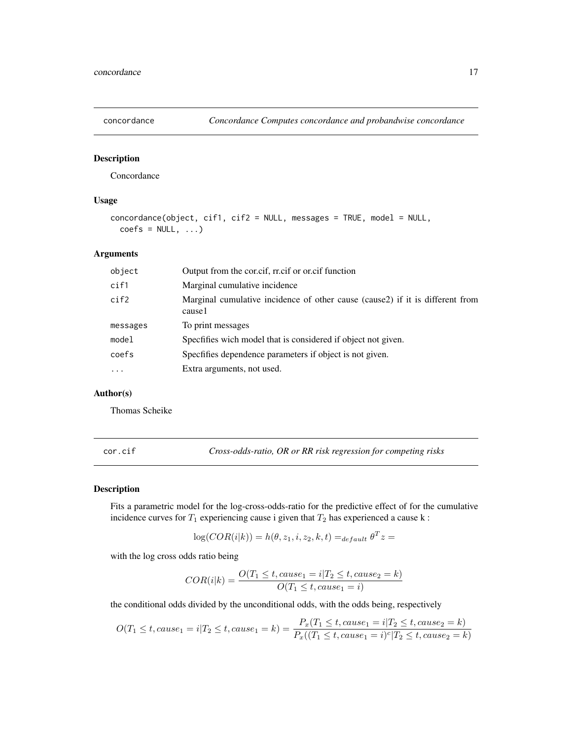## concordance — *Concordance Computes concordance and probandwise concordance*

### Description

Concordance

### Usage

```
concordance(object, cif1, cif2 = NULL, messages = TRUE, model = NULL,
  coefs = NULL, ...)
```

### Arguments

| | |
|---|---|
| `object` | Output from the cor.cif, rr.cif or or.cif function |
| `cif1` | Marginal cumulative incidence |
| `cif2` | Marginal cumulative incidence of other cause (cause2) if it is different from cause1 |
| `messages` | To print messages |
| `model` | Specfifies wich model that is considered if object not given. |
| `coefs` | Specfifies dependence parameters if object is not given. |
| `...` | Extra arguments, not used. |

### Author(s)

Thomas Scheike

## cor.cif — *Cross-odds-ratio, OR or RR risk regression for competing risks*

### Description

Fits a parametric model for the log-cross-odds-ratio for the predictive effect of for the cumulative incidence curves for $T_1$ experiencing cause i given that $T_2$ has experienced a cause k :

$$\log(COR(i|k)) = h(\theta, z_1, i, z_2, k, t) =_{default} \theta^T z =$$

with the log cross odds ratio being

$$COR(i|k) = \frac{O(T_1 \leq t, cause_1 = i | T_2 \leq t, cause_2 = k)}{O(T_1 \leq t, cause_1 = i)}$$

the conditional odds divided by the unconditional odds, with the odds being, respectively

$$O(T_1 \leq t, cause_1 = i | T_2 \leq t, cause_1 = k) = \frac{P_x(T_1 \leq t, cause_1 = i | T_2 \leq t, cause_2 = k)}{P_x((T_1 \leq t, cause_1 = i)^c | T_2 \leq t, cause_2 = k)}$$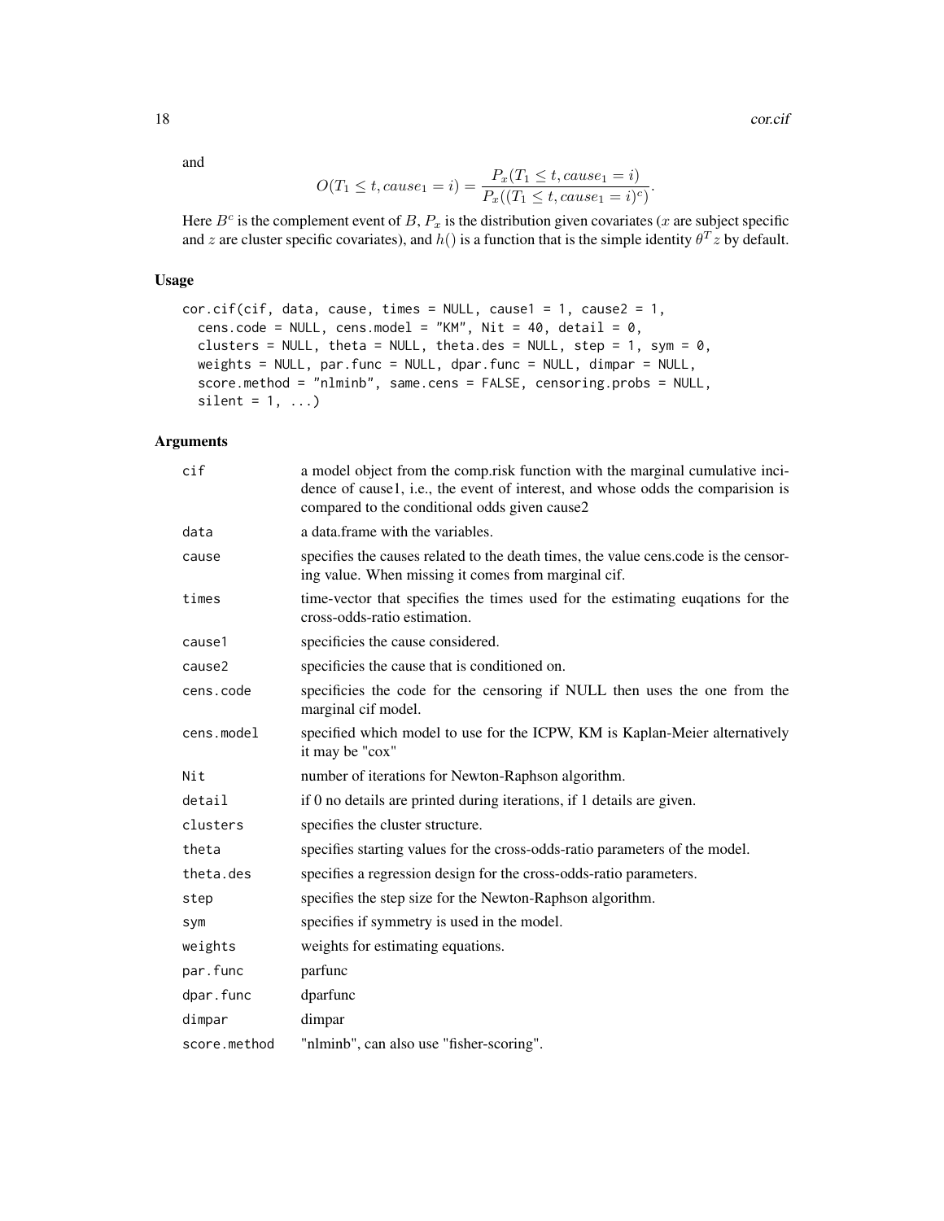and

$$O(T_1 \leq t, cause_1 = i) = \frac{P_x(T_1 \leq t, cause_1 = i)}{P_x((T_1 \leq t, cause_1 = i)^c)}.$$

Here $B^c$ is the complement event of $B$, $P_x$ is the distribution given covariates ($x$ are subject specific and $z$ are cluster specific covariates), and $h()$ is a function that is the simple identity $\theta^T z$ by default.

## Usage

```
cor.cif(cif, data, cause, times = NULL, cause1 = 1, cause2 = 1,
  cens.code = NULL, cens.model = "KM", Nit = 40, detail = 0,
  clusters = NULL, theta = NULL, theta.des = NULL, step = 1, sym = 0,
  weights = NULL, par.func = NULL, dpar.func = NULL, dimpar = NULL,
  score.method = "nlminb", same.cens = FALSE, censoring.probs = NULL,
  silent = 1, ...)
```

## Arguments

| | |
|---|---|
| cif | a model object from the comp.risk function with the marginal cumulative incidence of cause1, i.e., the event of interest, and whose odds the comparision is compared to the conditional odds given cause2 |
| data | a data.frame with the variables. |
| cause | specifies the causes related to the death times, the value cens.code is the censoring value. When missing it comes from marginal cif. |
| times | time-vector that specifies the times used for the estimating euqations for the cross-odds-ratio estimation. |
| cause1 | specificies the cause considered. |
| cause2 | specificies the cause that is conditioned on. |
| cens.code | specificies the code for the censoring if NULL then uses the one from the marginal cif model. |
| cens.model | specified which model to use for the ICPW, KM is Kaplan-Meier alternatively it may be "cox" |
| Nit | number of iterations for Newton-Raphson algorithm. |
| detail | if 0 no details are printed during iterations, if 1 details are given. |
| clusters | specifies the cluster structure. |
| theta | specifies starting values for the cross-odds-ratio parameters of the model. |
| theta.des | specifies a regression design for the cross-odds-ratio parameters. |
| step | specifies the step size for the Newton-Raphson algorithm. |
| sym | specifies if symmetry is used in the model. |
| weights | weights for estimating equations. |
| par.func | parfunc |
| dpar.func | dparfunc |
| dimpar | dimpar |
| score.method | "nlminb", can also use "fisher-scoring". |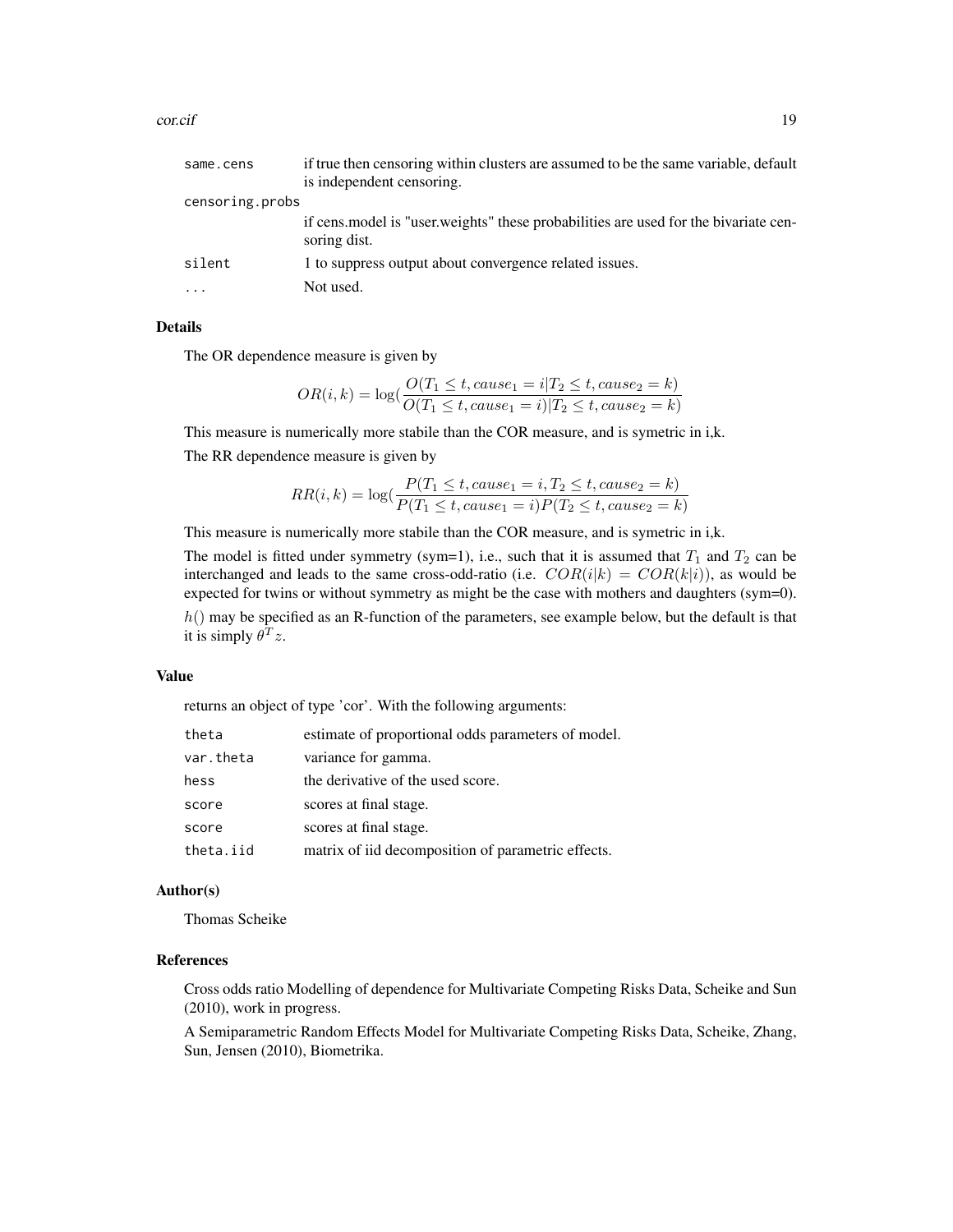| | |
|---|---|
| `same.cens` | if true then censoring within clusters are assumed to be the same variable, default is independent censoring. |
| `censoring.probs` | if cens.model is "user.weights" these probabilities are used for the bivariate censoring dist. |
| `silent` | 1 to suppress output about convergence related issues. |
| `...` | Not used. |

## Details

The OR dependence measure is given by

$$OR(i,k) = \log(\frac{O(T_1 \leq t, cause_1 = i | T_2 \leq t, cause_2 = k)}{O(T_1 \leq t, cause_1 = i) | T_2 \leq t, cause_2 = k)}$$

This measure is numerically more stabile than the COR measure, and is symetric in i,k.

The RR dependence measure is given by

$$RR(i,k) = \log(\frac{P(T_1 \leq t, cause_1 = i, T_2 \leq t, cause_2 = k)}{P(T_1 \leq t, cause_1 = i) P(T_2 \leq t, cause_2 = k)}$$

This measure is numerically more stabile than the COR measure, and is symetric in i,k.

The model is fitted under symmetry (sym=1), i.e., such that it is assumed that $T_1$ and $T_2$ can be interchanged and leads to the same cross-odd-ratio (i.e. $COR(i|k) = COR(k|i)$), as would be expected for twins or without symmetry as might be the case with mothers and daughters (sym=0).

$h()$ may be specified as an R-function of the parameters, see example below, but the default is that it is simply $\theta^T z$.

## Value

returns an object of type 'cor'. With the following arguments:

| | |
|---|---|
| `theta` | estimate of proportional odds parameters of model. |
| `var.theta` | variance for gamma. |
| `hess` | the derivative of the used score. |
| `score` | scores at final stage. |
| `score` | scores at final stage. |
| `theta.iid` | matrix of iid decomposition of parametric effects. |

## Author(s)

Thomas Scheike

## References

Cross odds ratio Modelling of dependence for Multivariate Competing Risks Data, Scheike and Sun (2010), work in progress.

A Semiparametric Random Effects Model for Multivariate Competing Risks Data, Scheike, Zhang, Sun, Jensen (2010), Biometrika.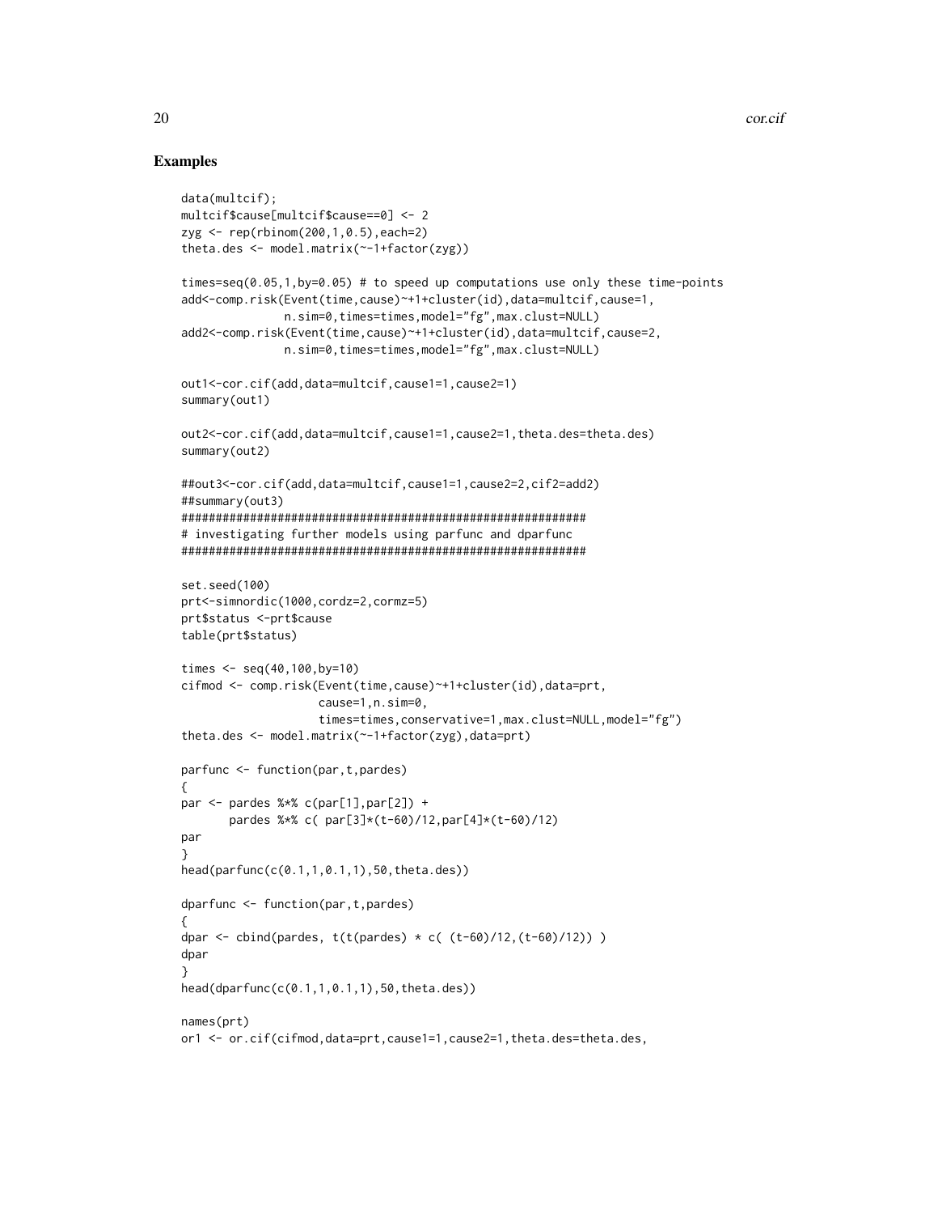## Examples

```
data(multcif);
multcif$cause[multcif$cause==0] <- 2
zyg <- rep(rbinom(200,1,0.5),each=2)
theta.des <- model.matrix(~-1+factor(zyg))

times=seq(0.05,1,by=0.05) # to speed up computations use only these time-points
add<-comp.risk(Event(time,cause)~+1+cluster(id),data=multcif,cause=1,
               n.sim=0,times=times,model="fg",max.clust=NULL)
add2<-comp.risk(Event(time,cause)~+1+cluster(id),data=multcif,cause=2,
               n.sim=0,times=times,model="fg",max.clust=NULL)

out1<-cor.cif(add,data=multcif,cause1=1,cause2=1)
summary(out1)

out2<-cor.cif(add,data=multcif,cause1=1,cause2=1,theta.des=theta.des)
summary(out2)

##out3<-cor.cif(add,data=multcif,cause1=1,cause2=2,cif2=add2)
##summary(out3)
###########################################################
# investigating further models using parfunc and dparfunc
###########################################################

set.seed(100)
prt<-simnordic(1000,cordz=2,cormz=5)
prt$status <-prt$cause
table(prt$status)

times <- seq(40,100,by=10)
cifmod <- comp.risk(Event(time,cause)~+1+cluster(id),data=prt,
                    cause=1,n.sim=0,
                    times=times,conservative=1,max.clust=NULL,model="fg")
theta.des <- model.matrix(~-1+factor(zyg),data=prt)

parfunc <- function(par,t,pardes)
{
par <- pardes %*% c(par[1],par[2]) +
       pardes %*% c( par[3]*(t-60)/12,par[4]*(t-60)/12)
par
}
head(parfunc(c(0.1,1,0.1,1),50,theta.des))

dparfunc <- function(par,t,pardes)
{
dpar <- cbind(pardes, t(t(pardes) * c( (t-60)/12,(t-60)/12)) )
dpar
}
head(dparfunc(c(0.1,1,0.1,1),50,theta.des))

names(prt)
or1 <- or.cif(cifmod,data=prt,cause1=1,cause2=1,theta.des=theta.des,
```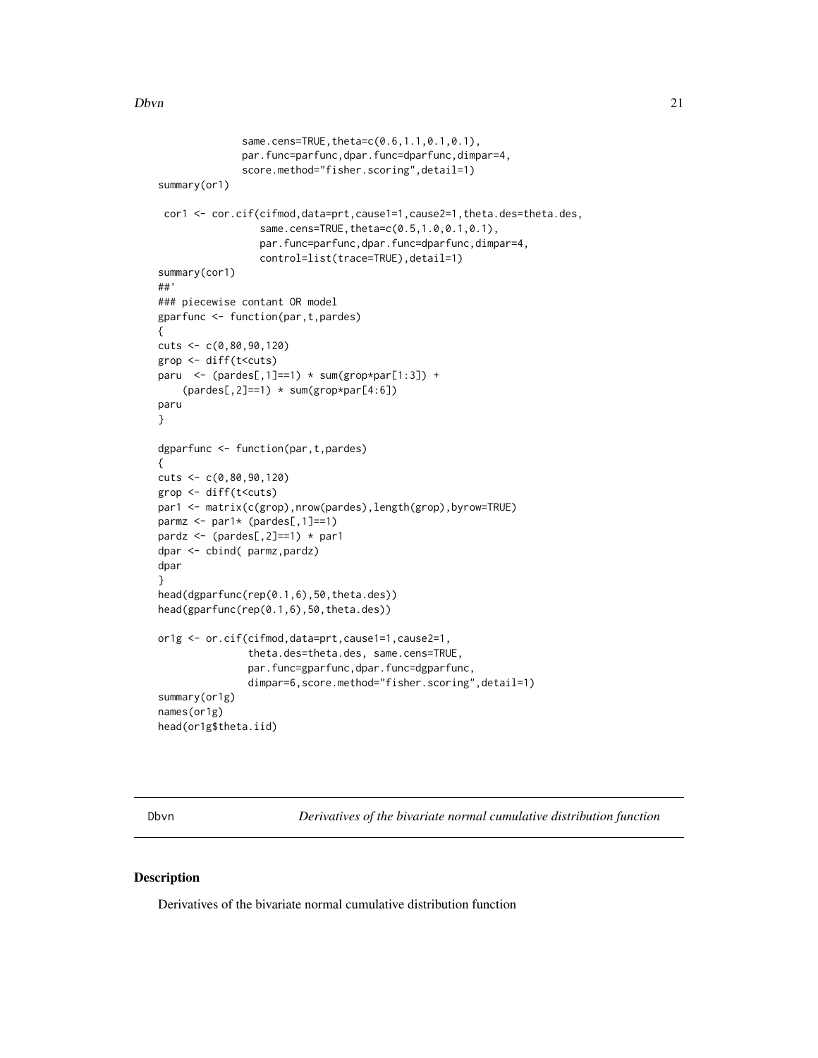```
              same.cens=TRUE,theta=c(0.6,1.1,0.1,0.1),
              par.func=parfunc,dpar.func=dparfunc,dimpar=4,
              score.method="fisher.scoring",detail=1)
summary(or1)

 cor1 <- cor.cif(cifmod,data=prt,cause1=1,cause2=1,theta.des=theta.des,
                 same.cens=TRUE,theta=c(0.5,1.0,0.1,0.1),
                 par.func=parfunc,dpar.func=dparfunc,dimpar=4,
                 control=list(trace=TRUE),detail=1)
summary(cor1)
##'
### piecewise contant OR model
gparfunc <- function(par,t,pardes)
{
cuts <- c(0,80,90,120)
grop <- diff(t<cuts)
paru  <- (pardes[,1]==1) * sum(grop*par[1:3]) +
    (pardes[,2]==1) * sum(grop*par[4:6])
paru
}

dgparfunc <- function(par,t,pardes)
{
cuts <- c(0,80,90,120)
grop <- diff(t<cuts)
par1 <- matrix(c(grop),nrow(pardes),length(grop),byrow=TRUE)
parmz <- par1* (pardes[,1]==1)
pardz <- (pardes[,2]==1) * par1
dpar <- cbind( parmz,pardz)
dpar
}
head(dgparfunc(rep(0.1,6),50,theta.des))
head(gparfunc(rep(0.1,6),50,theta.des))

or1g <- or.cif(cifmod,data=prt,cause1=1,cause2=1,
               theta.des=theta.des, same.cens=TRUE,
               par.func=gparfunc,dpar.func=dgparfunc,
               dimpar=6,score.method="fisher.scoring",detail=1)
summary(or1g)
names(or1g)
head(or1g$theta.iid)
```

---

Dbvn — *Derivatives of the bivariate normal cumulative distribution function*

---

## Description

Derivatives of the bivariate normal cumulative distribution function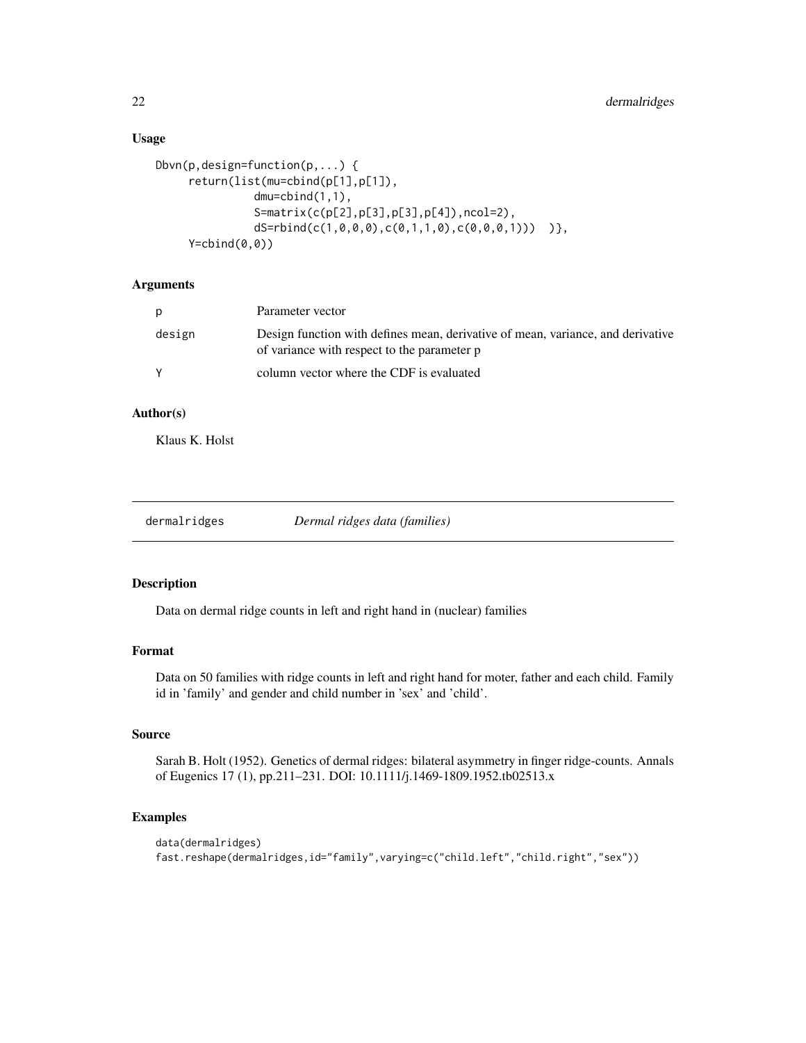### Usage

```
Dbvn(p,design=function(p,...) {
     return(list(mu=cbind(p[1],p[1]),
             dmu=cbind(1,1),
             S=matrix(c(p[2],p[3],p[3],p[4]),ncol=2),
             dS=rbind(c(1,0,0,0),c(0,1,1,0),c(0,0,0,1)))  )},
     Y=cbind(0,0))
```

### Arguments

| | |
|---|---|
| p | Parameter vector |
| design | Design function with defines mean, derivative of mean, variance, and derivative of variance with respect to the parameter p |
| Y | column vector where the CDF is evaluated |

### Author(s)

Klaus K. Holst

---

## dermalridges — *Dermal ridges data (families)*

### Description

Data on dermal ridge counts in left and right hand in (nuclear) families

### Format

Data on 50 families with ridge counts in left and right hand for moter, father and each child. Family id in 'family' and gender and child number in 'sex' and 'child'.

### Source

Sarah B. Holt (1952). Genetics of dermal ridges: bilateral asymmetry in finger ridge-counts. Annals of Eugenics 17 (1), pp.211–231. DOI: 10.1111/j.1469-1809.1952.tb02513.x

### Examples

```
data(dermalridges)
fast.reshape(dermalridges,id="family",varying=c("child.left","child.right","sex"))
```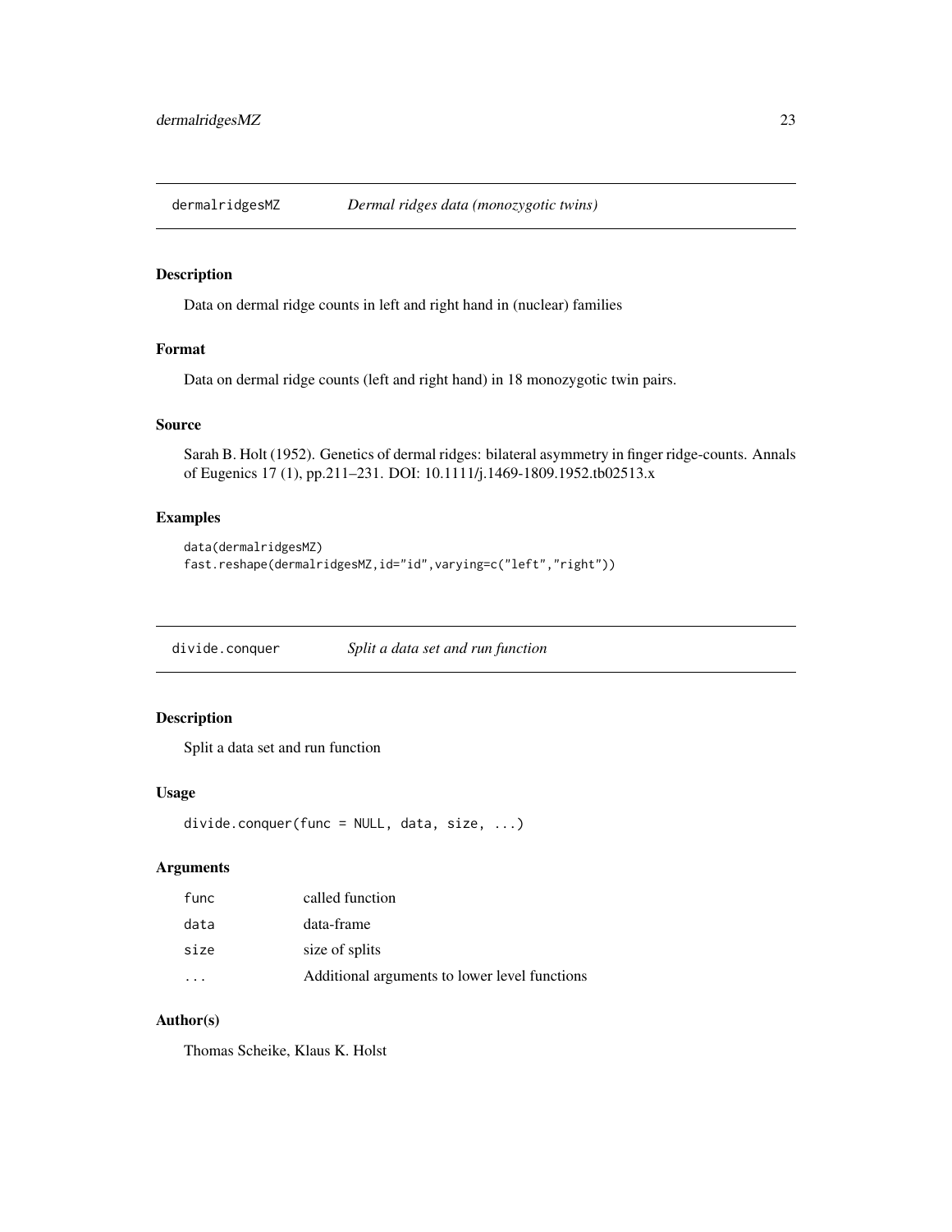## dermalridgesMZ — *Dermal ridges data (monozygotic twins)*

### Description

Data on dermal ridge counts in left and right hand in (nuclear) families

### Format

Data on dermal ridge counts (left and right hand) in 18 monozygotic twin pairs.

### Source

Sarah B. Holt (1952). Genetics of dermal ridges: bilateral asymmetry in finger ridge-counts. Annals of Eugenics 17 (1), pp.211–231. DOI: 10.1111/j.1469-1809.1952.tb02513.x

### Examples

```
data(dermalridgesMZ)
fast.reshape(dermalridgesMZ,id="id",varying=c("left","right"))
```

## divide.conquer — *Split a data set and run function*

### Description

Split a data set and run function

### Usage

```
divide.conquer(func = NULL, data, size, ...)
```

### Arguments

| | |
|---|---|
| func | called function |
| data | data-frame |
| size | size of splits |
| ... | Additional arguments to lower level functions |

### Author(s)

Thomas Scheike, Klaus K. Holst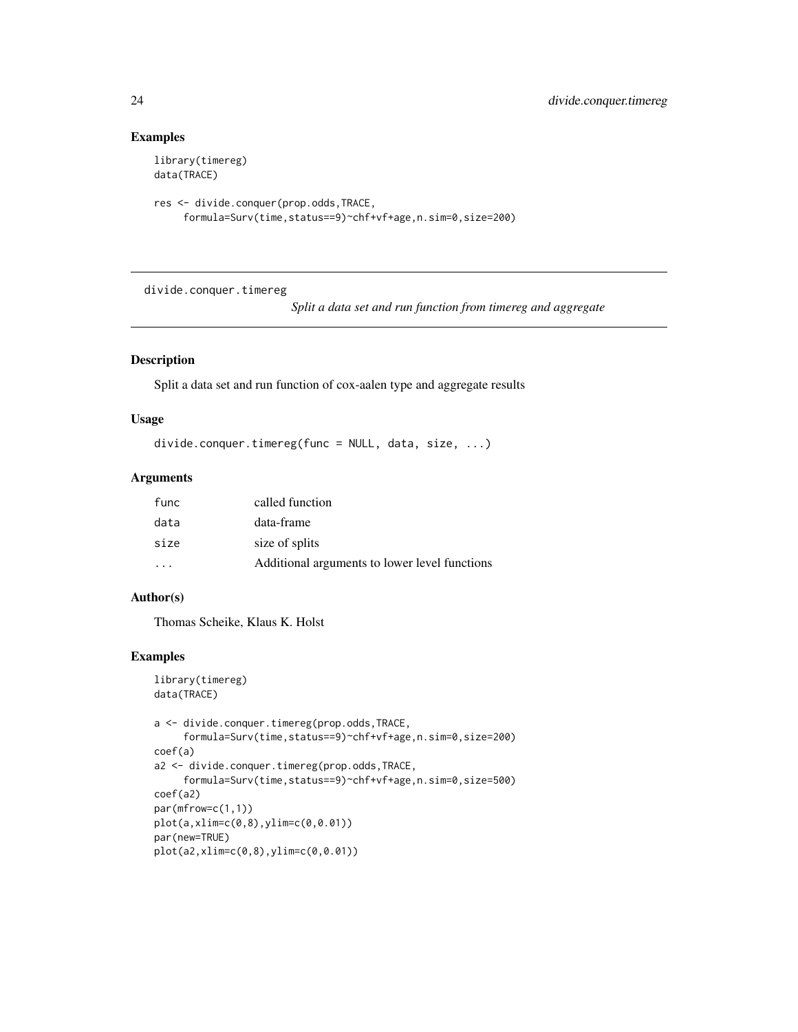## Examples

```
library(timereg)
data(TRACE)

res <- divide.conquer(prop.odds,TRACE,
     formula=Surv(time,status==9)~chf+vf+age,n.sim=0,size=200)
```

---

# divide.conquer.timereg

*Split a data set and run function from timereg and aggregate*

---

## Description

Split a data set and run function of cox-aalen type and aggregate results

## Usage

```
divide.conquer.timereg(func = NULL, data, size, ...)
```

## Arguments

| | |
|---|---|
| `func` | called function |
| `data` | data-frame |
| `size` | size of splits |
| `...` | Additional arguments to lower level functions |

## Author(s)

Thomas Scheike, Klaus K. Holst

## Examples

```
library(timereg)
data(TRACE)

a <- divide.conquer.timereg(prop.odds,TRACE,
     formula=Surv(time,status==9)~chf+vf+age,n.sim=0,size=200)
coef(a)
a2 <- divide.conquer.timereg(prop.odds,TRACE,
     formula=Surv(time,status==9)~chf+vf+age,n.sim=0,size=500)
coef(a2)
par(mfrow=c(1,1))
plot(a,xlim=c(0,8),ylim=c(0,0.01))
par(new=TRUE)
plot(a2,xlim=c(0,8),ylim=c(0,0.01))
```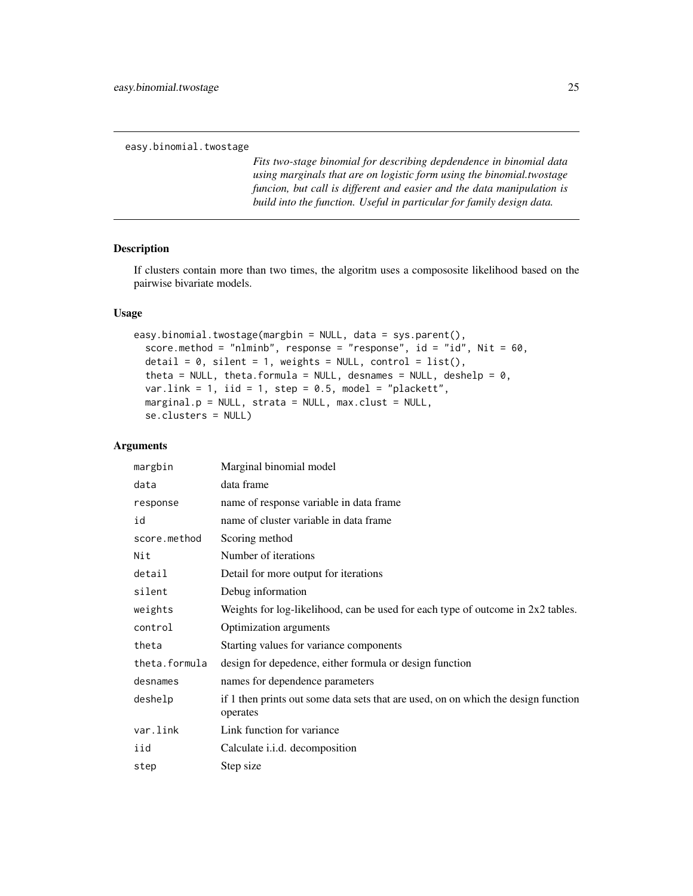easy.binomial.twostage

*Fits two-stage binomial for describing depdendence in binomial data using marginals that are on logistic form using the binomial.twostage funcion, but call is different and easier and the data manipulation is build into the function. Useful in particular for family design data.*

## Description

If clusters contain more than two times, the algoritm uses a compososite likelihood based on the pairwise bivariate models.

## Usage

```
easy.binomial.twostage(margbin = NULL, data = sys.parent(),
  score.method = "nlminb", response = "response", id = "id", Nit = 60,
  detail = 0, silent = 1, weights = NULL, control = list(),
  theta = NULL, theta.formula = NULL, desnames = NULL, deshelp = 0,
  var.link = 1, iid = 1, step = 0.5, model = "plackett",
  marginal.p = NULL, strata = NULL, max.clust = NULL,
  se.clusters = NULL)
```

## Arguments

| | |
|---|---|
| margbin | Marginal binomial model |
| data | data frame |
| response | name of response variable in data frame |
| id | name of cluster variable in data frame |
| score.method | Scoring method |
| Nit | Number of iterations |
| detail | Detail for more output for iterations |
| silent | Debug information |
| weights | Weights for log-likelihood, can be used for each type of outcome in 2x2 tables. |
| control | Optimization arguments |
| theta | Starting values for variance components |
| theta.formula | design for depedence, either formula or design function |
| desnames | names for dependence parameters |
| deshelp | if 1 then prints out some data sets that are used, on on which the design function operates |
| var.link | Link function for variance |
| iid | Calculate i.i.d. decomposition |
| step | Step size |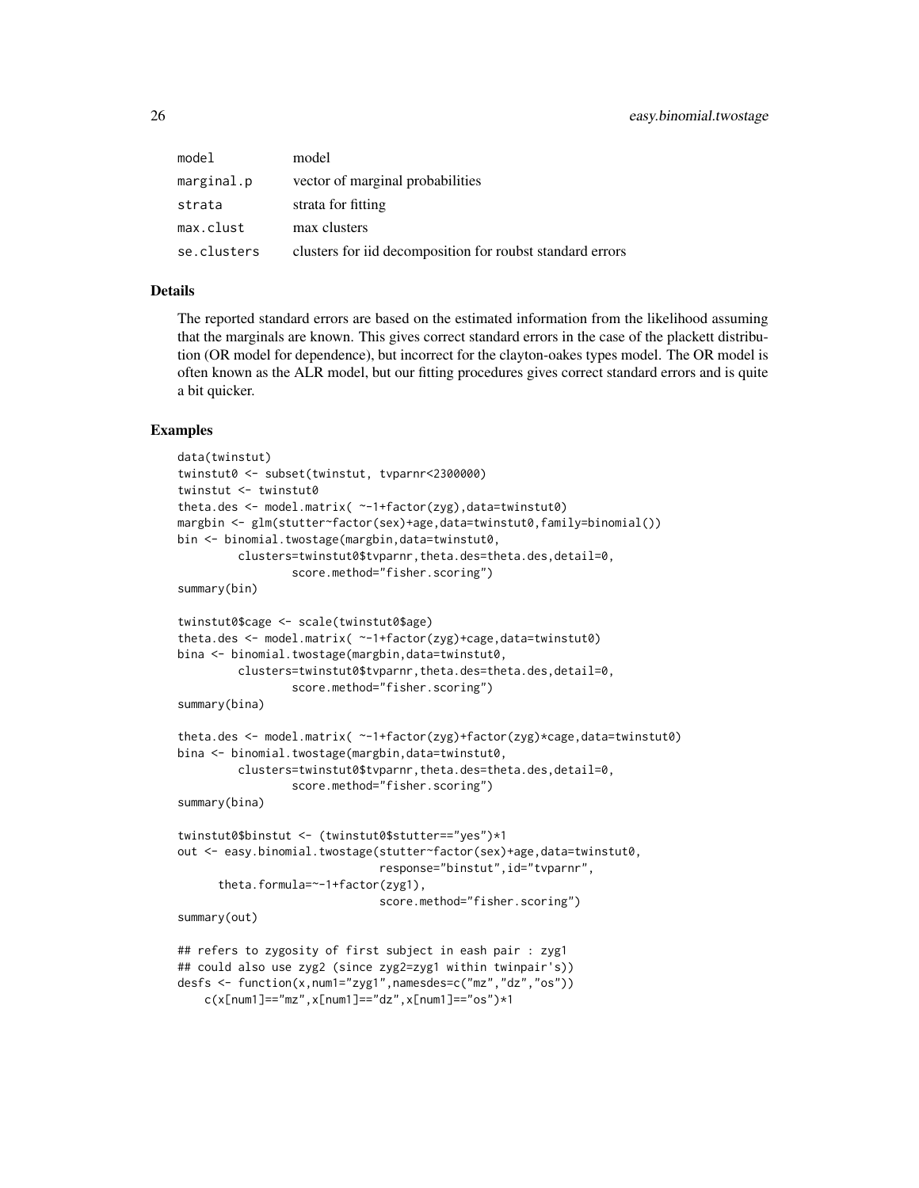| | |
|---|---|
| model | model |
| marginal.p | vector of marginal probabilities |
| strata | strata for fitting |
| max.clust | max clusters |
| se.clusters | clusters for iid decomposition for roubst standard errors |

## Details

The reported standard errors are based on the estimated information from the likelihood assuming that the marginals are known. This gives correct standard errors in the case of the plackett distribution (OR model for dependence), but incorrect for the clayton-oakes types model. The OR model is often known as the ALR model, but our fitting procedures gives correct standard errors and is quite a bit quicker.

## Examples

```
data(twinstut)
twinstut0 <- subset(twinstut, tvparnr<2300000)
twinstut <- twinstut0
theta.des <- model.matrix( ~-1+factor(zyg),data=twinstut0)
margbin <- glm(stutter~factor(sex)+age,data=twinstut0,family=binomial())
bin <- binomial.twostage(margbin,data=twinstut0,
         clusters=twinstut0$tvparnr,theta.des=theta.des,detail=0,
                 score.method="fisher.scoring")
summary(bin)

twinstut0$cage <- scale(twinstut0$age)
theta.des <- model.matrix( ~-1+factor(zyg)+cage,data=twinstut0)
bina <- binomial.twostage(margbin,data=twinstut0,
         clusters=twinstut0$tvparnr,theta.des=theta.des,detail=0,
                 score.method="fisher.scoring")
summary(bina)

theta.des <- model.matrix( ~-1+factor(zyg)+factor(zyg)*cage,data=twinstut0)
bina <- binomial.twostage(margbin,data=twinstut0,
         clusters=twinstut0$tvparnr,theta.des=theta.des,detail=0,
                 score.method="fisher.scoring")
summary(bina)

twinstut0$binstut <- (twinstut0$stutter=="yes")*1
out <- easy.binomial.twostage(stutter~factor(sex)+age,data=twinstut0,
                              response="binstut",id="tvparnr",
      theta.formula=~-1+factor(zyg1),
                              score.method="fisher.scoring")
summary(out)

## refers to zygosity of first subject in eash pair : zyg1
## could also use zyg2 (since zyg2=zyg1 within twinpair's))
desfs <- function(x,num1="zyg1",namesdes=c("mz","dz","os"))
    c(x[num1]=="mz",x[num1]=="dz",x[num1]=="os")*1
```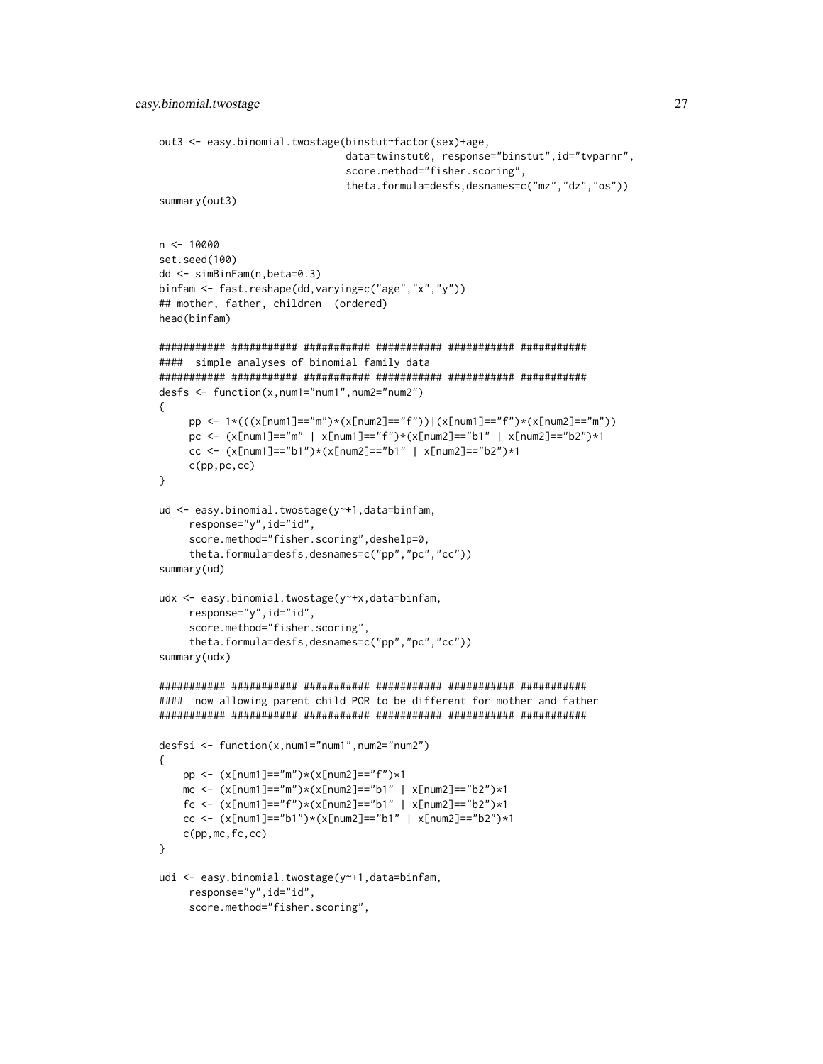```
out3 <- easy.binomial.twostage(binstut~factor(sex)+age,
                               data=twinstut0, response="binstut",id="tvparnr",
                               score.method="fisher.scoring",
                               theta.formula=desfs,desnames=c("mz","dz","os"))
summary(out3)


n <- 10000
set.seed(100)
dd <- simBinFam(n,beta=0.3)
binfam <- fast.reshape(dd,varying=c("age","x","y"))
## mother, father, children  (ordered)
head(binfam)

########### ########### ########### ########### ########### ###########
####  simple analyses of binomial family data
########### ########### ########### ########### ########### ###########
desfs <- function(x,num1="num1",num2="num2")
{
     pp <- 1*(((x[num1]=="m")*(x[num2]=="f"))|(x[num1]=="f")*(x[num2]=="m"))
     pc <- (x[num1]=="m" | x[num1]=="f")*(x[num2]=="b1" | x[num2]=="b2")*1
     cc <- (x[num1]=="b1")*(x[num2]=="b1" | x[num2]=="b2")*1
     c(pp,pc,cc)
}

ud <- easy.binomial.twostage(y~+1,data=binfam,
     response="y",id="id",
     score.method="fisher.scoring",deshelp=0,
     theta.formula=desfs,desnames=c("pp","pc","cc"))
summary(ud)

udx <- easy.binomial.twostage(y~+x,data=binfam,
     response="y",id="id",
     score.method="fisher.scoring",
     theta.formula=desfs,desnames=c("pp","pc","cc"))
summary(udx)

########### ########### ########### ########### ########### ###########
####  now allowing parent child POR to be different for mother and father
########### ########### ########### ########### ########### ###########

desfsi <- function(x,num1="num1",num2="num2")
{
    pp <- (x[num1]=="m")*(x[num2]=="f")*1
    mc <- (x[num1]=="m")*(x[num2]=="b1" | x[num2]=="b2")*1
    fc <- (x[num1]=="f")*(x[num2]=="b1" | x[num2]=="b2")*1
    cc <- (x[num1]=="b1")*(x[num2]=="b1" | x[num2]=="b2")*1
    c(pp,mc,fc,cc)
}

udi <- easy.binomial.twostage(y~+1,data=binfam,
     response="y",id="id",
     score.method="fisher.scoring",
```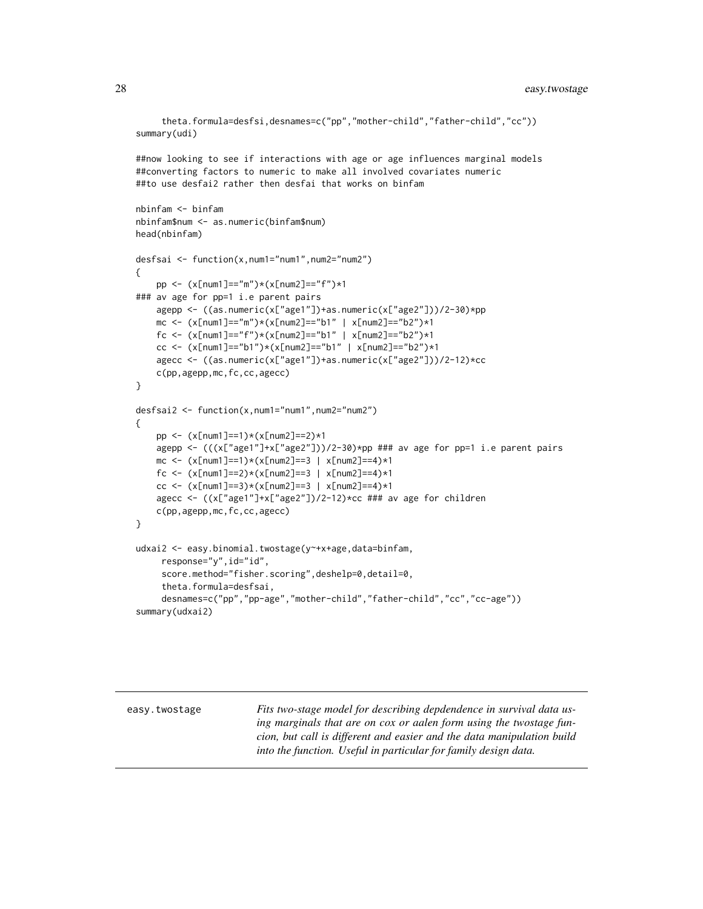```
     theta.formula=desfsi,desnames=c("pp","mother-child","father-child","cc"))
summary(udi)

##now looking to see if interactions with age or age influences marginal models
##converting factors to numeric to make all involved covariates numeric
##to use desfai2 rather then desfai that works on binfam

nbinfam <- binfam
nbinfam$num <- as.numeric(binfam$num)
head(nbinfam)

desfsai <- function(x,num1="num1",num2="num2")
{
    pp <- (x[num1]=="m")*(x[num2]=="f")*1
### av age for pp=1 i.e parent pairs
    agepp <- ((as.numeric(x["age1"])+as.numeric(x["age2"]))/2-30)*pp
    mc <- (x[num1]=="m")*(x[num2]=="b1" | x[num2]=="b2")*1
    fc <- (x[num1]=="f")*(x[num2]=="b1" | x[num2]=="b2")*1
    cc <- (x[num1]=="b1")*(x[num2]=="b1" | x[num2]=="b2")*1
    agecc <- ((as.numeric(x["age1"])+as.numeric(x["age2"]))/2-12)*cc
    c(pp,agepp,mc,fc,cc,agecc)
}

desfsai2 <- function(x,num1="num1",num2="num2")
{
    pp <- (x[num1]==1)*(x[num2]==2)*1
    agepp <- (((x["age1"]+x["age2"]))/2-30)*pp ### av age for pp=1 i.e parent pairs
    mc <- (x[num1]==1)*(x[num2]==3 | x[num2]==4)*1
    fc <- (x[num1]==2)*(x[num2]==3 | x[num2]==4)*1
    cc <- (x[num1]==3)*(x[num2]==3 | x[num2]==4)*1
    agecc <- ((x["age1"]+x["age2"])/2-12)*cc ### av age for children
    c(pp,agepp,mc,fc,cc,agecc)
}

udxai2 <- easy.binomial.twostage(y~+x+age,data=binfam,
     response="y",id="id",
     score.method="fisher.scoring",deshelp=0,detail=0,
     theta.formula=desfsai,
     desnames=c("pp","pp-age","mother-child","father-child","cc","cc-age"))
summary(udxai2)
```

---

easy.twostage — *Fits two-stage model for describing depdendence in survival data using marginals that are on cox or aalen form using the twostage funcion, but call is different and easier and the data manipulation build into the function. Useful in particular for family design data.*

---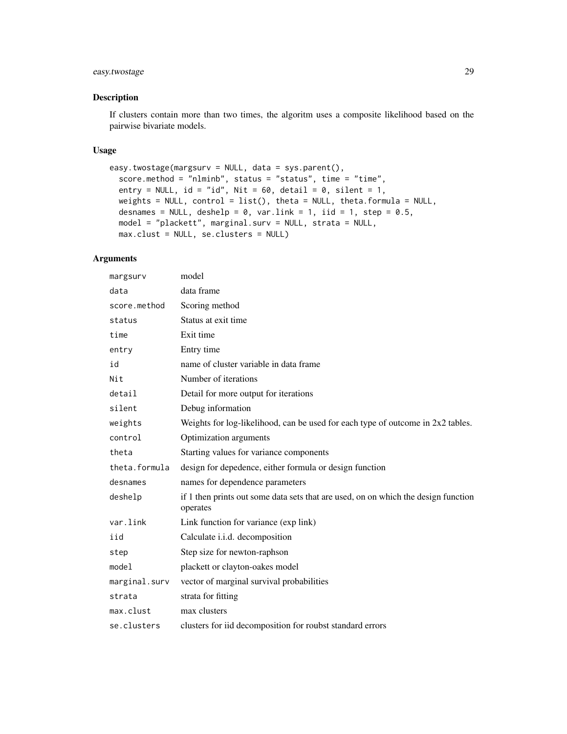## Description

If clusters contain more than two times, the algoritm uses a composite likelihood based on the pairwise bivariate models.

## Usage

```
easy.twostage(margsurv = NULL, data = sys.parent(),
  score.method = "nlminb", status = "status", time = "time",
  entry = NULL, id = "id", Nit = 60, detail = 0, silent = 1,
  weights = NULL, control = list(), theta = NULL, theta.formula = NULL,
  desnames = NULL, deshelp = 0, var.link = 1, iid = 1, step = 0.5,
  model = "plackett", marginal.surv = NULL, strata = NULL,
  max.clust = NULL, se.clusters = NULL)
```

## Arguments

| | |
|---|---|
| `margsurv` | model |
| `data` | data frame |
| `score.method` | Scoring method |
| `status` | Status at exit time |
| `time` | Exit time |
| `entry` | Entry time |
| `id` | name of cluster variable in data frame |
| `Nit` | Number of iterations |
| `detail` | Detail for more output for iterations |
| `silent` | Debug information |
| `weights` | Weights for log-likelihood, can be used for each type of outcome in 2x2 tables. |
| `control` | Optimization arguments |
| `theta` | Starting values for variance components |
| `theta.formula` | design for depedence, either formula or design function |
| `desnames` | names for dependence parameters |
| `deshelp` | if 1 then prints out some data sets that are used, on on which the design function operates |
| `var.link` | Link function for variance (exp link) |
| `iid` | Calculate i.i.d. decomposition |
| `step` | Step size for newton-raphson |
| `model` | plackett or clayton-oakes model |
| `marginal.surv` | vector of marginal survival probabilities |
| `strata` | strata for fitting |
| `max.clust` | max clusters |
| `se.clusters` | clusters for iid decomposition for roubst standard errors |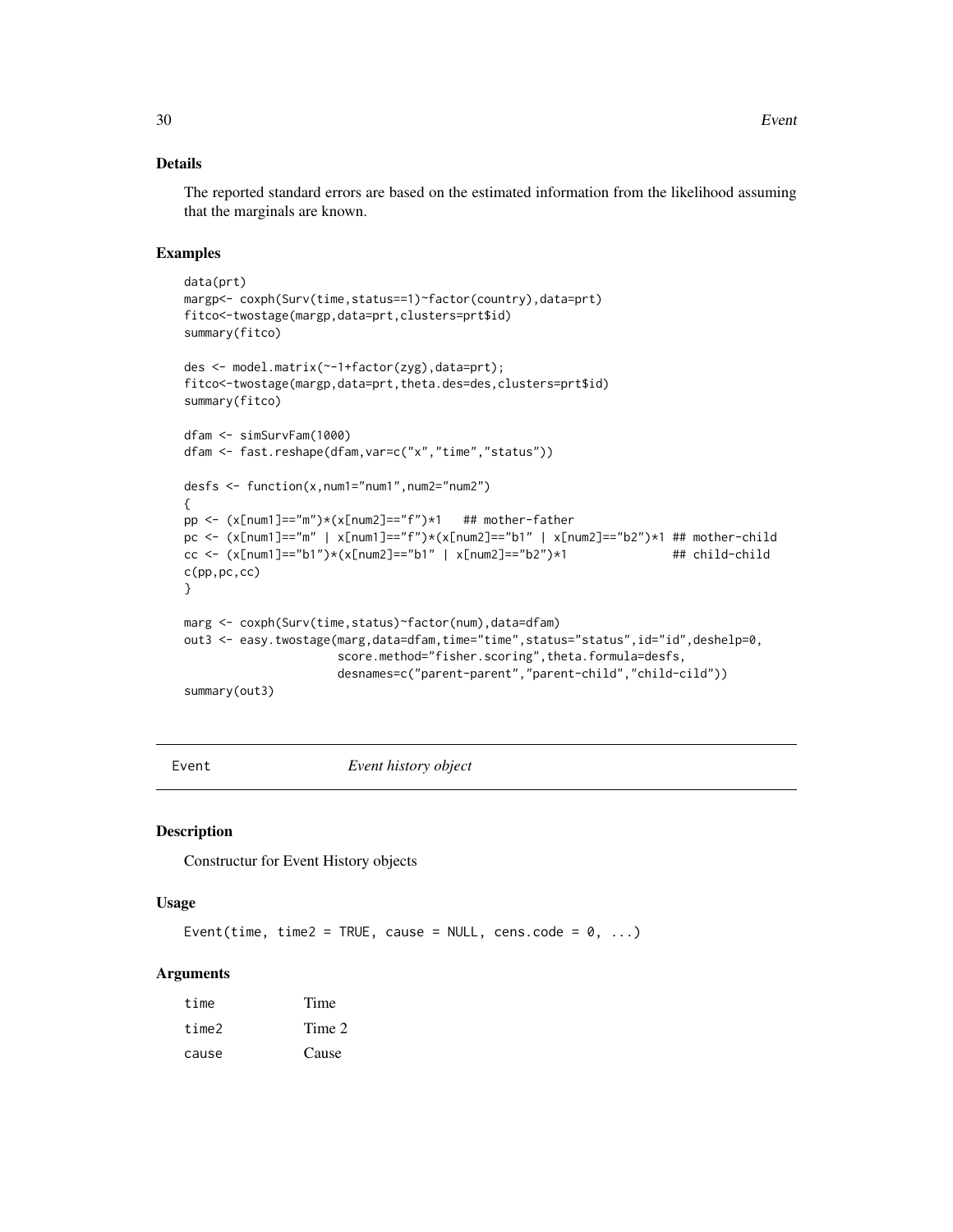## Details

The reported standard errors are based on the estimated information from the likelihood assuming that the marginals are known.

## Examples

```
data(prt)
margp<- coxph(Surv(time,status==1)~factor(country),data=prt)
fitco<-twostage(margp,data=prt,clusters=prt$id)
summary(fitco)

des <- model.matrix(~-1+factor(zyg),data=prt);
fitco<-twostage(margp,data=prt,theta.des=des,clusters=prt$id)
summary(fitco)

dfam <- simSurvFam(1000)
dfam <- fast.reshape(dfam,var=c("x","time","status"))

desfs <- function(x,num1="num1",num2="num2")
{
pp <- (x[num1]=="m")*(x[num2]=="f")*1   ## mother-father
pc <- (x[num1]=="m" | x[num1]=="f")*(x[num2]=="b1" | x[num2]=="b2")*1 ## mother-child
cc <- (x[num1]=="b1")*(x[num2]=="b1" | x[num2]=="b2")*1               ## child-child
c(pp,pc,cc)
}

marg <- coxph(Surv(time,status)~factor(num),data=dfam)
out3 <- easy.twostage(marg,data=dfam,time="time",status="status",id="id",deshelp=0,
                      score.method="fisher.scoring",theta.formula=desfs,
                      desnames=c("parent-parent","parent-child","child-cild"))
summary(out3)
```

---

# Event — *Event history object*

## Description

Constructur for Event History objects

## Usage

```
Event(time, time2 = TRUE, cause = NULL, cens.code = 0, ...)
```

## Arguments

| | |
|---|---|
| time | Time |
| time2 | Time 2 |
| cause | Cause |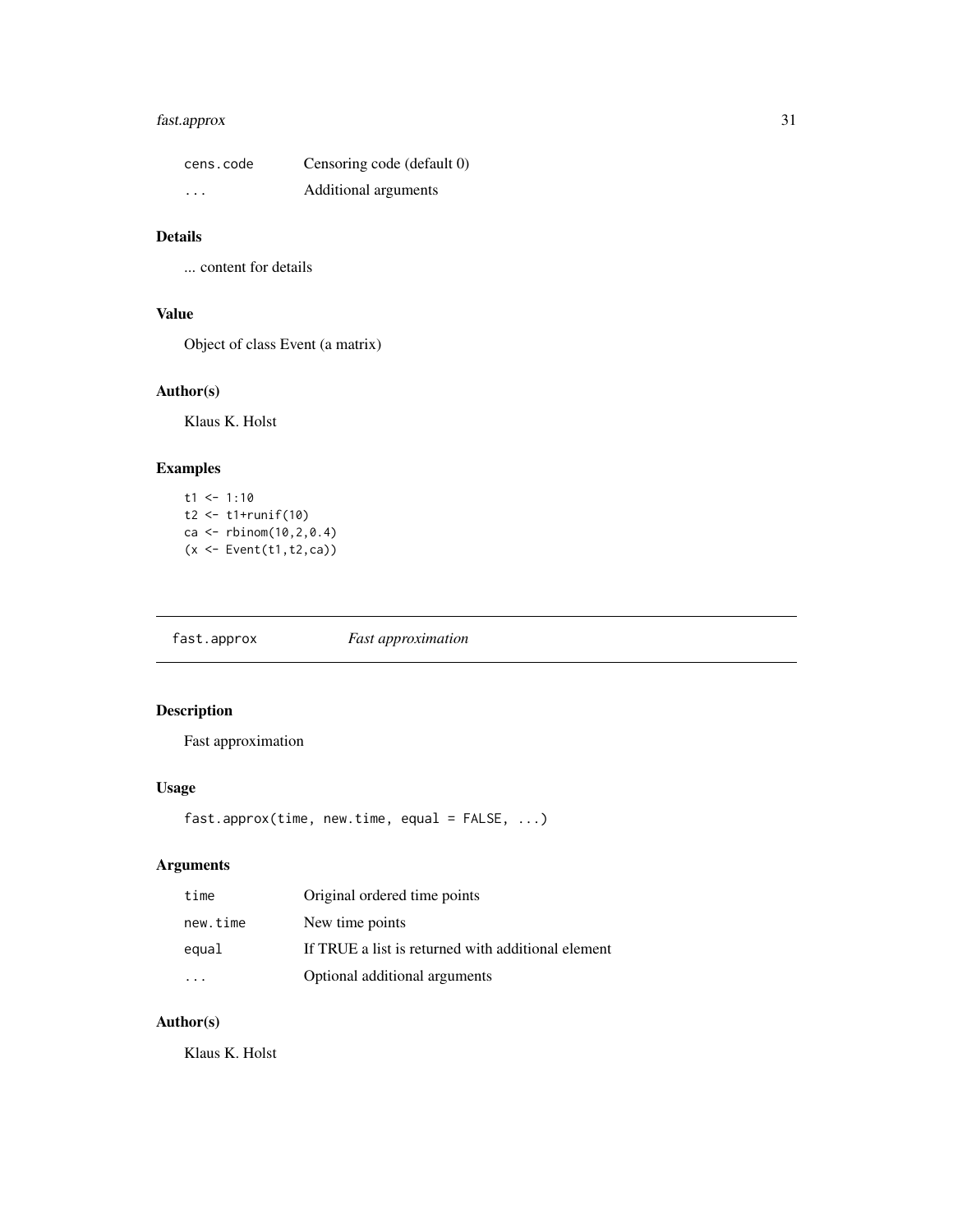| | |
|---|---|
| cens.code | Censoring code (default 0) |
| ... | Additional arguments |

### Details

... content for details

### Value

Object of class Event (a matrix)

### Author(s)

Klaus K. Holst

### Examples

```
t1 <- 1:10
t2 <- t1+runif(10)
ca <- rbinom(10,2,0.4)
(x <- Event(t1,t2,ca))
```

---

## fast.approx *Fast approximation*

---

### Description

Fast approximation

### Usage

```
fast.approx(time, new.time, equal = FALSE, ...)
```

### Arguments

| | |
|---|---|
| time | Original ordered time points |
| new.time | New time points |
| equal | If TRUE a list is returned with additional element |
| ... | Optional additional arguments |

### Author(s)

Klaus K. Holst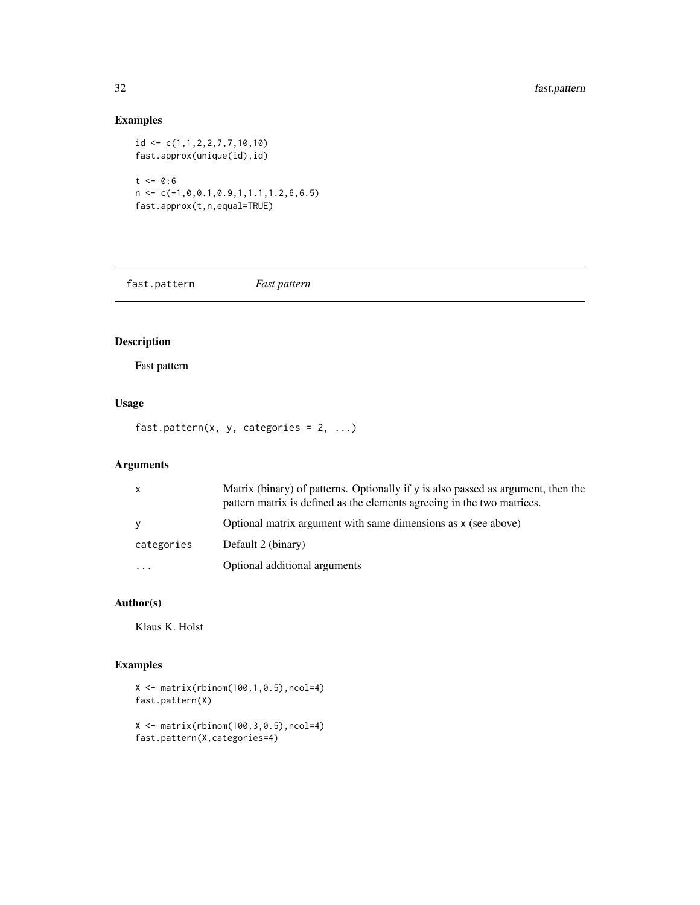## Examples

```
id <- c(1,1,2,2,7,7,10,10)
fast.approx(unique(id),id)

t <- 0:6
n <- c(-1,0,0.1,0.9,1,1.1,1.2,6,6.5)
fast.approx(t,n,equal=TRUE)
```

---

fast.pattern    *Fast pattern*

---

## Description

Fast pattern

## Usage

```
fast.pattern(x, y, categories = 2, ...)
```

## Arguments

| | |
|---|---|
| x | Matrix (binary) of patterns. Optionally if y is also passed as argument, then the pattern matrix is defined as the elements agreeing in the two matrices. |
| y | Optional matrix argument with same dimensions as x (see above) |
| categories | Default 2 (binary) |
| ... | Optional additional arguments |

## Author(s)

Klaus K. Holst

## Examples

```
X <- matrix(rbinom(100,1,0.5),ncol=4)
fast.pattern(X)

X <- matrix(rbinom(100,3,0.5),ncol=4)
fast.pattern(X,categories=4)
```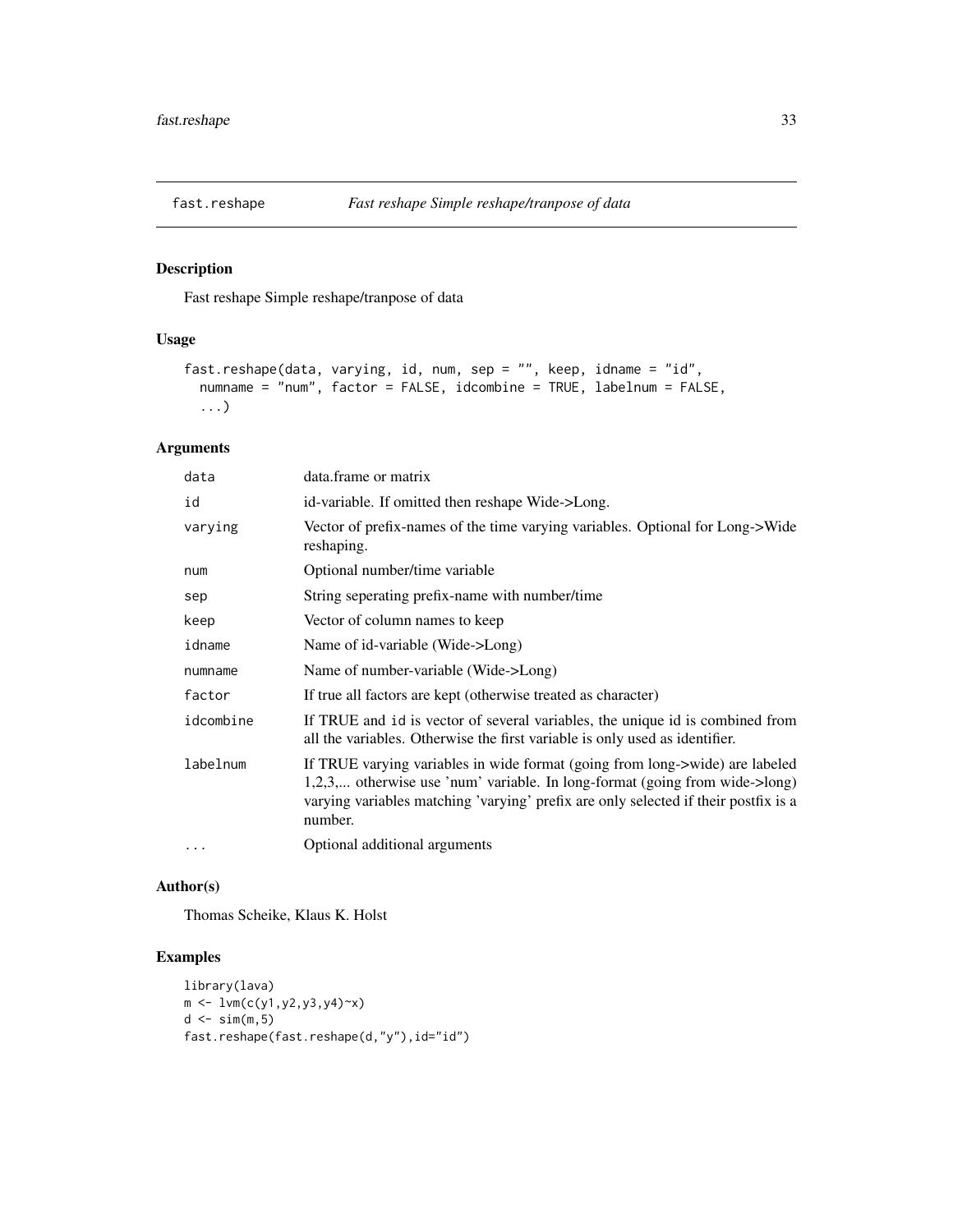fast.reshape *Fast reshape Simple reshape/tranpose of data*

## Description

Fast reshape Simple reshape/tranpose of data

## Usage

```
fast.reshape(data, varying, id, num, sep = "", keep, idname = "id",
  numname = "num", factor = FALSE, idcombine = TRUE, labelnum = FALSE,
  ...)
```

## Arguments

| | |
|---|---|
| `data` | data.frame or matrix |
| `id` | id-variable. If omitted then reshape Wide->Long. |
| `varying` | Vector of prefix-names of the time varying variables. Optional for Long->Wide reshaping. |
| `num` | Optional number/time variable |
| `sep` | String seperating prefix-name with number/time |
| `keep` | Vector of column names to keep |
| `idname` | Name of id-variable (Wide->Long) |
| `numname` | Name of number-variable (Wide->Long) |
| `factor` | If true all factors are kept (otherwise treated as character) |
| `idcombine` | If TRUE and `id` is vector of several variables, the unique id is combined from all the variables. Otherwise the first variable is only used as identifier. |
| `labelnum` | If TRUE varying variables in wide format (going from long->wide) are labeled 1,2,3,... otherwise use 'num' variable. In long-format (going from wide->long) varying variables matching 'varying' prefix are only selected if their postfix is a number. |
| `...` | Optional additional arguments |

## Author(s)

Thomas Scheike, Klaus K. Holst

## Examples

```
library(lava)
m <- lvm(c(y1,y2,y3,y4)~x)
d <- sim(m,5)
fast.reshape(fast.reshape(d,"y"),id="id")
```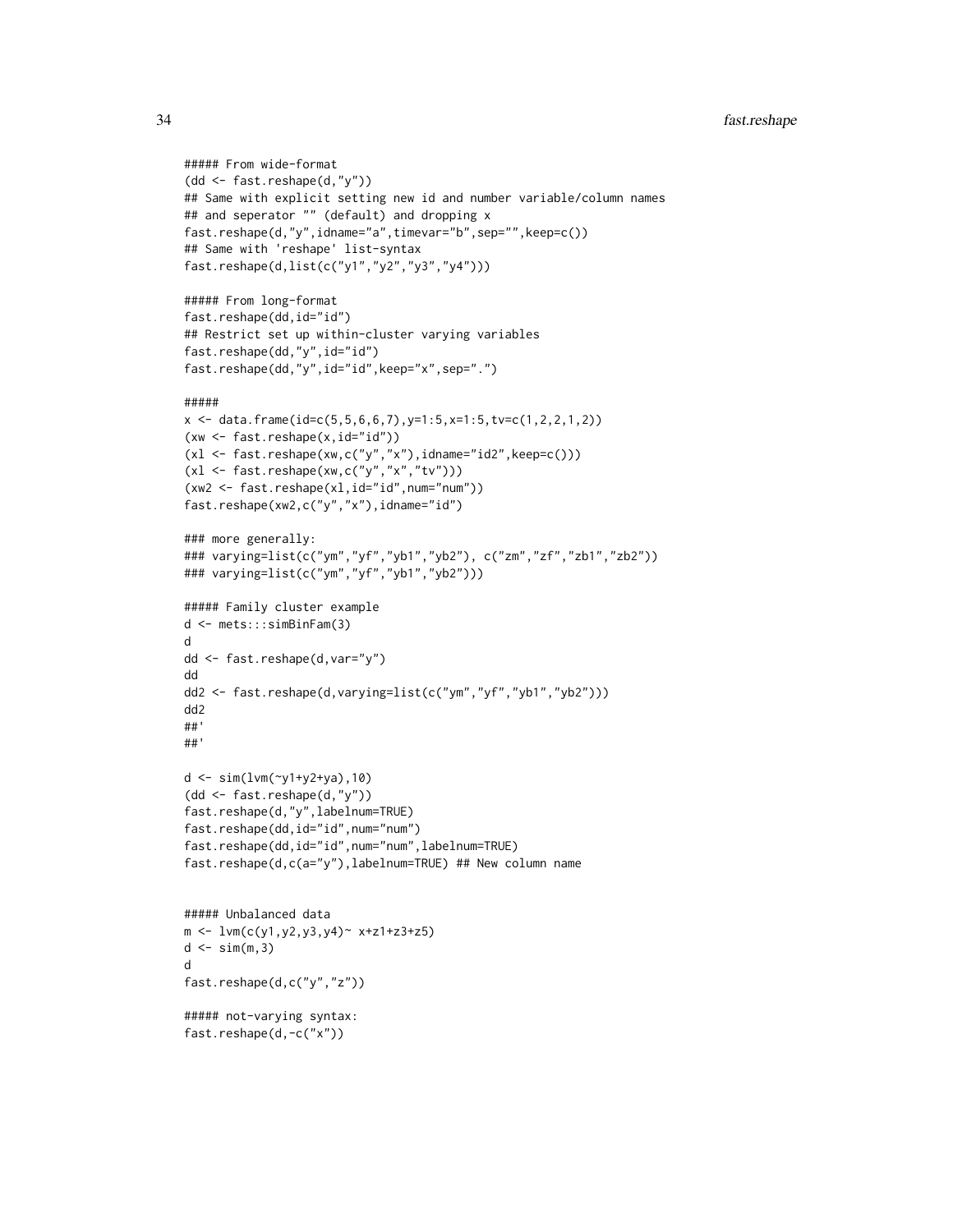```
##### From wide-format
(dd <- fast.reshape(d,"y"))
## Same with explicit setting new id and number variable/column names
## and seperator "" (default) and dropping x
fast.reshape(d,"y",idname="a",timevar="b",sep="",keep=c())
## Same with 'reshape' list-syntax
fast.reshape(d,list(c("y1","y2","y3","y4")))

##### From long-format
fast.reshape(dd,id="id")
## Restrict set up within-cluster varying variables
fast.reshape(dd,"y",id="id")
fast.reshape(dd,"y",id="id",keep="x",sep=".")

#####
x <- data.frame(id=c(5,5,6,6,7),y=1:5,x=1:5,tv=c(1,2,2,1,2))
(xw <- fast.reshape(x,id="id"))
(xl <- fast.reshape(xw,c("y","x"),idname="id2",keep=c()))
(xl <- fast.reshape(xw,c("y","x","tv")))
(xw2 <- fast.reshape(xl,id="id",num="num"))
fast.reshape(xw2,c("y","x"),idname="id")

### more generally:
### varying=list(c("ym","yf","yb1","yb2"), c("zm","zf","zb1","zb2"))
### varying=list(c("ym","yf","yb1","yb2")))

##### Family cluster example
d <- mets:::simBinFam(3)
d
dd <- fast.reshape(d,var="y")
dd
dd2 <- fast.reshape(d,varying=list(c("ym","yf","yb1","yb2")))
dd2
##'
##'

d <- sim(lvm(~y1+y2+ya),10)
(dd <- fast.reshape(d,"y"))
fast.reshape(d,"y",labelnum=TRUE)
fast.reshape(dd,id="id",num="num")
fast.reshape(dd,id="id",num="num",labelnum=TRUE)
fast.reshape(d,c(a="y"),labelnum=TRUE) ## New column name


##### Unbalanced data
m <- lvm(c(y1,y2,y3,y4)~ x+z1+z3+z5)
d <- sim(m,3)
d
fast.reshape(d,c("y","z"))

##### not-varying syntax:
fast.reshape(d,-c("x"))
```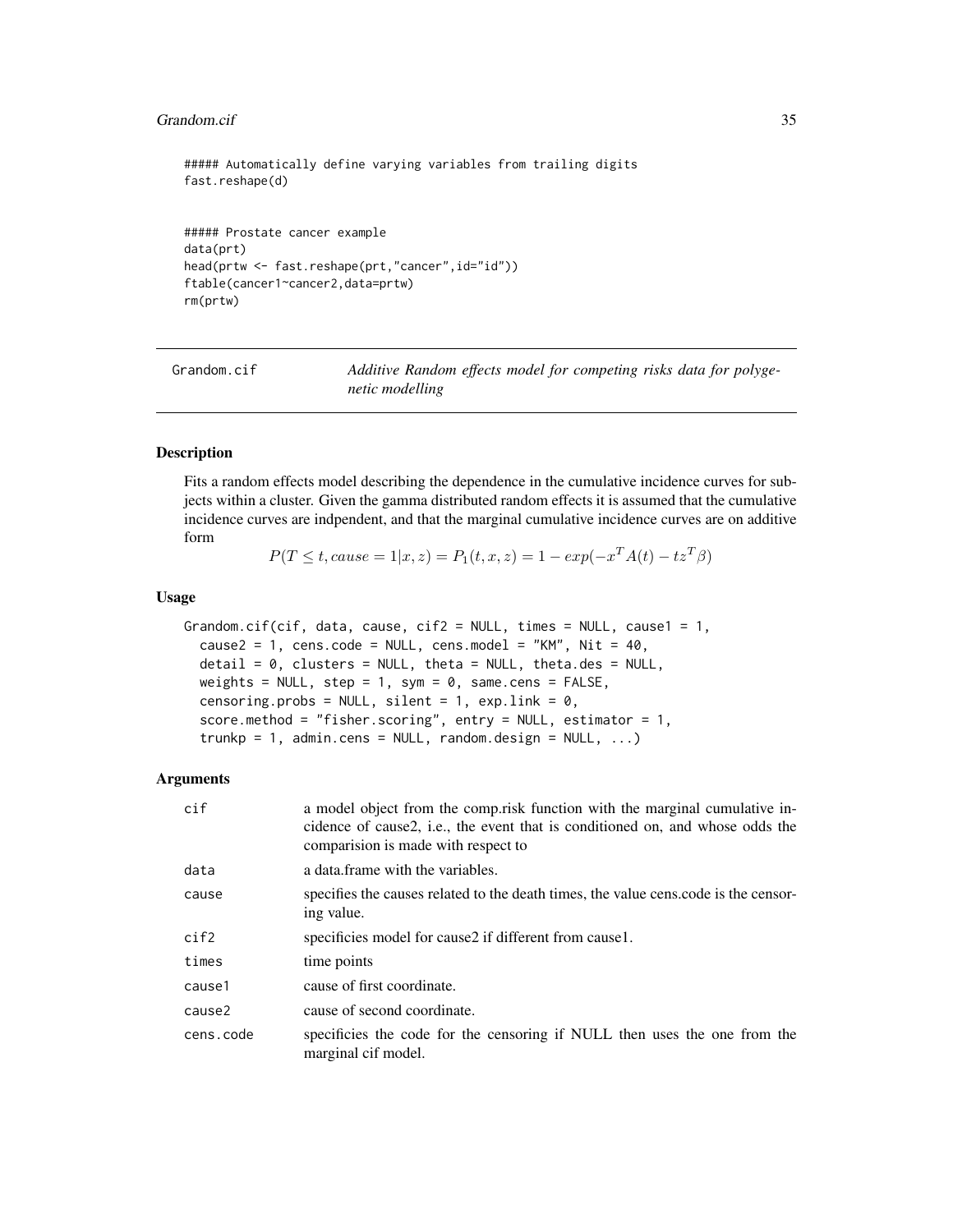```
##### Automatically define varying variables from trailing digits
fast.reshape(d)


##### Prostate cancer example
data(prt)
head(prtw <- fast.reshape(prt,"cancer",id="id"))
ftable(cancer1~cancer2,data=prtw)
rm(prtw)
```

---

## Grandom.cif — *Additive Random effects model for competing risks data for polygenetic modelling*

---

### Description

Fits a random effects model describing the dependence in the cumulative incidence curves for subjects within a cluster. Given the gamma distributed random effects it is assumed that the cumulative incidence curves are indpendent, and that the marginal cumulative incidence curves are on additive form

$$P(T \leq t, cause = 1|x, z) = P_1(t, x, z) = 1 - exp(-x^T A(t) - tz^T \beta)$$

### Usage

```
Grandom.cif(cif, data, cause, cif2 = NULL, times = NULL, cause1 = 1,
  cause2 = 1, cens.code = NULL, cens.model = "KM", Nit = 40,
  detail = 0, clusters = NULL, theta = NULL, theta.des = NULL,
  weights = NULL, step = 1, sym = 0, same.cens = FALSE,
  censoring.probs = NULL, silent = 1, exp.link = 0,
  score.method = "fisher.scoring", entry = NULL, estimator = 1,
  trunkp = 1, admin.cens = NULL, random.design = NULL, ...)
```

### Arguments

| | |
|---|---|
| cif | a model object from the comp.risk function with the marginal cumulative incidence of cause2, i.e., the event that is conditioned on, and whose odds the comparision is made with respect to |
| data | a data.frame with the variables. |
| cause | specifies the causes related to the death times, the value cens.code is the censoring value. |
| cif2 | specificies model for cause2 if different from cause1. |
| times | time points |
| cause1 | cause of first coordinate. |
| cause2 | cause of second coordinate. |
| cens.code | specificies the code for the censoring if NULL then uses the one from the marginal cif model. |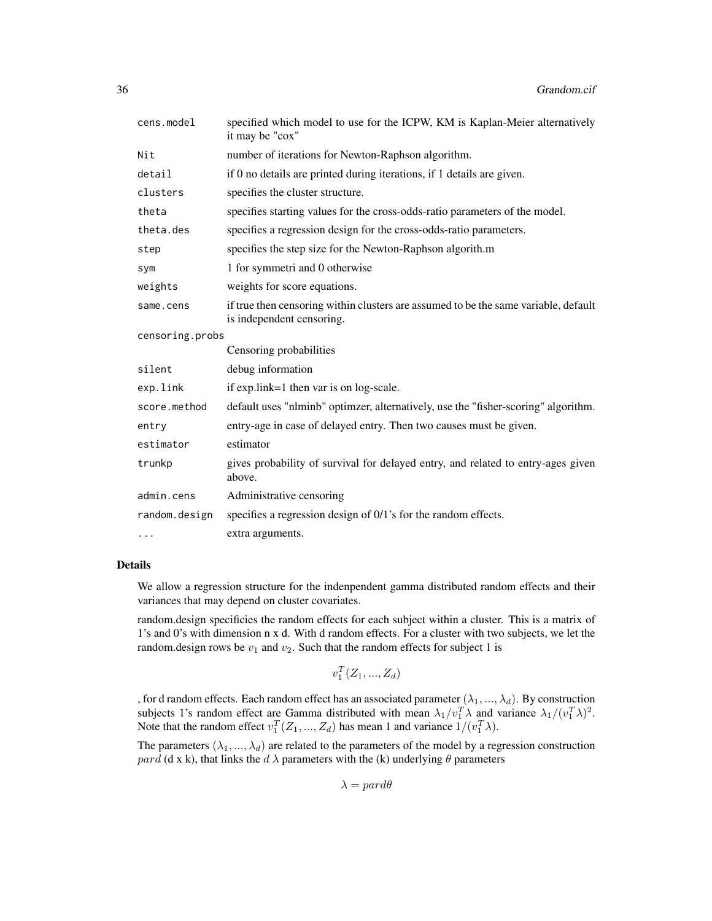| | |
|---|---|
| cens.model | specified which model to use for the ICPW, KM is Kaplan-Meier alternatively it may be "cox" |
| Nit | number of iterations for Newton-Raphson algorithm. |
| detail | if 0 no details are printed during iterations, if 1 details are given. |
| clusters | specifies the cluster structure. |
| theta | specifies starting values for the cross-odds-ratio parameters of the model. |
| theta.des | specifies a regression design for the cross-odds-ratio parameters. |
| step | specifies the step size for the Newton-Raphson algorith.m |
| sym | 1 for symmetri and 0 otherwise |
| weights | weights for score equations. |
| same.cens | if true then censoring within clusters are assumed to be the same variable, default is independent censoring. |
| censoring.probs | Censoring probabilities |
| silent | debug information |
| exp.link | if exp.link=1 then var is on log-scale. |
| score.method | default uses "nlminb" optimzer, alternatively, use the "fisher-scoring" algorithm. |
| entry | entry-age in case of delayed entry. Then two causes must be given. |
| estimator | estimator |
| trunkp | gives probability of survival for delayed entry, and related to entry-ages given above. |
| admin.cens | Administrative censoring |
| random.design | specifies a regression design of 0/1's for the random effects. |
| ... | extra arguments. |

## Details

We allow a regression structure for the indenpendent gamma distributed random effects and their variances that may depend on cluster covariates.

random.design specificies the random effects for each subject within a cluster. This is a matrix of 1's and 0's with dimension n x d. With d random effects. For a cluster with two subjects, we let the random.design rows be $v_1$ and $v_2$. Such that the random effects for subject 1 is

$$v_1^T (Z_1, ..., Z_d)$$

, for d random effects. Each random effect has an associated parameter $(\lambda_1, ..., \lambda_d)$. By construction subjects 1's random effect are Gamma distributed with mean $\lambda_1 / v_1^T \lambda$ and variance $\lambda_1 / (v_1^T \lambda)^2$. Note that the random effect $v_1^T (Z_1, ..., Z_d)$ has mean 1 and variance $1/(v_1^T \lambda)$.

The parameters $(\lambda_1, ..., \lambda_d)$ are related to the parameters of the model by a regression construction $pard$ (d x k), that links the $d$ $\lambda$ parameters with the (k) underlying $\theta$ parameters

$$\lambda = pard \theta$$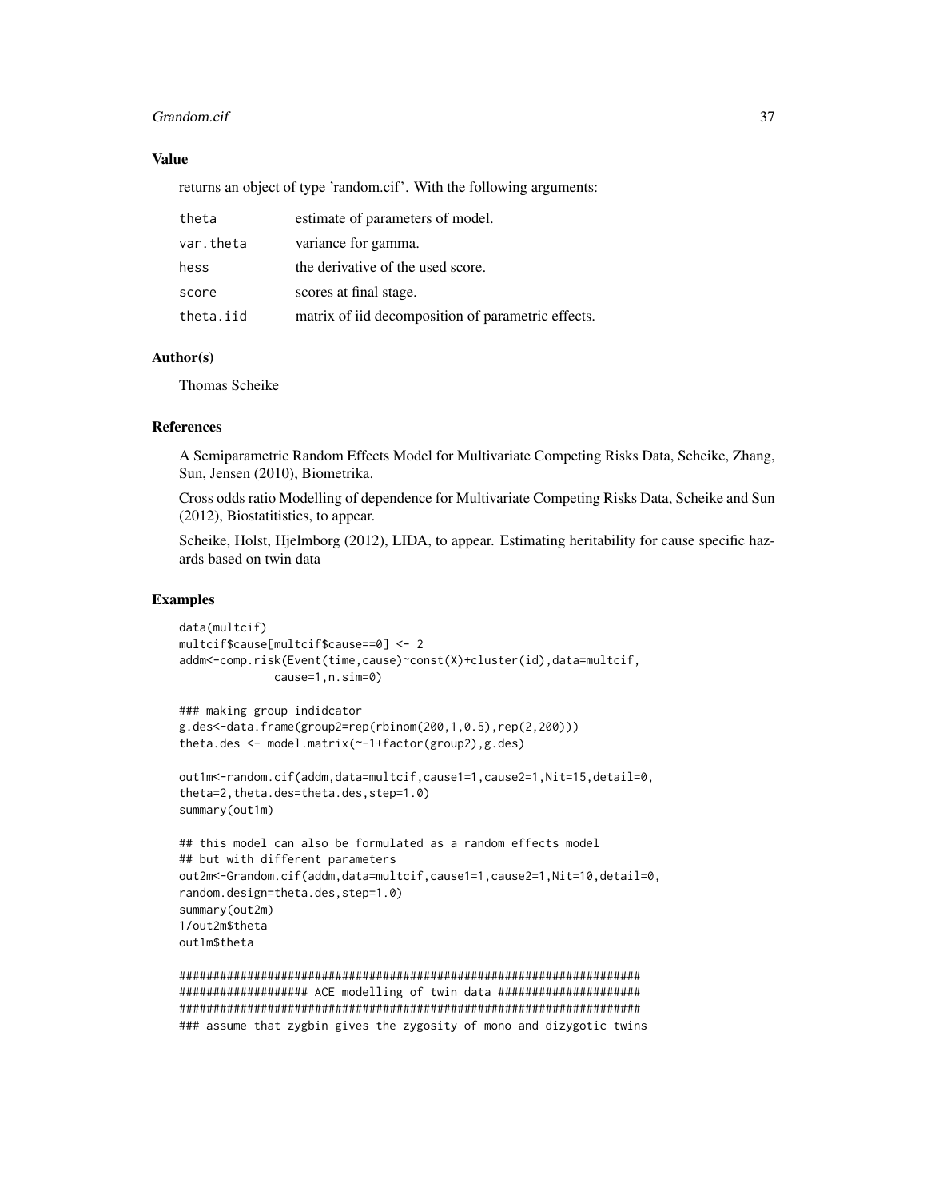## Value

returns an object of type 'random.cif'. With the following arguments:

| | |
|---|---|
| theta | estimate of parameters of model. |
| var.theta | variance for gamma. |
| hess | the derivative of the used score. |
| score | scores at final stage. |
| theta.iid | matrix of iid decomposition of parametric effects. |

## Author(s)

Thomas Scheike

## References

A Semiparametric Random Effects Model for Multivariate Competing Risks Data, Scheike, Zhang, Sun, Jensen (2010), Biometrika.

Cross odds ratio Modelling of dependence for Multivariate Competing Risks Data, Scheike and Sun (2012), Biostatitistics, to appear.

Scheike, Holst, Hjelmborg (2012), LIDA, to appear. Estimating heritability for cause specific hazards based on twin data

## Examples

```
data(multcif)
multcif$cause[multcif$cause==0] <- 2
addm<-comp.risk(Event(time,cause)~const(X)+cluster(id),data=multcif,
            cause=1,n.sim=0)

### making group indidcator
g.des<-data.frame(group2=rep(rbinom(200,1,0.5),rep(2,200)))
theta.des <- model.matrix(~-1+factor(group2),g.des)

out1m<-random.cif(addm,data=multcif,cause1=1,cause2=1,Nit=15,detail=0,
theta=2,theta.des=theta.des,step=1.0)
summary(out1m)

## this model can also be formulated as a random effects model
## but with different parameters
out2m<-Grandom.cif(addm,data=multcif,cause1=1,cause2=1,Nit=10,detail=0,
random.design=theta.des,step=1.0)
summary(out2m)
1/out2m$theta
out1m$theta

####################################################################
################### ACE modelling of twin data #####################
####################################################################
### assume that zygbin gives the zygosity of mono and dizygotic twins
```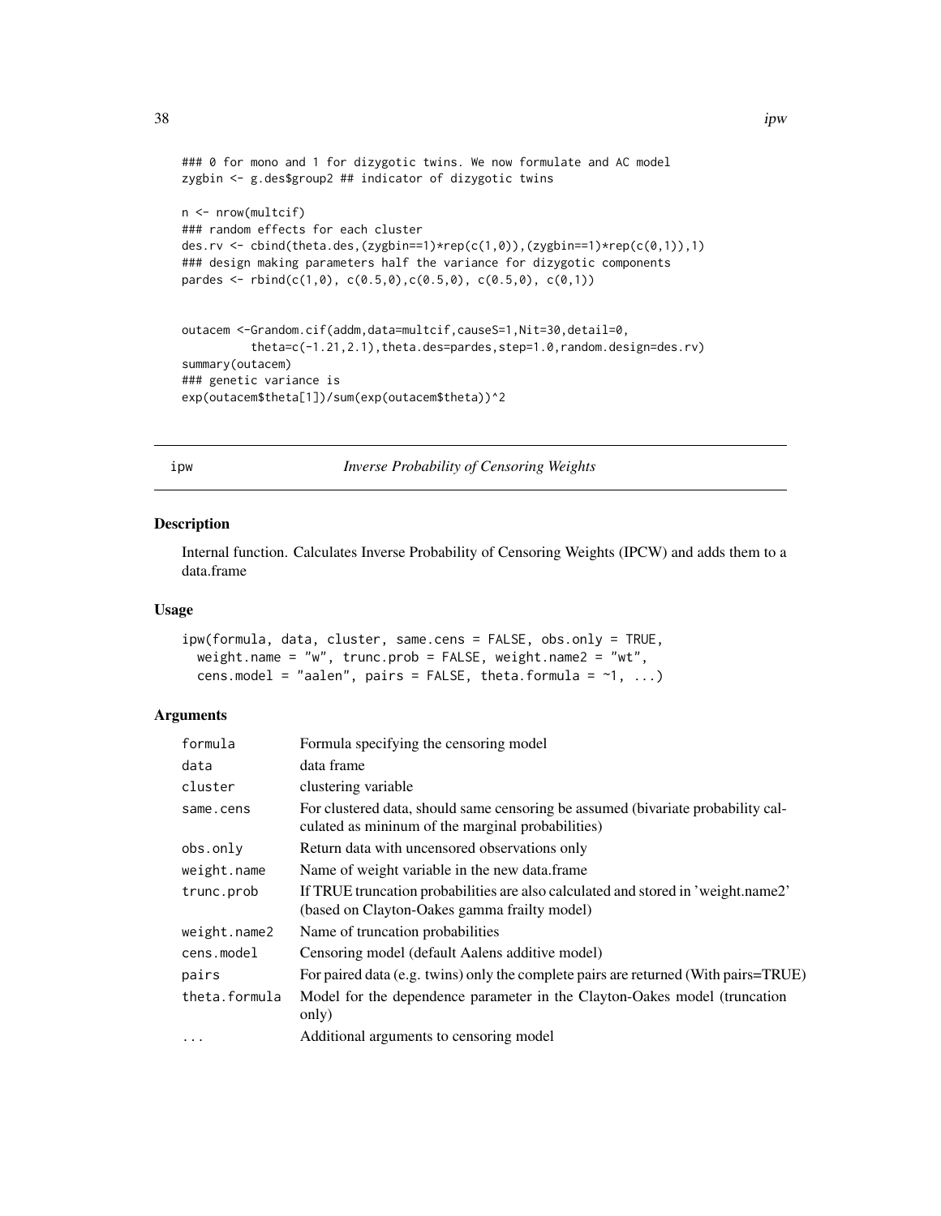```
### 0 for mono and 1 for dizygotic twins. We now formulate and AC model
zygbin <- g.des$group2 ## indicator of dizygotic twins

n <- nrow(multcif)
### random effects for each cluster
des.rv <- cbind(theta.des,(zygbin==1)*rep(c(1,0)),(zygbin==1)*rep(c(0,1)),1)
### design making parameters half the variance for dizygotic components
pardes <- rbind(c(1,0), c(0.5,0),c(0.5,0), c(0.5,0), c(0,1))


outacem <-Grandom.cif(addm,data=multcif,causeS=1,Nit=30,detail=0,
          theta=c(-1.21,2.1),theta.des=pardes,step=1.0,random.design=des.rv)
summary(outacem)
### genetic variance is
exp(outacem$theta[1])/sum(exp(outacem$theta))^2
```

## ipw — *Inverse Probability of Censoring Weights*

### Description

Internal function. Calculates Inverse Probability of Censoring Weights (IPCW) and adds them to a data.frame

### Usage

```
ipw(formula, data, cluster, same.cens = FALSE, obs.only = TRUE,
  weight.name = "w", trunc.prob = FALSE, weight.name2 = "wt",
  cens.model = "aalen", pairs = FALSE, theta.formula = ~1, ...)
```

### Arguments

| | |
|---|---|
| `formula` | Formula specifying the censoring model |
| `data` | data frame |
| `cluster` | clustering variable |
| `same.cens` | For clustered data, should same censoring be assumed (bivariate probability calculated as mininum of the marginal probabilities) |
| `obs.only` | Return data with uncensored observations only |
| `weight.name` | Name of weight variable in the new data.frame |
| `trunc.prob` | If TRUE truncation probabilities are also calculated and stored in 'weight.name2' (based on Clayton-Oakes gamma frailty model) |
| `weight.name2` | Name of truncation probabilities |
| `cens.model` | Censoring model (default Aalens additive model) |
| `pairs` | For paired data (e.g. twins) only the complete pairs are returned (With pairs=TRUE) |
| `theta.formula` | Model for the dependence parameter in the Clayton-Oakes model (truncation only) |
| `...` | Additional arguments to censoring model |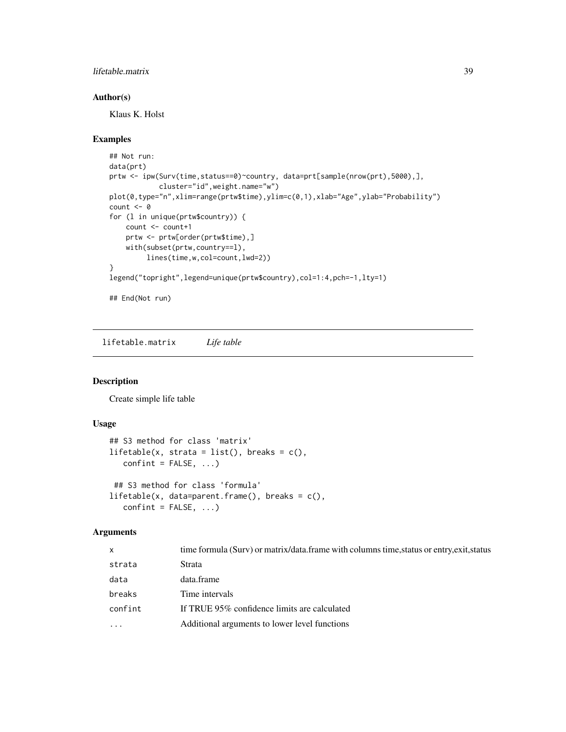## Author(s)

Klaus K. Holst

## Examples

```
## Not run:
data(prt)
prtw <- ipw(Surv(time,status==0)~country, data=prt[sample(nrow(prt),5000),],
            cluster="id",weight.name="w")
plot(0,type="n",xlim=range(prtw$time),ylim=c(0,1),xlab="Age",ylab="Probability")
count <- 0
for (l in unique(prtw$country)) {
    count <- count+1
    prtw <- prtw[order(prtw$time),]
    with(subset(prtw,country==l),
         lines(time,w,col=count,lwd=2))
}
legend("topright",legend=unique(prtw$country),col=1:4,pch=-1,lty=1)

## End(Not run)
```

---

# lifetable.matrix *Life table*

## Description

Create simple life table

## Usage

```
## S3 method for class 'matrix'
lifetable(x, strata = list(), breaks = c(),
   confint = FALSE, ...)

 ## S3 method for class 'formula'
lifetable(x, data=parent.frame(), breaks = c(),
   confint = FALSE, ...)
```

## Arguments

| | |
|---|---|
| x | time formula (Surv) or matrix/data.frame with columns time,status or entry,exit,status |
| strata | Strata |
| data | data.frame |
| breaks | Time intervals |
| confint | If TRUE 95% confidence limits are calculated |
| ... | Additional arguments to lower level functions |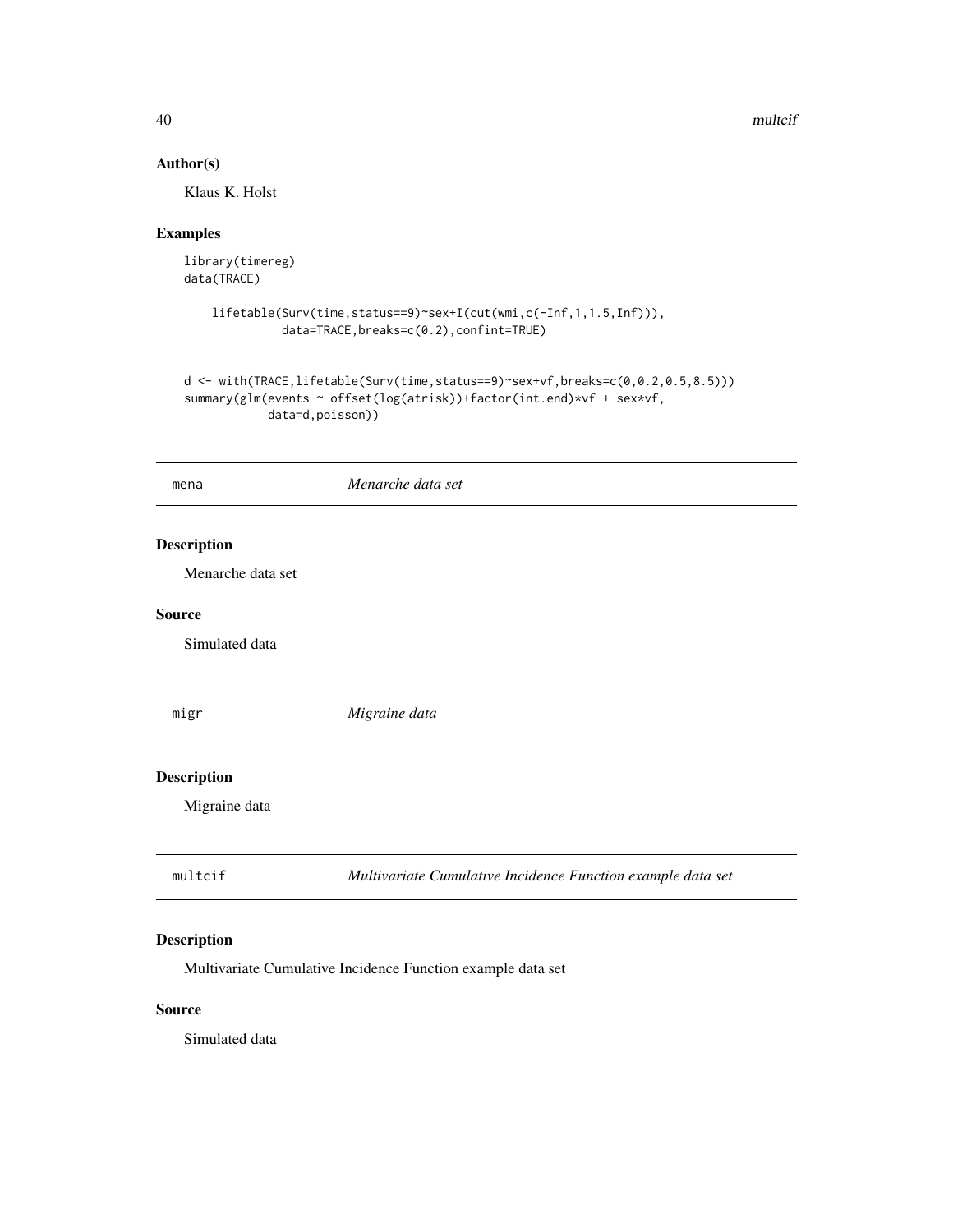### Author(s)

Klaus K. Holst

### Examples

```
library(timereg)
data(TRACE)

    lifetable(Surv(time,status==9)~sex+I(cut(wmi,c(-Inf,1,1.5,Inf))),
              data=TRACE,breaks=c(0.2),confint=TRUE)


d <- with(TRACE,lifetable(Surv(time,status==9)~sex+vf,breaks=c(0,0.2,0.5,8.5)))
summary(glm(events ~ offset(log(atrisk))+factor(int.end)*vf + sex*vf,
            data=d,poisson))
```

---

## mena — *Menarche data set*

### Description

Menarche data set

### Source

Simulated data

---

## migr — *Migraine data*

### Description

Migraine data

---

## multcif — *Multivariate Cumulative Incidence Function example data set*

### Description

Multivariate Cumulative Incidence Function example data set

### Source

Simulated data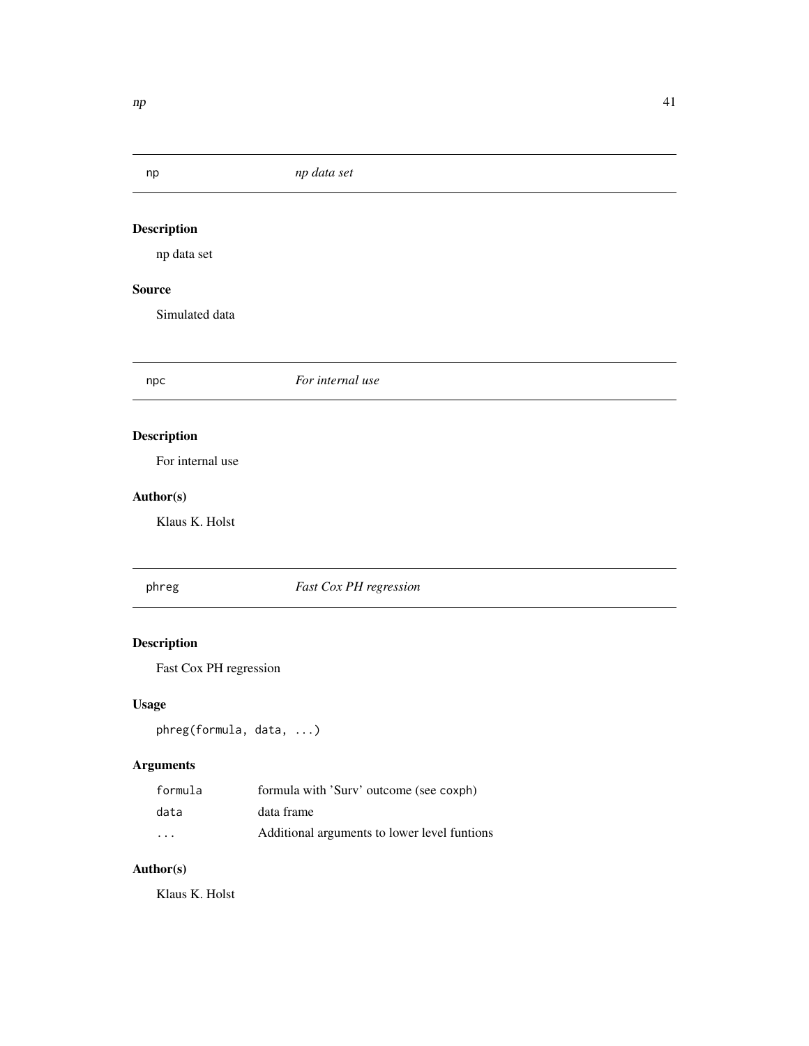## np — *np data set*

### Description

np data set

### Source

Simulated data

## npc — *For internal use*

### Description

For internal use

### Author(s)

Klaus K. Holst

## phreg — *Fast Cox PH regression*

### Description

Fast Cox PH regression

### Usage

```
phreg(formula, data, ...)
```

### Arguments

| | |
|---|---|
| formula | formula with 'Surv' outcome (see coxph) |
| data | data frame |
| ... | Additional arguments to lower level funtions |

### Author(s)

Klaus K. Holst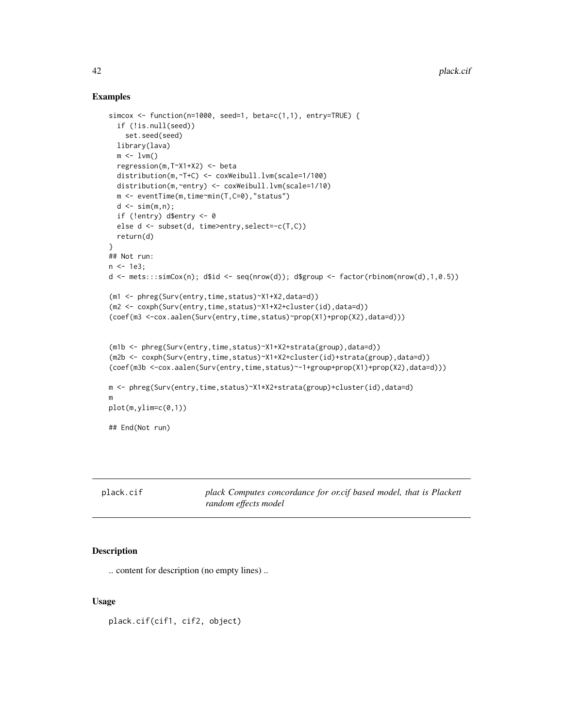## Examples

```
simcox <- function(n=1000, seed=1, beta=c(1,1), entry=TRUE) {
  if (!is.null(seed))
    set.seed(seed)
  library(lava)
  m <- lvm()
  regression(m,T~X1+X2) <- beta
  distribution(m,~T+C) <- coxWeibull.lvm(scale=1/100)
  distribution(m,~entry) <- coxWeibull.lvm(scale=1/10)
  m <- eventTime(m,time~min(T,C=0),"status")
  d <- sim(m,n);
  if (!entry) d$entry <- 0
  else d <- subset(d, time>entry,select=-c(T,C))
  return(d)
}
## Not run:
n <- 1e3;
d <- mets:::simCox(n); d$id <- seq(nrow(d)); d$group <- factor(rbinom(nrow(d),1,0.5))

(m1 <- phreg(Surv(entry,time,status)~X1+X2,data=d))
(m2 <- coxph(Surv(entry,time,status)~X1+X2+cluster(id),data=d))
(coef(m3 <-cox.aalen(Surv(entry,time,status)~prop(X1)+prop(X2),data=d)))


(m1b <- phreg(Surv(entry,time,status)~X1+X2+strata(group),data=d))
(m2b <- coxph(Surv(entry,time,status)~X1+X2+cluster(id)+strata(group),data=d))
(coef(m3b <-cox.aalen(Surv(entry,time,status)~-1+group+prop(X1)+prop(X2),data=d)))

m <- phreg(Surv(entry,time,status)~X1*X2+strata(group)+cluster(id),data=d)
m
plot(m,ylim=c(0,1))

## End(Not run)
```

---

# plack.cif

*plack Computes concordance for or.cif based model, that is Plackett random effects model*

## Description

.. content for description (no empty lines) ..

## Usage

```
plack.cif(cif1, cif2, object)
```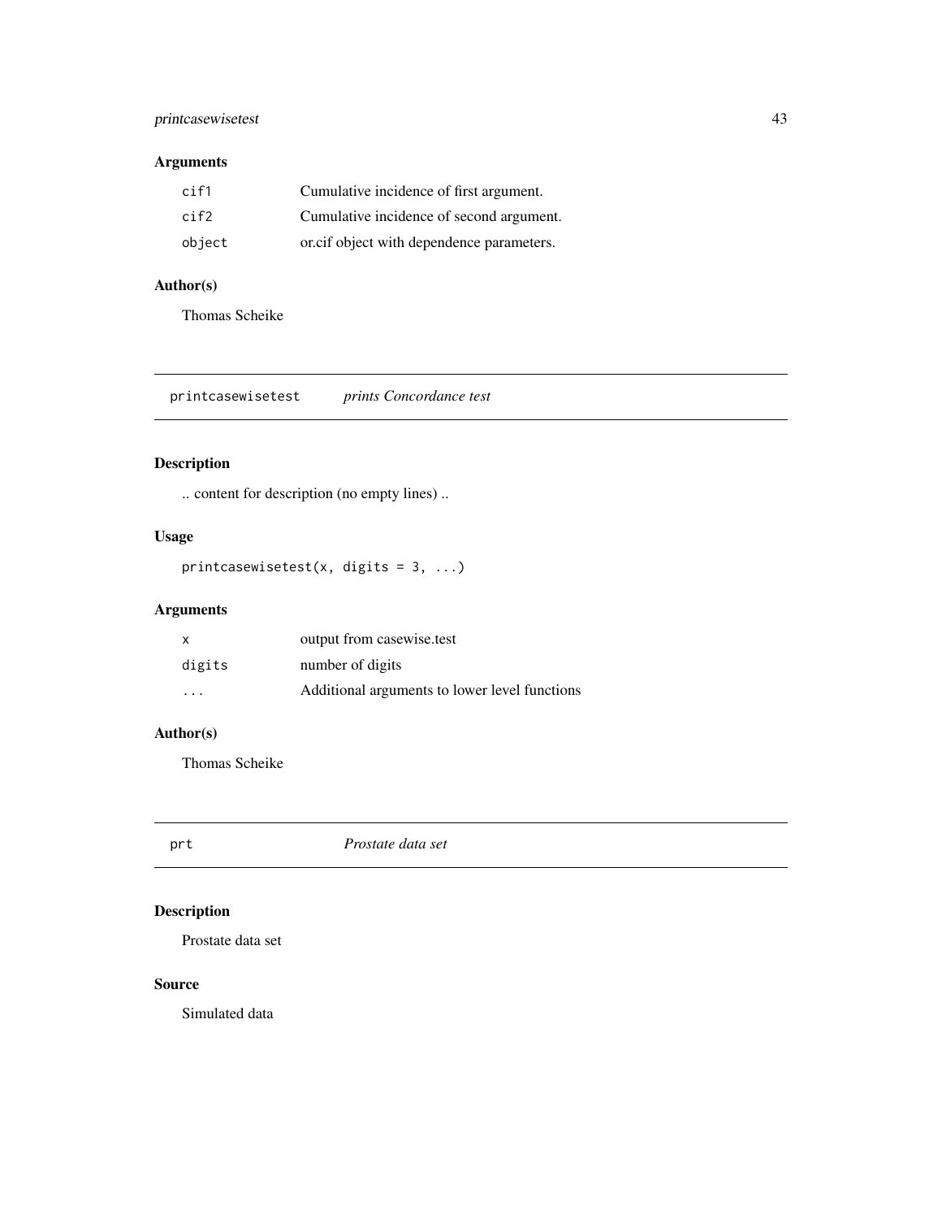### Arguments

| | |
|---|---|
| cif1 | Cumulative incidence of first argument. |
| cif2 | Cumulative incidence of second argument. |
| object | or.cif object with dependence parameters. |

### Author(s)

Thomas Scheike

## printcasewisetest    *prints Concordance test*

### Description

.. content for description (no empty lines) ..

### Usage

```
printcasewisetest(x, digits = 3, ...)
```

### Arguments

| | |
|---|---|
| x | output from casewise.test |
| digits | number of digits |
| ... | Additional arguments to lower level functions |

### Author(s)

Thomas Scheike

## prt    *Prostate data set*

### Description

Prostate data set

### Source

Simulated data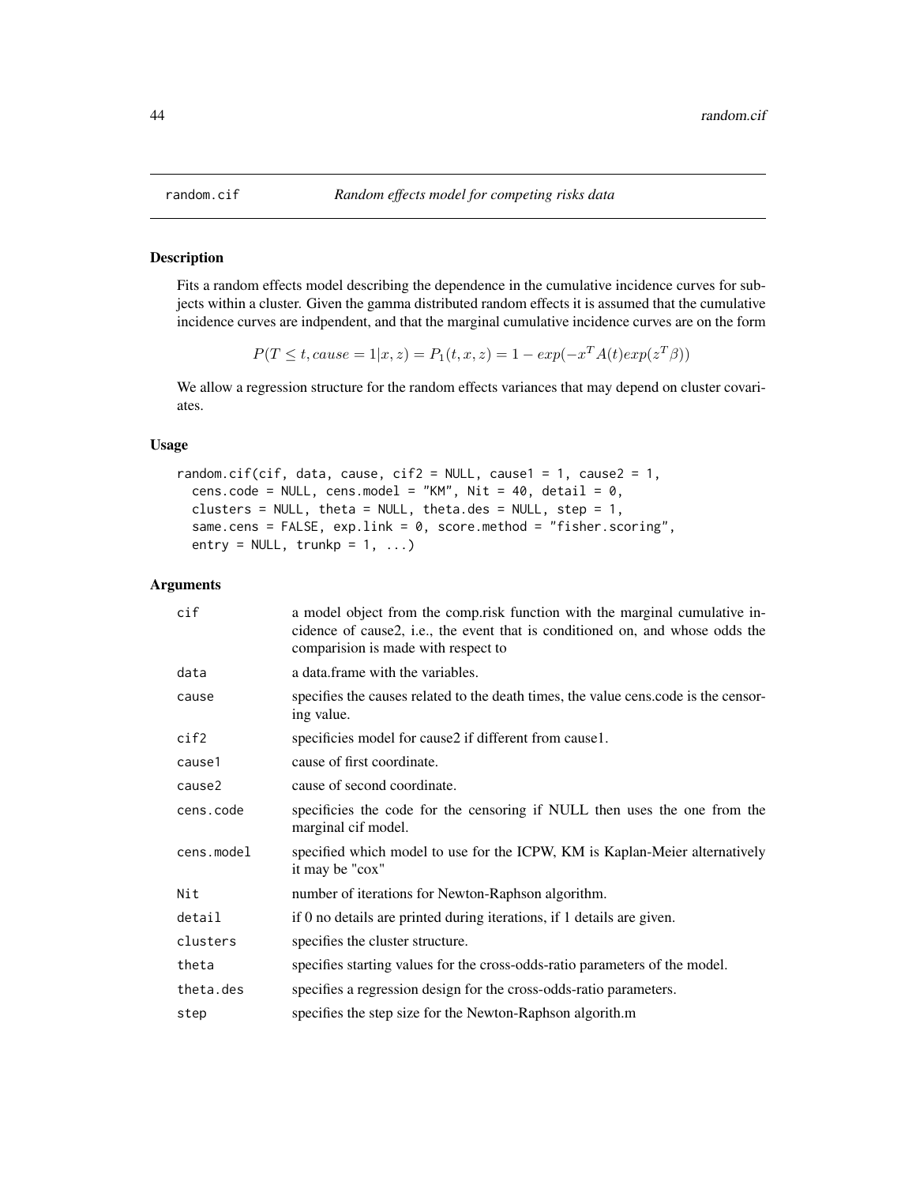random.cif *Random effects model for competing risks data*

## Description

Fits a random effects model describing the dependence in the cumulative incidence curves for subjects within a cluster. Given the gamma distributed random effects it is assumed that the cumulative incidence curves are indpendent, and that the marginal cumulative incidence curves are on the form

$$P(T \leq t, cause = 1|x, z) = P_1(t, x, z) = 1 - exp(-x^T A(t) exp(z^T \beta))$$

We allow a regression structure for the random effects variances that may depend on cluster covariates.

## Usage

```
random.cif(cif, data, cause, cif2 = NULL, cause1 = 1, cause2 = 1,
  cens.code = NULL, cens.model = "KM", Nit = 40, detail = 0,
  clusters = NULL, theta = NULL, theta.des = NULL, step = 1,
  same.cens = FALSE, exp.link = 0, score.method = "fisher.scoring",
  entry = NULL, trunkp = 1, ...)
```

## Arguments

| | |
|---|---|
| cif | a model object from the comp.risk function with the marginal cumulative incidence of cause2, i.e., the event that is conditioned on, and whose odds the comparision is made with respect to |
| data | a data.frame with the variables. |
| cause | specifies the causes related to the death times, the value cens.code is the censoring value. |
| cif2 | specificies model for cause2 if different from cause1. |
| cause1 | cause of first coordinate. |
| cause2 | cause of second coordinate. |
| cens.code | specificies the code for the censoring if NULL then uses the one from the marginal cif model. |
| cens.model | specified which model to use for the ICPW, KM is Kaplan-Meier alternatively it may be "cox" |
| Nit | number of iterations for Newton-Raphson algorithm. |
| detail | if 0 no details are printed during iterations, if 1 details are given. |
| clusters | specifies the cluster structure. |
| theta | specifies starting values for the cross-odds-ratio parameters of the model. |
| theta.des | specifies a regression design for the cross-odds-ratio parameters. |
| step | specifies the step size for the Newton-Raphson algorith.m |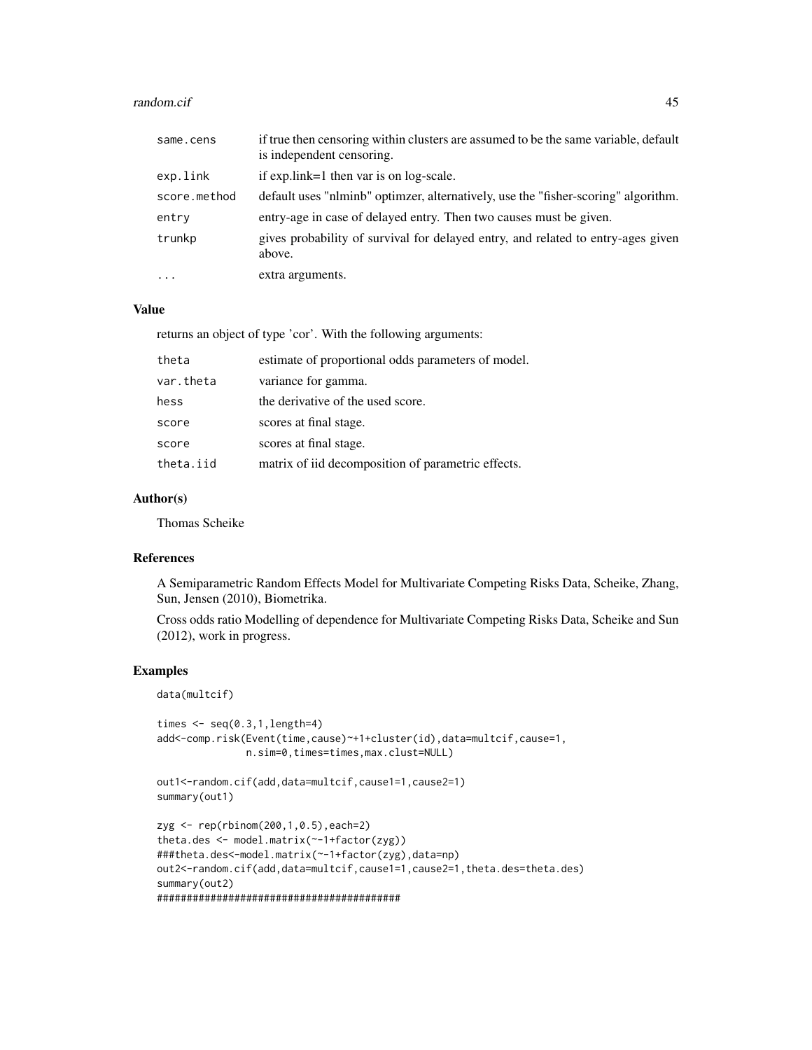| | |
|---|---|
| same.cens | if true then censoring within clusters are assumed to be the same variable, default is independent censoring. |
| exp.link | if exp.link=1 then var is on log-scale. |
| score.method | default uses "nlminb" optimzer, alternatively, use the "fisher-scoring" algorithm. |
| entry | entry-age in case of delayed entry. Then two causes must be given. |
| trunkp | gives probability of survival for delayed entry, and related to entry-ages given above. |
| ... | extra arguments. |

## Value

returns an object of type 'cor'. With the following arguments:

| | |
|---|---|
| theta | estimate of proportional odds parameters of model. |
| var.theta | variance for gamma. |
| hess | the derivative of the used score. |
| score | scores at final stage. |
| score | scores at final stage. |
| theta.iid | matrix of iid decomposition of parametric effects. |

## Author(s)

Thomas Scheike

## References

A Semiparametric Random Effects Model for Multivariate Competing Risks Data, Scheike, Zhang, Sun, Jensen (2010), Biometrika.

Cross odds ratio Modelling of dependence for Multivariate Competing Risks Data, Scheike and Sun (2012), work in progress.

## Examples

```
data(multcif)

times <- seq(0.3,1,length=4)
add<-comp.risk(Event(time,cause)~+1+cluster(id),data=multcif,cause=1,
               n.sim=0,times=times,max.clust=NULL)

out1<-random.cif(add,data=multcif,cause1=1,cause2=1)
summary(out1)

zyg <- rep(rbinom(200,1,0.5),each=2)
theta.des <- model.matrix(~-1+factor(zyg))
###theta.des<-model.matrix(~-1+factor(zyg),data=np)
out2<-random.cif(add,data=multcif,cause1=1,cause2=1,theta.des=theta.des)
summary(out2)
########################################
```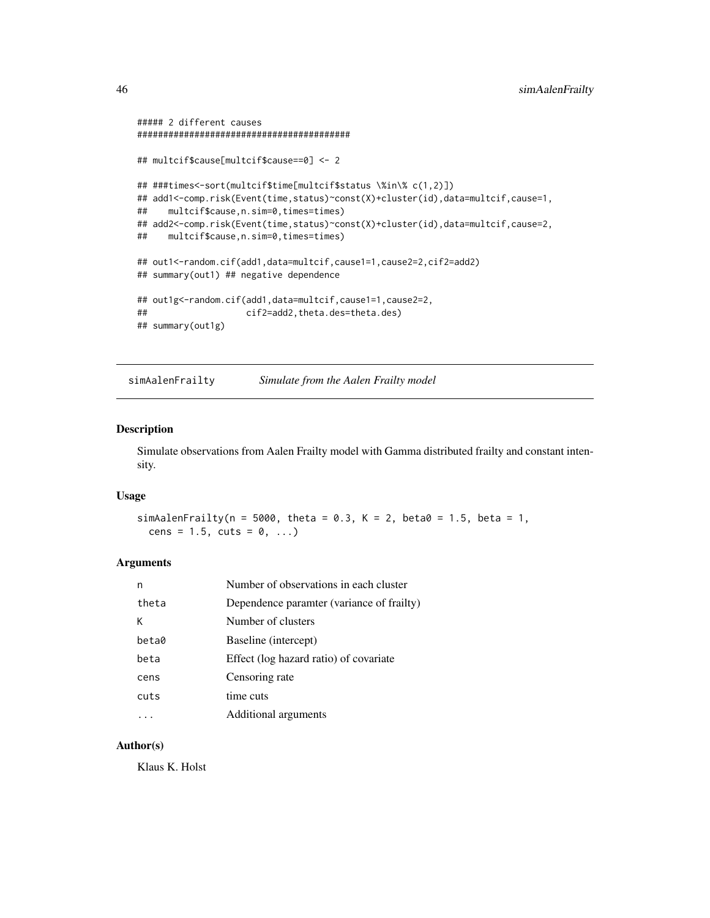```
##### 2 different causes
#########################################

## multcif$cause[multcif$cause==0] <- 2

## ###times<-sort(multcif$time[multcif$status \%in\% c(1,2)])
## add1<-comp.risk(Event(time,status)~const(X)+cluster(id),data=multcif,cause=1,
##     multcif$cause,n.sim=0,times=times)
## add2<-comp.risk(Event(time,status)~const(X)+cluster(id),data=multcif,cause=2,
##     multcif$cause,n.sim=0,times=times)

## out1<-random.cif(add1,data=multcif,cause1=1,cause2=2,cif2=add2)
## summary(out1) ## negative dependence

## out1g<-random.cif(add1,data=multcif,cause1=1,cause2=2,
##                   cif2=add2,theta.des=theta.des)
## summary(out1g)
```

## simAalenFrailty *Simulate from the Aalen Frailty model*

### Description

Simulate observations from Aalen Frailty model with Gamma distributed frailty and constant intensity.

### Usage

```
simAalenFrailty(n = 5000, theta = 0.3, K = 2, beta0 = 1.5, beta = 1,
  cens = 1.5, cuts = 0, ...)
```

### Arguments

| | |
|---|---|
| n | Number of observations in each cluster |
| theta | Dependence paramter (variance of frailty) |
| K | Number of clusters |
| beta0 | Baseline (intercept) |
| beta | Effect (log hazard ratio) of covariate |
| cens | Censoring rate |
| cuts | time cuts |
| ... | Additional arguments |

### Author(s)

Klaus K. Holst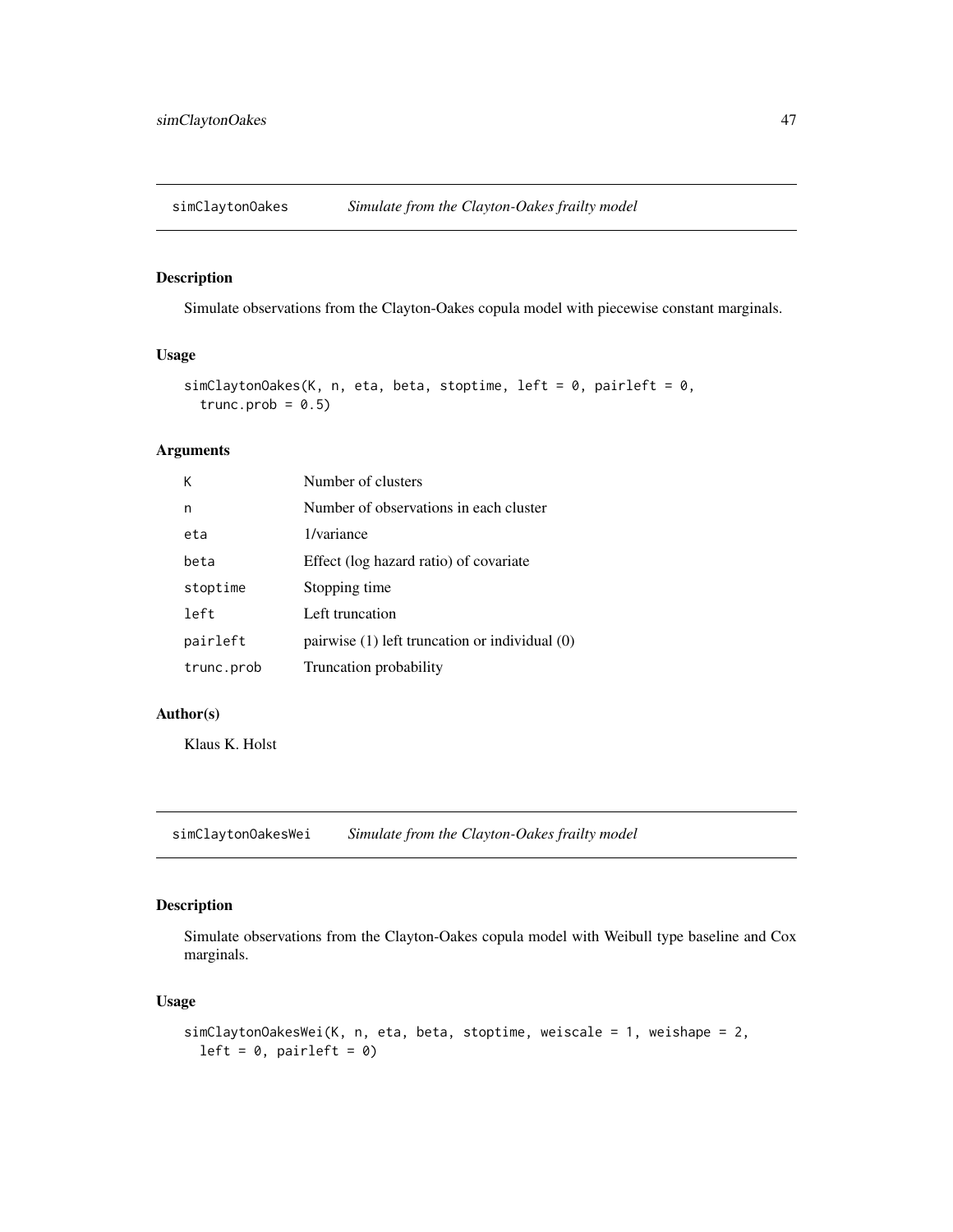## simClaytonOakes — *Simulate from the Clayton-Oakes frailty model*

### Description

Simulate observations from the Clayton-Oakes copula model with piecewise constant marginals.

### Usage

```
simClaytonOakes(K, n, eta, beta, stoptime, left = 0, pairleft = 0,
  trunc.prob = 0.5)
```

### Arguments

| | |
|---|---|
| K | Number of clusters |
| n | Number of observations in each cluster |
| eta | 1/variance |
| beta | Effect (log hazard ratio) of covariate |
| stoptime | Stopping time |
| left | Left truncation |
| pairleft | pairwise (1) left truncation or individual (0) |
| trunc.prob | Truncation probability |

### Author(s)

Klaus K. Holst

## simClaytonOakesWei — *Simulate from the Clayton-Oakes frailty model*

### Description

Simulate observations from the Clayton-Oakes copula model with Weibull type baseline and Cox marginals.

### Usage

```
simClaytonOakesWei(K, n, eta, beta, stoptime, weiscale = 1, weishape = 2,
  left = 0, pairleft = 0)
```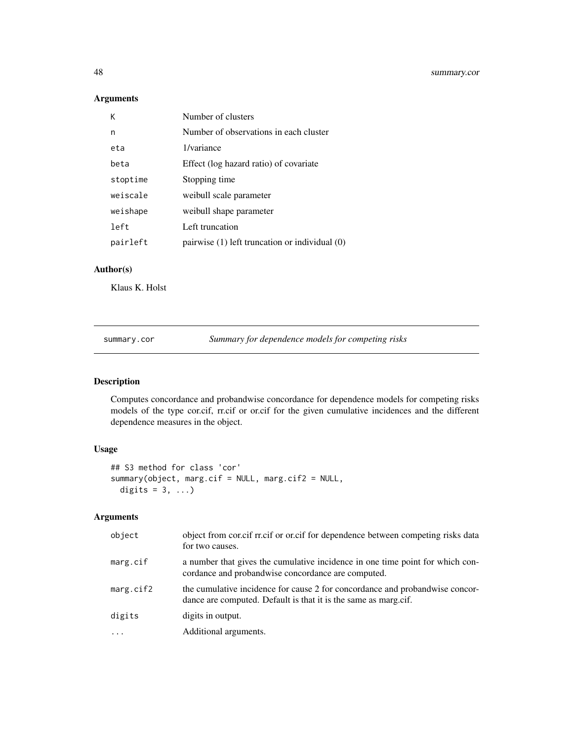## Arguments

| | |
|---|---|
| K | Number of clusters |
| n | Number of observations in each cluster |
| eta | 1/variance |
| beta | Effect (log hazard ratio) of covariate |
| stoptime | Stopping time |
| weiscale | weibull scale parameter |
| weishape | weibull shape parameter |
| left | Left truncation |
| pairleft | pairwise (1) left truncation or individual (0) |

## Author(s)

Klaus K. Holst

---

# summary.cor *Summary for dependence models for competing risks*

## Description

Computes concordance and probandwise concordance for dependence models for competing risks models of the type cor.cif, rr.cif or or.cif for the given cumulative incidences and the different dependence measures in the object.

## Usage

```
## S3 method for class 'cor'
summary(object, marg.cif = NULL, marg.cif2 = NULL,
  digits = 3, ...)
```

## Arguments

| | |
|---|---|
| object | object from cor.cif rr.cif or or.cif for dependence between competing risks data for two causes. |
| marg.cif | a number that gives the cumulative incidence in one time point for which concordance and probandwise concordance are computed. |
| marg.cif2 | the cumulative incidence for cause 2 for concordance and probandwise concordance are computed. Default is that it is the same as marg.cif. |
| digits | digits in output. |
| ... | Additional arguments. |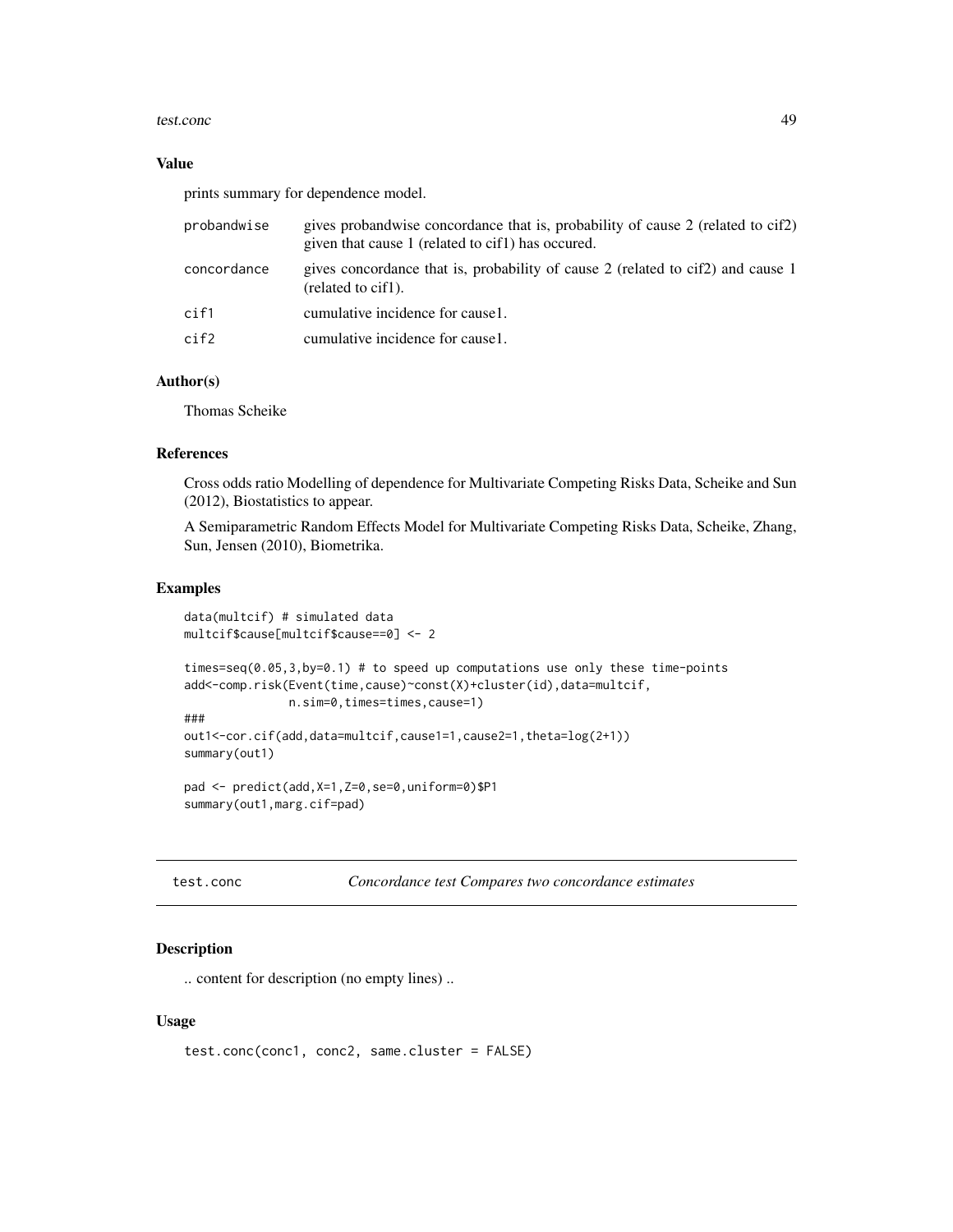## Value

prints summary for dependence model.

| | |
|---|---|
| probandwise | gives probandwise concordance that is, probability of cause 2 (related to cif2) given that cause 1 (related to cif1) has occured. |
| concordance | gives concordance that is, probability of cause 2 (related to cif2) and cause 1 (related to cif1). |
| cif1 | cumulative incidence for cause1. |
| cif2 | cumulative incidence for cause1. |

## Author(s)

Thomas Scheike

## References

Cross odds ratio Modelling of dependence for Multivariate Competing Risks Data, Scheike and Sun (2012), Biostatistics to appear.

A Semiparametric Random Effects Model for Multivariate Competing Risks Data, Scheike, Zhang, Sun, Jensen (2010), Biometrika.

## Examples

```
data(multcif) # simulated data
multcif$cause[multcif$cause==0] <- 2

times=seq(0.05,3,by=0.1) # to speed up computations use only these time-points
add<-comp.risk(Event(time,cause)~const(X)+cluster(id),data=multcif,
               n.sim=0,times=times,cause=1)
###
out1<-cor.cif(add,data=multcif,cause1=1,cause2=1,theta=log(2+1))
summary(out1)

pad <- predict(add,X=1,Z=0,se=0,uniform=0)$P1
summary(out1,marg.cif=pad)
```

# test.conc *Concordance test Compares two concordance estimates*

## Description

.. content for description (no empty lines) ..

## Usage

```
test.conc(conc1, conc2, same.cluster = FALSE)
```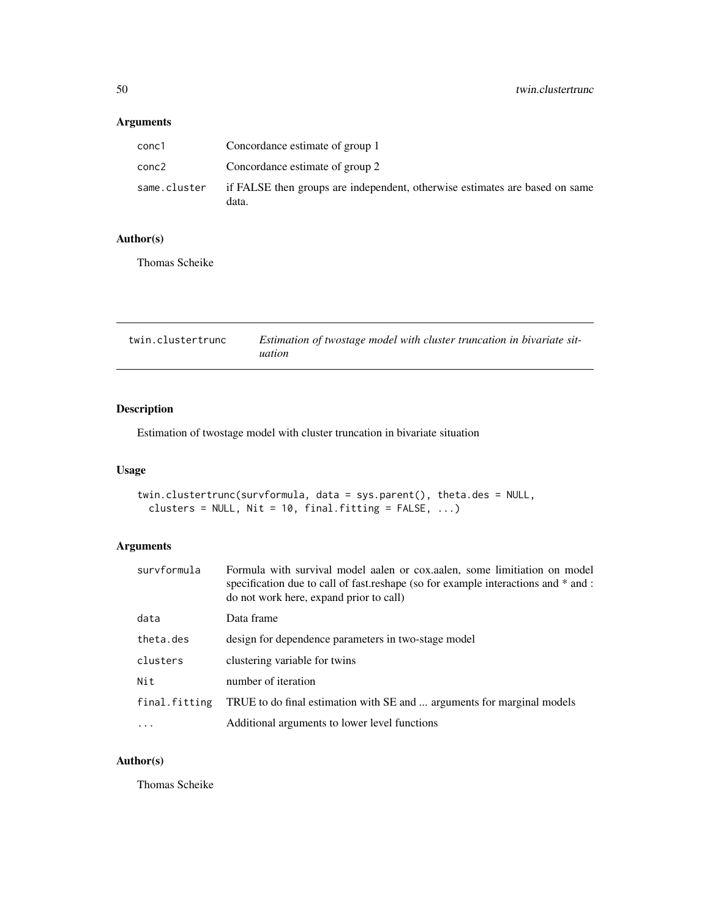### Arguments

| | |
|---|---|
| conc1 | Concordance estimate of group 1 |
| conc2 | Concordance estimate of group 2 |
| same.cluster | if FALSE then groups are independent, otherwise estimates are based on same data. |

### Author(s)

Thomas Scheike

---

## twin.clustertrunc — *Estimation of twostage model with cluster truncation in bivariate situation*

### Description

Estimation of twostage model with cluster truncation in bivariate situation

### Usage

```
twin.clustertrunc(survformula, data = sys.parent(), theta.des = NULL,
  clusters = NULL, Nit = 10, final.fitting = FALSE, ...)
```

### Arguments

| | |
|---|---|
| survformula | Formula with survival model aalen or cox.aalen, some limitiation on model specification due to call of fast.reshape (so for example interactions and * and : do not work here, expand prior to call) |
| data | Data frame |
| theta.des | design for dependence parameters in two-stage model |
| clusters | clustering variable for twins |
| Nit | number of iteration |
| final.fitting | TRUE to do final estimation with SE and ... arguments for marginal models |
| ... | Additional arguments to lower level functions |

### Author(s)

Thomas Scheike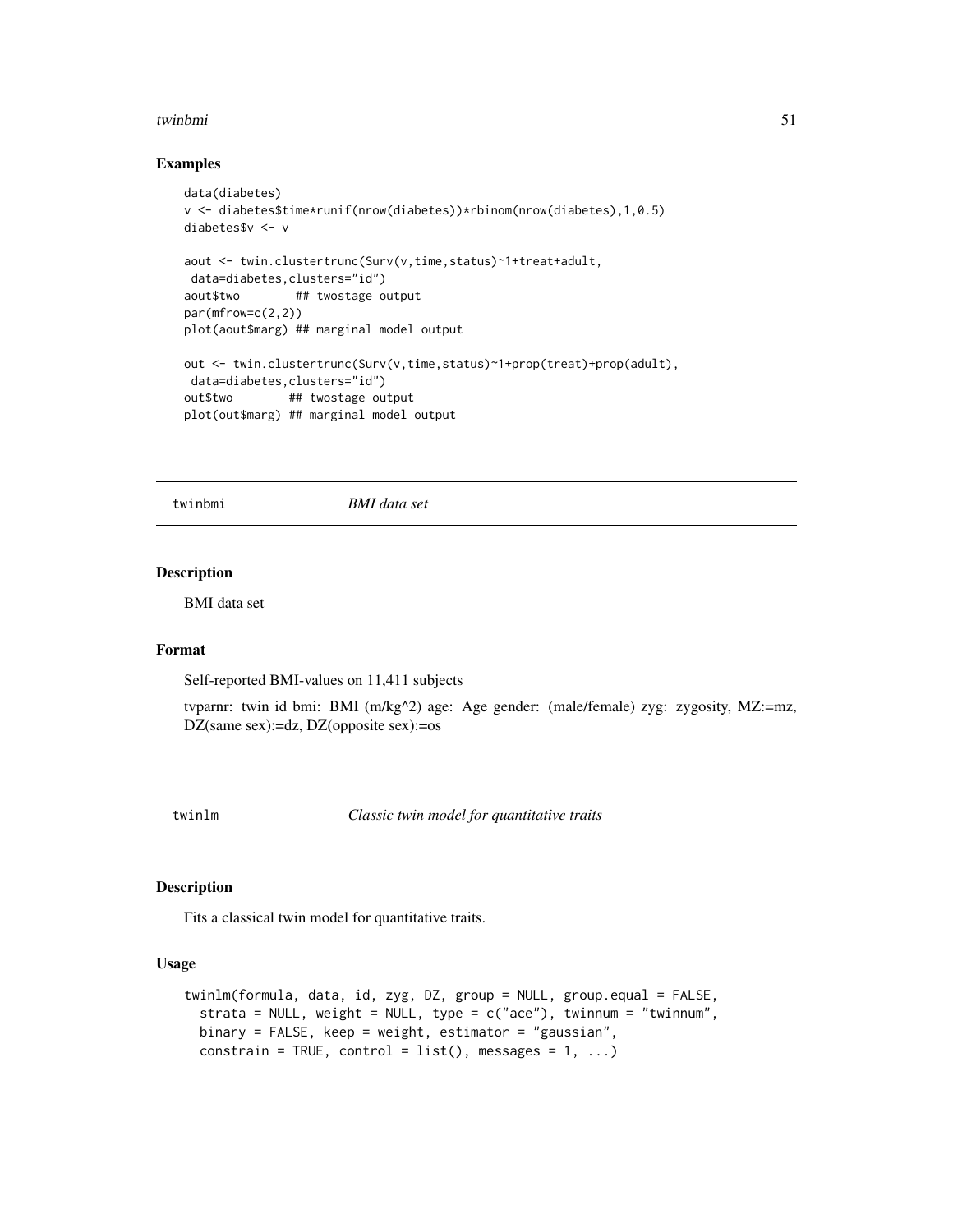## Examples

```
data(diabetes)
v <- diabetes$time*runif(nrow(diabetes))*rbinom(nrow(diabetes),1,0.5)
diabetes$v <- v

aout <- twin.clustertrunc(Surv(v,time,status)~1+treat+adult,
 data=diabetes,clusters="id")
aout$two        ## twostage output
par(mfrow=c(2,2))
plot(aout$marg) ## marginal model output

out <- twin.clustertrunc(Surv(v,time,status)~1+prop(treat)+prop(adult),
 data=diabetes,clusters="id")
out$two        ## twostage output
plot(out$marg) ## marginal model output
```

---

# twinbmi *BMI data set*

## Description

BMI data set

## Format

Self-reported BMI-values on 11,411 subjects

tvparnr: twin id bmi: BMI (m/kg^2) age: Age gender: (male/female) zyg: zygosity, MZ:=mz, DZ(same sex):=dz, DZ(opposite sex):=os

---

# twinlm *Classic twin model for quantitative traits*

## Description

Fits a classical twin model for quantitative traits.

## Usage

```
twinlm(formula, data, id, zyg, DZ, group = NULL, group.equal = FALSE,
  strata = NULL, weight = NULL, type = c("ace"), twinnum = "twinnum",
  binary = FALSE, keep = weight, estimator = "gaussian",
  constrain = TRUE, control = list(), messages = 1, ...)
```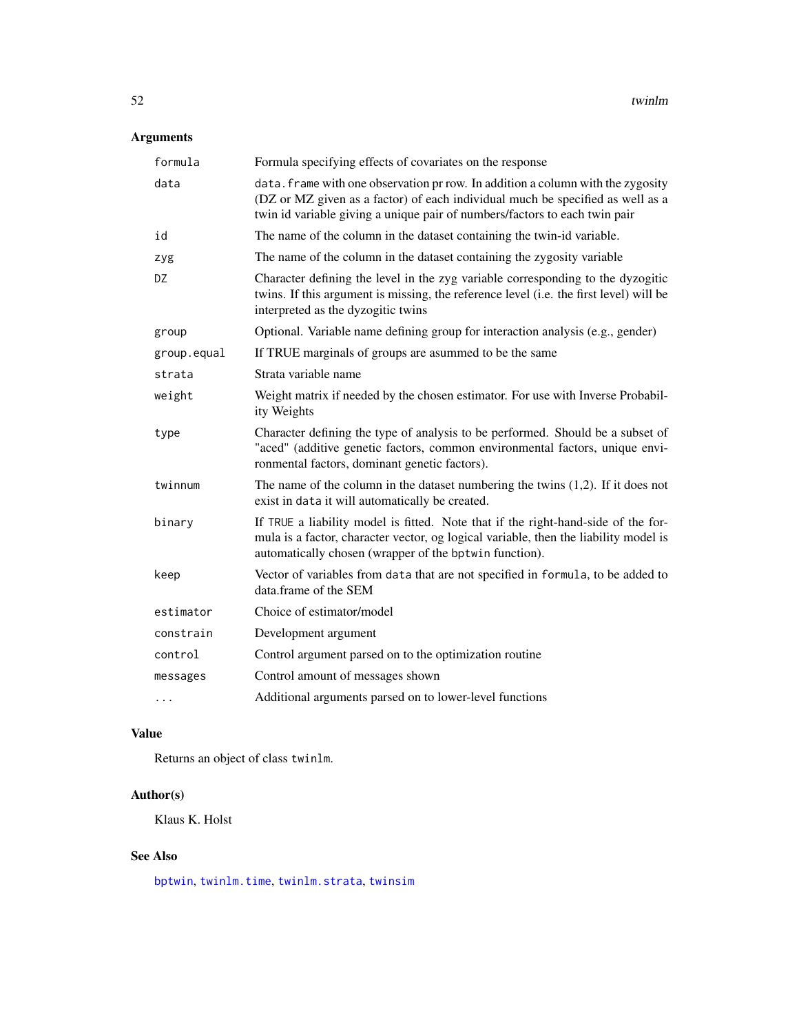## Arguments

| | |
|---|---|
| `formula` | Formula specifying effects of covariates on the response |
| `data` | `data.frame` with one observation pr row. In addition a column with the zygosity (DZ or MZ given as a factor) of each individual much be specified as well as a twin id variable giving a unique pair of numbers/factors to each twin pair |
| `id` | The name of the column in the dataset containing the twin-id variable. |
| `zyg` | The name of the column in the dataset containing the zygosity variable |
| `DZ` | Character defining the level in the zyg variable corresponding to the dyzogitic twins. If this argument is missing, the reference level (i.e. the first level) will be interpreted as the dyzogitic twins |
| `group` | Optional. Variable name defining group for interaction analysis (e.g., gender) |
| `group.equal` | If TRUE marginals of groups are asummed to be the same |
| `strata` | Strata variable name |
| `weight` | Weight matrix if needed by the chosen estimator. For use with Inverse Probability Weights |
| `type` | Character defining the type of analysis to be performed. Should be a subset of "aced" (additive genetic factors, common environmental factors, unique environmental factors, dominant genetic factors). |
| `twinnum` | The name of the column in the dataset numbering the twins (1,2). If it does not exist in `data` it will automatically be created. |
| `binary` | If `TRUE` a liability model is fitted. Note that if the right-hand-side of the formula is a factor, character vector, og logical variable, then the liability model is automatically chosen (wrapper of the `bptwin` function). |
| `keep` | Vector of variables from `data` that are not specified in `formula`, to be added to data.frame of the SEM |
| `estimator` | Choice of estimator/model |
| `constrain` | Development argument |
| `control` | Control argument parsed on to the optimization routine |
| `messages` | Control amount of messages shown |
| `...` | Additional arguments parsed on to lower-level functions |

## Value

Returns an object of class `twinlm`.

## Author(s)

Klaus K. Holst

## See Also

`bptwin`, `twinlm.time`, `twinlm.strata`, `twinsim`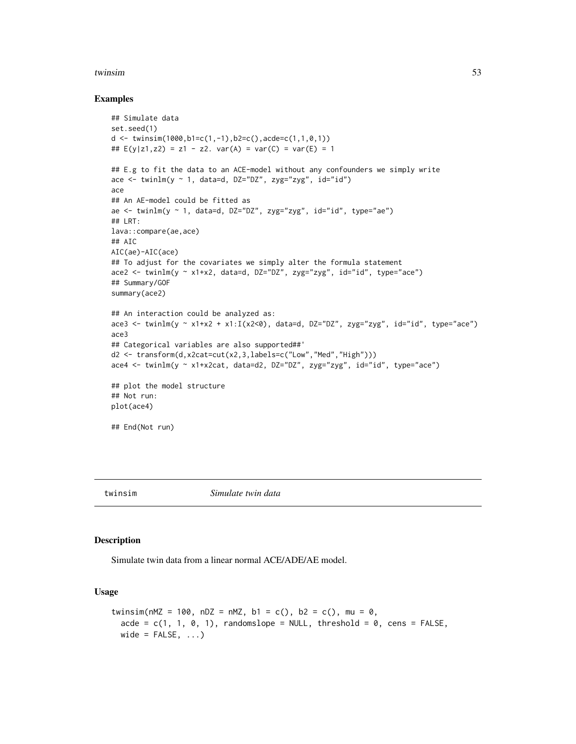## Examples

```
## Simulate data
set.seed(1)
d <- twinsim(1000,b1=c(1,-1),b2=c(),acde=c(1,1,0,1))
## E(y|z1,z2) = z1 - z2. var(A) = var(C) = var(E) = 1

## E.g to fit the data to an ACE-model without any confounders we simply write
ace <- twinlm(y ~ 1, data=d, DZ="DZ", zyg="zyg", id="id")
ace
## An AE-model could be fitted as
ae <- twinlm(y ~ 1, data=d, DZ="DZ", zyg="zyg", id="id", type="ae")
## LRT:
lava::compare(ae,ace)
## AIC
AIC(ae)-AIC(ace)
## To adjust for the covariates we simply alter the formula statement
ace2 <- twinlm(y ~ x1+x2, data=d, DZ="DZ", zyg="zyg", id="id", type="ace")
## Summary/GOF
summary(ace2)

## An interaction could be analyzed as:
ace3 <- twinlm(y ~ x1+x2 + x1:I(x2<0), data=d, DZ="DZ", zyg="zyg", id="id", type="ace")
ace3
## Categorical variables are also supported##'
d2 <- transform(d,x2cat=cut(x2,3,labels=c("Low","Med","High")))
ace4 <- twinlm(y ~ x1+x2cat, data=d2, DZ="DZ", zyg="zyg", id="id", type="ace")

## plot the model structure
## Not run:
plot(ace4)

## End(Not run)
```

---

# twinsim *Simulate twin data*

## Description

Simulate twin data from a linear normal ACE/ADE/AE model.

## Usage

```
twinsim(nMZ = 100, nDZ = nMZ, b1 = c(), b2 = c(), mu = 0,
  acde = c(1, 1, 0, 1), randomslope = NULL, threshold = 0, cens = FALSE,
  wide = FALSE, ...)
```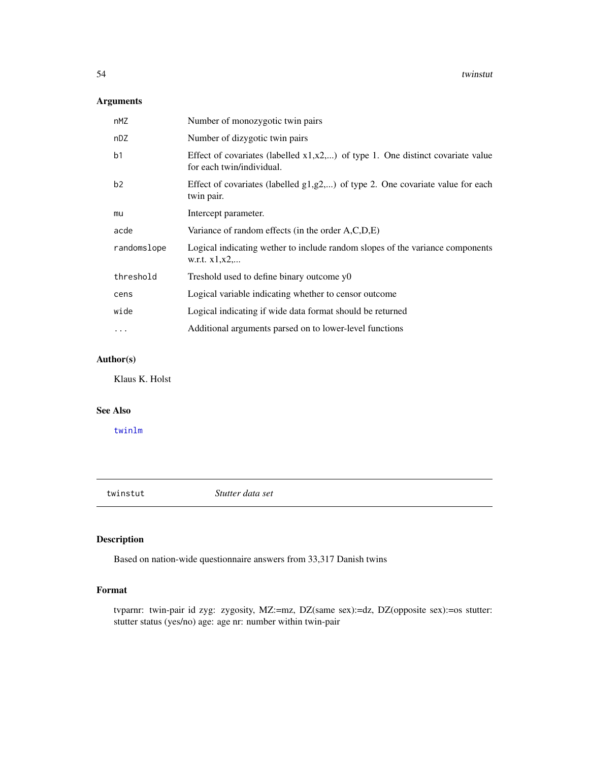## Arguments

| | |
|---|---|
| nMZ | Number of monozygotic twin pairs |
| nDZ | Number of dizygotic twin pairs |
| b1 | Effect of covariates (labelled x1,x2,...) of type 1. One distinct covariate value for each twin/individual. |
| b2 | Effect of covariates (labelled g1,g2,...) of type 2. One covariate value for each twin pair. |
| mu | Intercept parameter. |
| acde | Variance of random effects (in the order A,C,D,E) |
| randomslope | Logical indicating wether to include random slopes of the variance components w.r.t. x1,x2,... |
| threshold | Treshold used to define binary outcome y0 |
| cens | Logical variable indicating whether to censor outcome |
| wide | Logical indicating if wide data format should be returned |
| ... | Additional arguments parsed on to lower-level functions |

## Author(s)

Klaus K. Holst

## See Also

twinlm

---

twinstut *Stutter data set*

---

## Description

Based on nation-wide questionnaire answers from 33,317 Danish twins

## Format

tvparnr: twin-pair id zyg: zygosity, MZ:=mz, DZ(same sex):=dz, DZ(opposite sex):=os stutter: stutter status (yes/no) age: age nr: number within twin-pair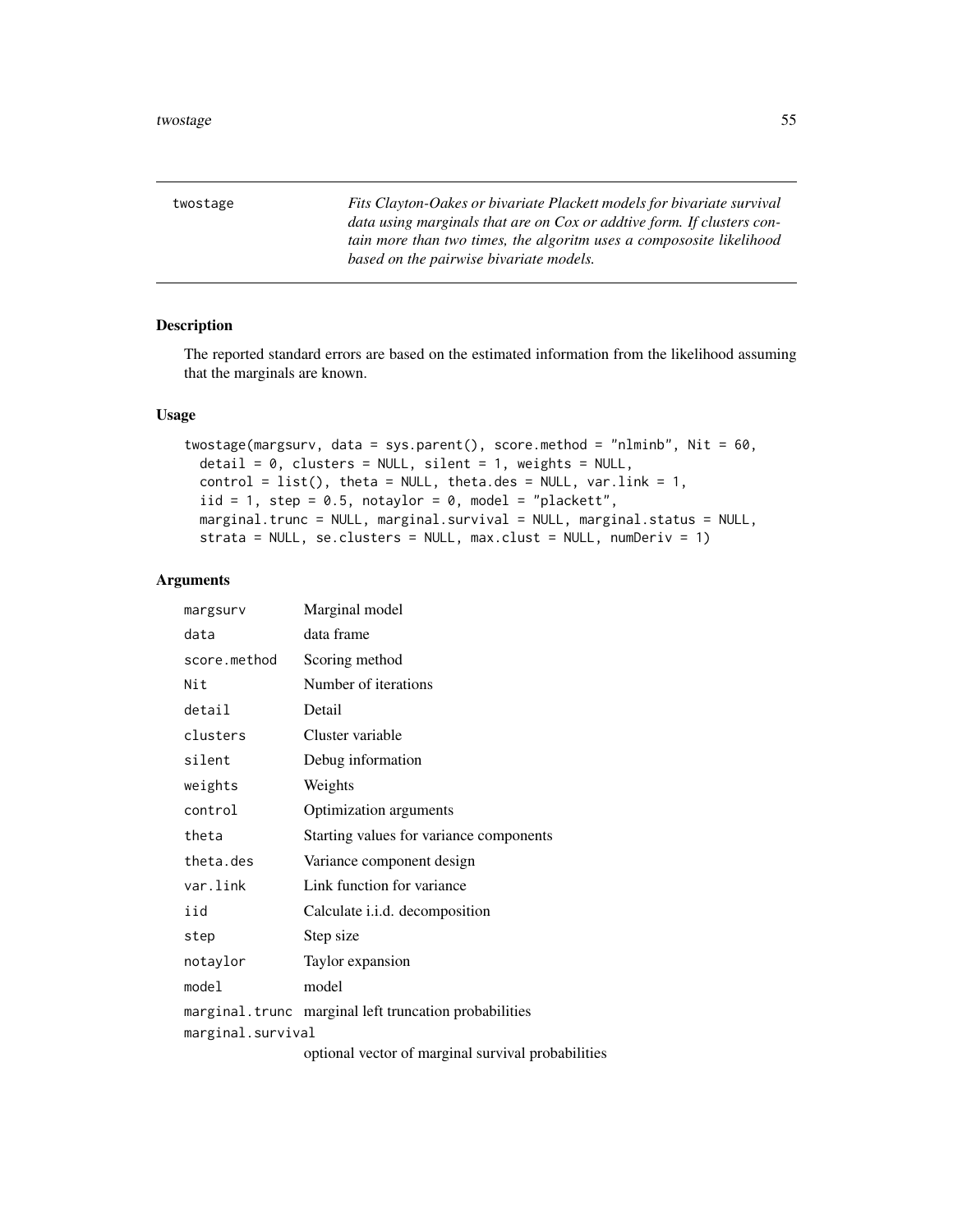twostage — *Fits Clayton-Oakes or bivariate Plackett models for bivariate survival data using marginals that are on Cox or addtive form. If clusters contain more than two times, the algoritm uses a composite likelihood based on the pairwise bivariate models.*

## Description

The reported standard errors are based on the estimated information from the likelihood assuming that the marginals are known.

## Usage

```
twostage(margsurv, data = sys.parent(), score.method = "nlminb", Nit = 60,
  detail = 0, clusters = NULL, silent = 1, weights = NULL,
  control = list(), theta = NULL, theta.des = NULL, var.link = 1,
  iid = 1, step = 0.5, notaylor = 0, model = "plackett",
  marginal.trunc = NULL, marginal.survival = NULL, marginal.status = NULL,
  strata = NULL, se.clusters = NULL, max.clust = NULL, numDeriv = 1)
```

## Arguments

| | |
|---|---|
| margsurv | Marginal model |
| data | data frame |
| score.method | Scoring method |
| Nit | Number of iterations |
| detail | Detail |
| clusters | Cluster variable |
| silent | Debug information |
| weights | Weights |
| control | Optimization arguments |
| theta | Starting values for variance components |
| theta.des | Variance component design |
| var.link | Link function for variance |
| iid | Calculate i.i.d. decomposition |
| step | Step size |
| notaylor | Taylor expansion |
| model | model |
| marginal.trunc | marginal left truncation probabilities |
| marginal.survival | optional vector of marginal survival probabilities |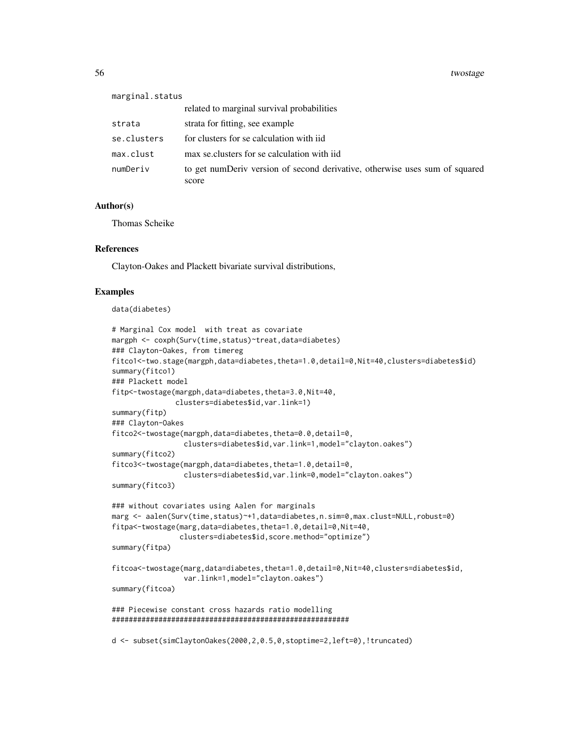marginal.status
: related to marginal survival probabilities

strata
: strata for fitting, see example

se.clusters
: for clusters for se calculation with iid

max.clust
: max se.clusters for se calculation with iid

numDeriv
: to get numDeriv version of second derivative, otherwise uses sum of squared score

## Author(s)

Thomas Scheike

## References

Clayton-Oakes and Plackett bivariate survival distributions,

## Examples

```
data(diabetes)

# Marginal Cox model  with treat as covariate
margph <- coxph(Surv(time,status)~treat,data=diabetes)
### Clayton-Oakes, from timereg
fitco1<-two.stage(margph,data=diabetes,theta=1.0,detail=0,Nit=40,clusters=diabetes$id)
summary(fitco1)
### Plackett model
fitp<-twostage(margph,data=diabetes,theta=3.0,Nit=40,
              clusters=diabetes$id,var.link=1)
summary(fitp)
### Clayton-Oakes
fitco2<-twostage(margph,data=diabetes,theta=0.0,detail=0,
                clusters=diabetes$id,var.link=1,model="clayton.oakes")
summary(fitco2)
fitco3<-twostage(margph,data=diabetes,theta=1.0,detail=0,
                clusters=diabetes$id,var.link=0,model="clayton.oakes")
summary(fitco3)

### without covariates using Aalen for marginals
marg <- aalen(Surv(time,status)~+1,data=diabetes,n.sim=0,max.clust=NULL,robust=0)
fitpa<-twostage(marg,data=diabetes,theta=1.0,detail=0,Nit=40,
               clusters=diabetes$id,score.method="optimize")
summary(fitpa)

fitcoa<-twostage(marg,data=diabetes,theta=1.0,detail=0,Nit=40,clusters=diabetes$id,
                var.link=1,model="clayton.oakes")
summary(fitcoa)

### Piecewise constant cross hazards ratio modelling
########################################################

d <- subset(simClaytonOakes(2000,2,0.5,0,stoptime=2,left=0),!truncated)
```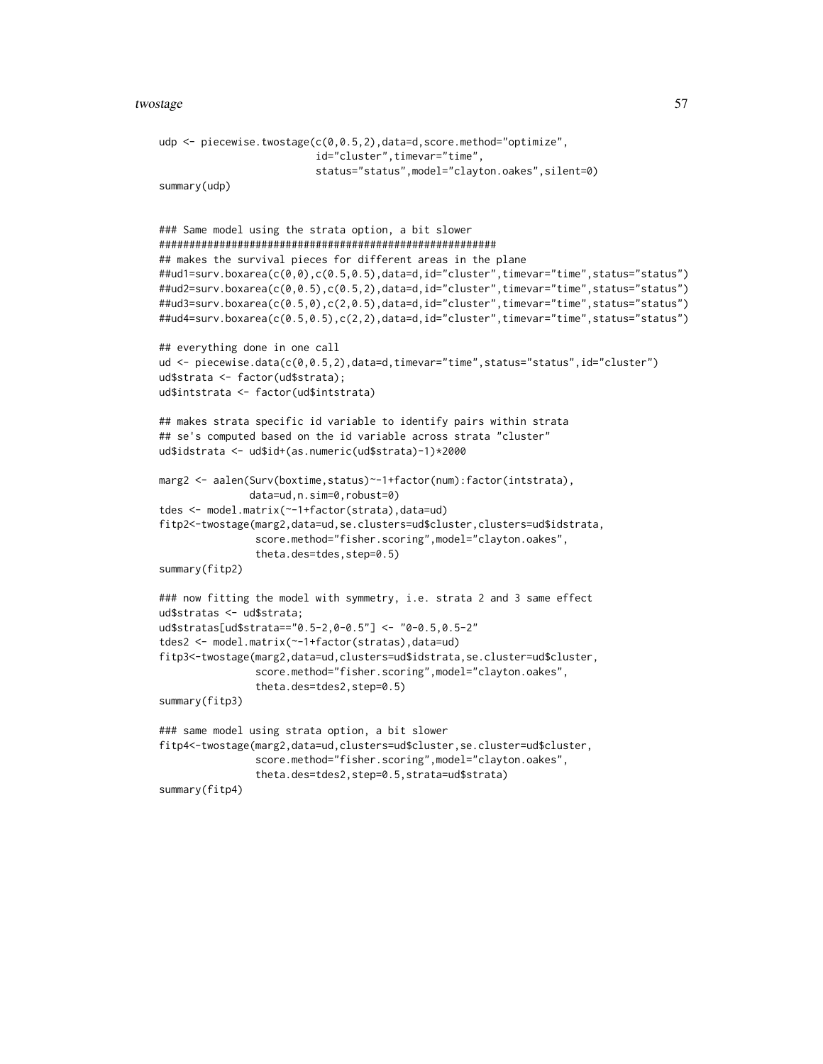```
udp <- piecewise.twostage(c(0,0.5,2),data=d,score.method="optimize",
                          id="cluster",timevar="time",
                          status="status",model="clayton.oakes",silent=0)
summary(udp)


### Same model using the strata option, a bit slower
########################################################
## makes the survival pieces for different areas in the plane
##ud1=surv.boxarea(c(0,0),c(0.5,0.5),data=d,id="cluster",timevar="time",status="status")
##ud2=surv.boxarea(c(0,0.5),c(0.5,2),data=d,id="cluster",timevar="time",status="status")
##ud3=surv.boxarea(c(0.5,0),c(2,0.5),data=d,id="cluster",timevar="time",status="status")
##ud4=surv.boxarea(c(0.5,0.5),c(2,2),data=d,id="cluster",timevar="time",status="status")

## everything done in one call
ud <- piecewise.data(c(0,0.5,2),data=d,timevar="time",status="status",id="cluster")
ud$strata <- factor(ud$strata);
ud$intstrata <- factor(ud$intstrata)

## makes strata specific id variable to identify pairs within strata
## se's computed based on the id variable across strata "cluster"
ud$idstrata <- ud$id+(as.numeric(ud$strata)-1)*2000

marg2 <- aalen(Surv(boxtime,status)~-1+factor(num):factor(intstrata),
              data=ud,n.sim=0,robust=0)
tdes <- model.matrix(~-1+factor(strata),data=ud)
fitp2<-twostage(marg2,data=ud,se.clusters=ud$cluster,clusters=ud$idstrata,
                score.method="fisher.scoring",model="clayton.oakes",
                theta.des=tdes,step=0.5)
summary(fitp2)

### now fitting the model with symmetry, i.e. strata 2 and 3 same effect
ud$stratas <- ud$strata;
ud$stratas[ud$strata=="0.5-2,0-0.5"] <- "0-0.5,0.5-2"
tdes2 <- model.matrix(~-1+factor(stratas),data=ud)
fitp3<-twostage(marg2,data=ud,clusters=ud$idstrata,se.cluster=ud$cluster,
                score.method="fisher.scoring",model="clayton.oakes",
                theta.des=tdes2,step=0.5)
summary(fitp3)

### same model using strata option, a bit slower
fitp4<-twostage(marg2,data=ud,clusters=ud$cluster,se.cluster=ud$cluster,
                score.method="fisher.scoring",model="clayton.oakes",
                theta.des=tdes2,step=0.5,strata=ud$strata)
summary(fitp4)
```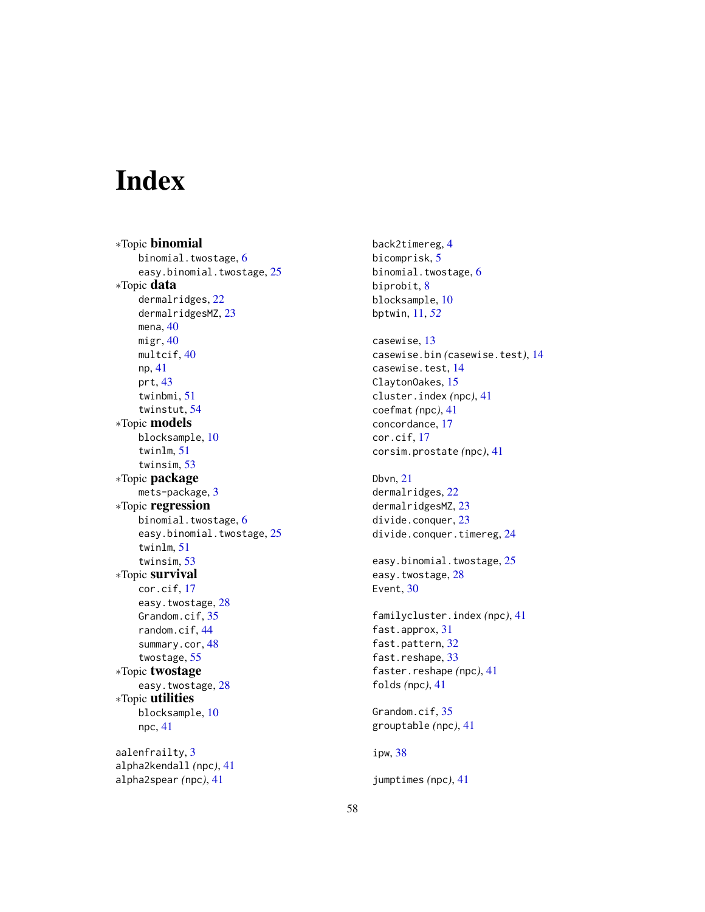# Index

*Topic **binomial**
- binomial.twostage, 6
- easy.binomial.twostage, 25

*Topic **data**
- dermalridges, 22
- dermalridgesMZ, 23
- mena, 40
- migr, 40
- multcif, 40
- np, 41
- prt, 43
- twinbmi, 51
- twinstut, 54

*Topic **models**
- blocksample, 10
- twinlm, 51
- twinsim, 53

*Topic **package**
- mets-package, 3

*Topic **regression**
- binomial.twostage, 6
- easy.binomial.twostage, 25
- twinlm, 51
- twinsim, 53

*Topic **survival**
- cor.cif, 17
- easy.twostage, 28
- Grandom.cif, 35
- random.cif, 44
- summary.cor, 48
- twostage, 55

*Topic **twostage**
- easy.twostage, 28

*Topic **utilities**
- blocksample, 10
- npc, 41

aalenfrailty, 3
alpha2kendall *(npc)*, 41
alpha2spear *(npc)*, 41

back2timereg, 4
bicomprisk, 5
binomial.twostage, 6
biprobit, 8
blocksample, 10
bptwin, 11, *52*

casewise, 13
casewise.bin *(casewise.test)*, 14
casewise.test, 14
ClaytonOakes, 15
cluster.index *(npc)*, 41
coefmat *(npc)*, 41
concordance, 17
cor.cif, 17
corsim.prostate *(npc)*, 41

Dbvn, 21
dermalridges, 22
dermalridgesMZ, 23
divide.conquer, 23
divide.conquer.timereg, 24

easy.binomial.twostage, 25
easy.twostage, 28
Event, 30

familycluster.index *(npc)*, 41
fast.approx, 31
fast.pattern, 32
fast.reshape, 33
faster.reshape *(npc)*, 41
folds *(npc)*, 41

Grandom.cif, 35
grouptable *(npc)*, 41

ipw, 38

jumptimes *(npc)*, 41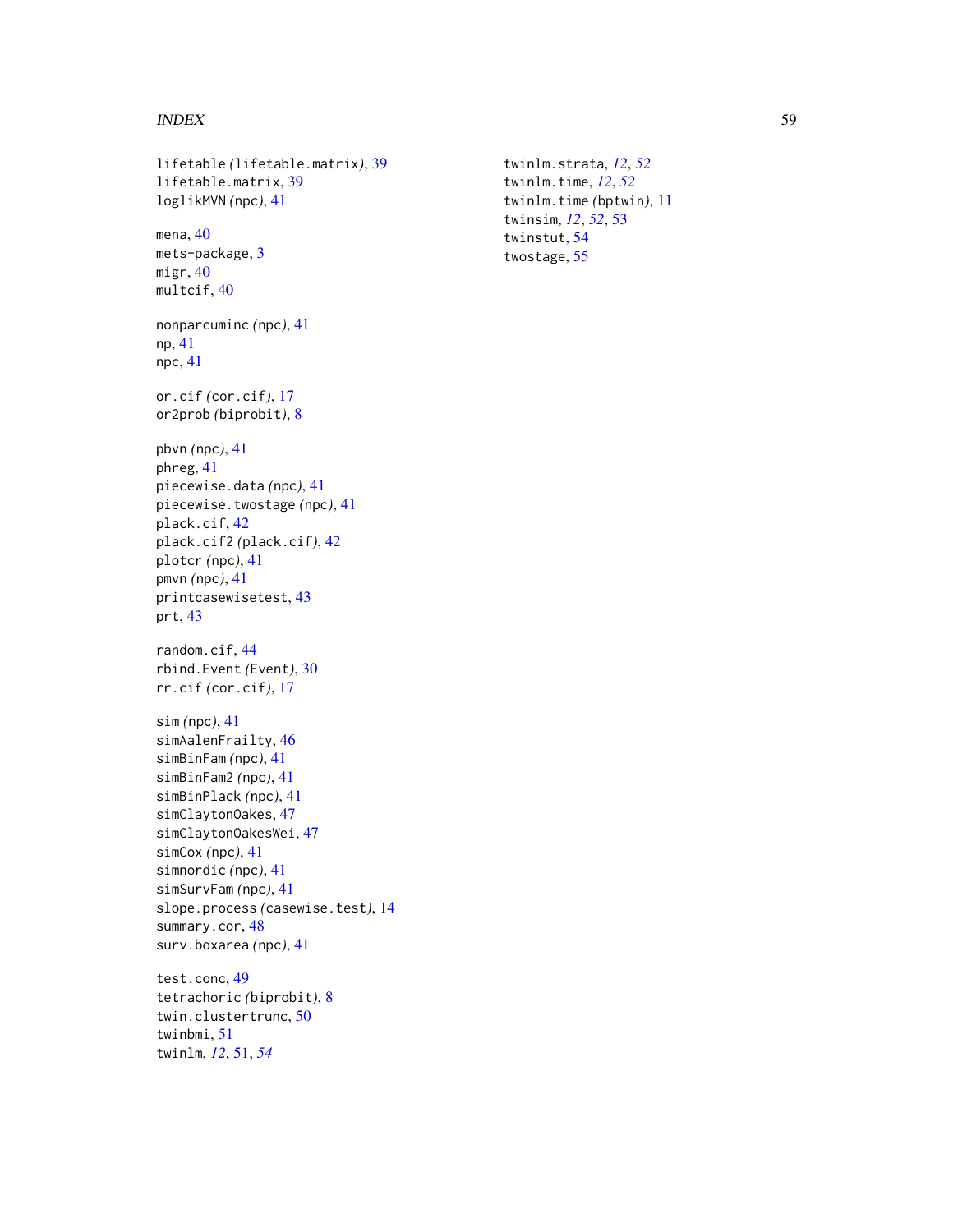lifetable *(*lifetable.matrix*)*, 39
lifetable.matrix, 39
loglikMVN *(*npc*)*, 41

mena, 40
mets-package, 3
migr, 40
multcif, 40

nonparcuminc *(*npc*)*, 41
np, 41
npc, 41

or.cif *(*cor.cif*)*, 17
or2prob *(*biprobit*)*, 8

pbvn *(*npc*)*, 41
phreg, 41
piecewise.data *(*npc*)*, 41
piecewise.twostage *(*npc*)*, 41
plack.cif, 42
plack.cif2 *(*plack.cif*)*, 42
plotcr *(*npc*)*, 41
pmvn *(*npc*)*, 41
printcasewisetest, 43
prt, 43

random.cif, 44
rbind.Event *(*Event*)*, 30
rr.cif *(*cor.cif*)*, 17

sim *(*npc*)*, 41
simAalenFrailty, 46
simBinFam *(*npc*)*, 41
simBinFam2 *(*npc*)*, 41
simBinPlack *(*npc*)*, 41
simClaytonOakes, 47
simClaytonOakesWei, 47
simCox *(*npc*)*, 41
simnordic *(*npc*)*, 41
simSurvFam *(*npc*)*, 41
slope.process *(*casewise.test*)*, 14
summary.cor, 48
surv.boxarea *(*npc*)*, 41

test.conc, 49
tetrachoric *(*biprobit*)*, 8
twin.clustertrunc, 50
twinbmi, 51
twinlm, *12*, 51, *54*
twinlm.strata, *12*, *52*
twinlm.time, *12*, *52*
twinlm.time *(*bptwin*)*, 11
twinsim, *12*, *52*, 53
twinstut, 54
twostage, 55